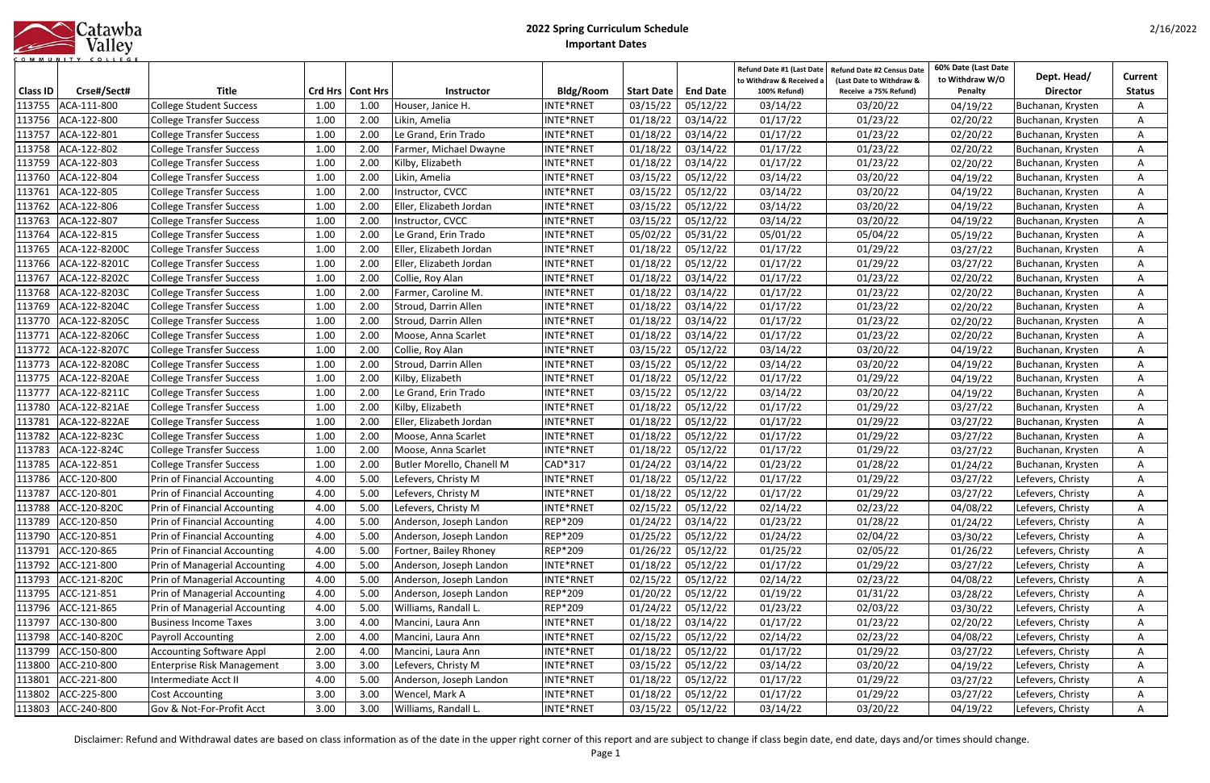# 2022 Spring Curriculum Schedule

## Important Dates

2/16/2022

| Class ID | Crse#/Sect# | Title | Crd Hrs | Cont Hrs | Instructor | Bldg/Room | Start Date | End Date | Refund Date #1 (Last Date to Withdraw & Received a 100% Refund) | Refund Date #2 Census Date (Last Date to Withdraw & Receive a 75% Refund) | 60% Date (Last Date to Withdraw W/O Penalty | Dept. Head/ Director | Current Status |
|---|---|---|---|---|---|---|---|---|---|---|---|---|---|
| 113755 | ACA-111-800 | College Student Success | 1.00 | 1.00 | Houser, Janice H. | INTE*RNET | 03/15/22 | 05/12/22 | 03/14/22 | 03/20/22 | 04/19/22 | Buchanan, Krysten | A |
| 113756 | ACA-122-800 | College Transfer Success | 1.00 | 2.00 | Likin, Amelia | INTE*RNET | 01/18/22 | 03/14/22 | 01/17/22 | 01/23/22 | 02/20/22 | Buchanan, Krysten | A |
| 113757 | ACA-122-801 | College Transfer Success | 1.00 | 2.00 | Le Grand, Erin Trado | INTE*RNET | 01/18/22 | 03/14/22 | 01/17/22 | 01/23/22 | 02/20/22 | Buchanan, Krysten | A |
| 113758 | ACA-122-802 | College Transfer Success | 1.00 | 2.00 | Farmer, Michael Dwayne | INTE*RNET | 01/18/22 | 03/14/22 | 01/17/22 | 01/23/22 | 02/20/22 | Buchanan, Krysten | A |
| 113759 | ACA-122-803 | College Transfer Success | 1.00 | 2.00 | Kilby, Elizabeth | INTE*RNET | 01/18/22 | 03/14/22 | 01/17/22 | 01/23/22 | 02/20/22 | Buchanan, Krysten | A |
| 113760 | ACA-122-804 | College Transfer Success | 1.00 | 2.00 | Likin, Amelia | INTE*RNET | 03/15/22 | 05/12/22 | 03/14/22 | 03/20/22 | 04/19/22 | Buchanan, Krysten | A |
| 113761 | ACA-122-805 | College Transfer Success | 1.00 | 2.00 | Instructor, CVCC | INTE*RNET | 03/15/22 | 05/12/22 | 03/14/22 | 03/20/22 | 04/19/22 | Buchanan, Krysten | A |
| 113762 | ACA-122-806 | College Transfer Success | 1.00 | 2.00 | Eller, Elizabeth Jordan | INTE*RNET | 03/15/22 | 05/12/22 | 03/14/22 | 03/20/22 | 04/19/22 | Buchanan, Krysten | A |
| 113763 | ACA-122-807 | College Transfer Success | 1.00 | 2.00 | Instructor, CVCC | INTE*RNET | 03/15/22 | 05/12/22 | 03/14/22 | 03/20/22 | 04/19/22 | Buchanan, Krysten | A |
| 113764 | ACA-122-815 | College Transfer Success | 1.00 | 2.00 | Le Grand, Erin Trado | INTE*RNET | 05/02/22 | 05/31/22 | 05/01/22 | 05/04/22 | 05/19/22 | Buchanan, Krysten | A |
| 113765 | ACA-122-8200C | College Transfer Success | 1.00 | 2.00 | Eller, Elizabeth Jordan | INTE*RNET | 01/18/22 | 05/12/22 | 01/17/22 | 01/29/22 | 03/27/22 | Buchanan, Krysten | A |
| 113766 | ACA-122-8201C | College Transfer Success | 1.00 | 2.00 | Eller, Elizabeth Jordan | INTE*RNET | 01/18/22 | 05/12/22 | 01/17/22 | 01/29/22 | 03/27/22 | Buchanan, Krysten | A |
| 113767 | ACA-122-8202C | College Transfer Success | 1.00 | 2.00 | Collie, Roy Alan | INTE*RNET | 01/18/22 | 05/12/22 | 01/17/22 | 01/29/22 | 03/27/22 | Buchanan, Krysten | A |
| 113768 | ACA-122-8203C | College Transfer Success | 1.00 | 2.00 | Farmer, Caroline M. | INTE*RNET | 01/18/22 | 03/14/22 | 01/17/22 | 01/23/22 | 02/20/22 | Buchanan, Krysten | A |
| 113769 | ACA-122-8204C | College Transfer Success | 1.00 | 2.00 | Stroud, Darrin Allen | INTE*RNET | 01/18/22 | 03/14/22 | 01/17/22 | 01/23/22 | 02/20/22 | Buchanan, Krysten | A |
| 113770 | ACA-122-8205C | College Transfer Success | 1.00 | 2.00 | Stroud, Darrin Allen | INTE*RNET | 01/18/22 | 03/14/22 | 01/17/22 | 01/23/22 | 02/20/22 | Buchanan, Krysten | A |
| 113771 | ACA-122-8206C | College Transfer Success | 1.00 | 2.00 | Moose, Anna Scarlet | INTE*RNET | 01/18/22 | 03/14/22 | 01/17/22 | 01/23/22 | 02/20/22 | Buchanan, Krysten | A |
| 113772 | ACA-122-8207C | College Transfer Success | 1.00 | 2.00 | Collie, Roy Alan | INTE*RNET | 03/15/22 | 05/12/22 | 03/14/22 | 03/20/22 | 04/19/22 | Buchanan, Krysten | A |
| 113773 | ACA-122-8208C | College Transfer Success | 1.00 | 2.00 | Stroud, Darrin Allen | INTE*RNET | 03/15/22 | 05/12/22 | 03/14/22 | 03/20/22 | 04/19/22 | Buchanan, Krysten | A |
| 113775 | ACA-122-820AE | College Transfer Success | 1.00 | 2.00 | Kilby, Elizabeth | INTE*RNET | 01/18/22 | 05/12/22 | 01/17/22 | 01/29/22 | 04/19/22 | Buchanan, Krysten | A |
| 113777 | ACA-122-8211C | College Transfer Success | 1.00 | 2.00 | Le Grand, Erin Trado | INTE*RNET | 03/15/22 | 05/12/22 | 03/14/22 | 03/20/22 | 04/19/22 | Buchanan, Krysten | A |
| 113780 | ACA-122-821AE | College Transfer Success | 1.00 | 2.00 | Kilby, Elizabeth | INTE*RNET | 01/18/22 | 05/12/22 | 01/17/22 | 01/29/22 | 03/27/22 | Buchanan, Krysten | A |
| 113781 | ACA-122-822AE | College Transfer Success | 1.00 | 2.00 | Eller, Elizabeth Jordan | INTE*RNET | 01/18/22 | 05/12/22 | 01/17/22 | 01/29/22 | 03/27/22 | Buchanan, Krysten | A |
| 113782 | ACA-122-823C | College Transfer Success | 1.00 | 2.00 | Moose, Anna Scarlet | INTE*RNET | 01/18/22 | 05/12/22 | 01/17/22 | 01/29/22 | 03/27/22 | Buchanan, Krysten | A |
| 113783 | ACA-122-824C | College Transfer Success | 1.00 | 2.00 | Moose, Anna Scarlet | INTE*RNET | 01/18/22 | 05/12/22 | 01/17/22 | 01/29/22 | 03/27/22 | Buchanan, Krysten | A |
| 113785 | ACA-122-851 | College Transfer Success | 1.00 | 2.00 | Butler Morello, Chanell M | CAD*317 | 01/24/22 | 03/14/22 | 01/23/22 | 01/28/22 | 01/24/22 | Buchanan, Krysten | A |
| 113786 | ACC-120-800 | Prin of Financial Accounting | 4.00 | 5.00 | Lefevers, Christy M | INTE*RNET | 01/18/22 | 05/12/22 | 01/17/22 | 01/29/22 | 03/27/22 | Lefevers, Christy | A |
| 113787 | ACC-120-801 | Prin of Financial Accounting | 4.00 | 5.00 | Lefevers, Christy M | INTE*RNET | 01/18/22 | 05/12/22 | 01/17/22 | 01/29/22 | 03/27/22 | Lefevers, Christy | A |
| 113788 | ACC-120-820C | Prin of Financial Accounting | 4.00 | 5.00 | Lefevers, Christy M | INTE*RNET | 02/15/22 | 05/12/22 | 02/14/22 | 02/23/22 | 04/08/22 | Lefevers, Christy | A |
| 113789 | ACC-120-850 | Prin of Financial Accounting | 4.00 | 5.00 | Anderson, Joseph Landon | REP*209 | 01/24/22 | 03/14/22 | 01/23/22 | 01/28/22 | 01/24/22 | Lefevers, Christy | A |
| 113790 | ACC-120-851 | Prin of Financial Accounting | 4.00 | 5.00 | Anderson, Joseph Landon | REP*209 | 01/25/22 | 05/12/22 | 01/24/22 | 02/04/22 | 03/30/22 | Lefevers, Christy | A |
| 113791 | ACC-120-865 | Prin of Financial Accounting | 4.00 | 5.00 | Fortner, Bailey Rhoney | REP*209 | 01/26/22 | 05/12/22 | 01/25/22 | 02/05/22 | 01/26/22 | Lefevers, Christy | A |
| 113792 | ACC-121-800 | Prin of Managerial Accounting | 4.00 | 5.00 | Anderson, Joseph Landon | INTE*RNET | 01/18/22 | 05/12/22 | 01/17/22 | 01/29/22 | 03/27/22 | Lefevers, Christy | A |
| 113793 | ACC-121-820C | Prin of Managerial Accounting | 4.00 | 5.00 | Anderson, Joseph Landon | INTE*RNET | 02/15/22 | 05/12/22 | 02/14/22 | 02/23/22 | 04/08/22 | Lefevers, Christy | A |
| 113795 | ACC-121-851 | Prin of Managerial Accounting | 4.00 | 5.00 | Anderson, Joseph Landon | REP*209 | 01/20/22 | 05/12/22 | 01/19/22 | 01/31/22 | 03/28/22 | Lefevers, Christy | A |
| 113796 | ACC-121-865 | Prin of Managerial Accounting | 4.00 | 5.00 | Williams, Randall L. | REP*209 | 01/24/22 | 05/12/22 | 01/23/22 | 02/03/22 | 03/30/22 | Lefevers, Christy | A |
| 113797 | ACC-130-800 | Business Income Taxes | 3.00 | 4.00 | Mancini, Laura Ann | INTE*RNET | 01/18/22 | 03/14/22 | 01/17/22 | 01/23/22 | 02/20/22 | Lefevers, Christy | A |
| 113798 | ACC-140-820C | Payroll Accounting | 2.00 | 4.00 | Mancini, Laura Ann | INTE*RNET | 02/15/22 | 05/12/22 | 02/14/22 | 02/23/22 | 04/08/22 | Lefevers, Christy | A |
| 113799 | ACC-150-800 | Accounting Software Appl | 2.00 | 4.00 | Mancini, Laura Ann | INTE*RNET | 01/18/22 | 05/12/22 | 01/17/22 | 01/29/22 | 03/27/22 | Lefevers, Christy | A |
| 113800 | ACC-210-800 | Enterprise Risk Management | 3.00 | 3.00 | Lefevers, Christy M | INTE*RNET | 03/15/22 | 05/12/22 | 03/14/22 | 03/20/22 | 04/19/22 | Lefevers, Christy | A |
| 113801 | ACC-221-800 | Intermediate Acct II | 4.00 | 5.00 | Anderson, Joseph Landon | INTE*RNET | 01/18/22 | 05/12/22 | 01/17/22 | 01/29/22 | 03/27/22 | Lefevers, Christy | A |
| 113802 | ACC-225-800 | Cost Accounting | 3.00 | 3.00 | Wencel, Mark A | INTE*RNET | 01/18/22 | 05/12/22 | 01/17/22 | 01/29/22 | 03/27/22 | Lefevers, Christy | A |
| 113803 | ACC-240-800 | Gov & Not-For-Profit Acct | 3.00 | 3.00 | Williams, Randall L. | INTE*RNET | 03/15/22 | 05/12/22 | 03/14/22 | 03/20/22 | 04/19/22 | Lefevers, Christy | A |

Disclaimer: Refund and Withdrawal dates are based on class information as of the date in the upper right corner of this report and are subject to change if class begin date, end date, days and/or times should change.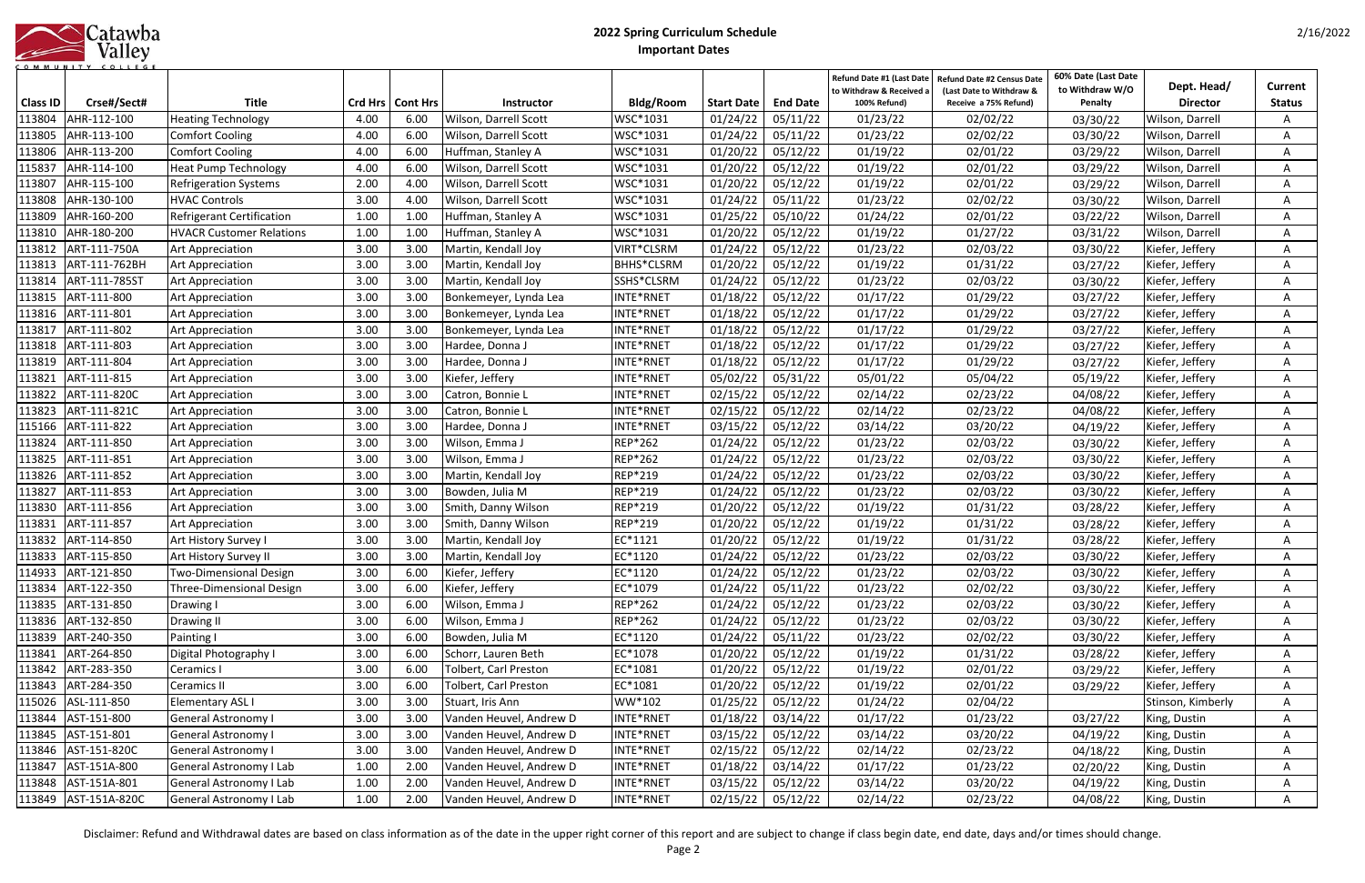# 2022 Spring Curriculum Schedule

## Important Dates

| Class ID | Crse#/Sect# | Title | Crd Hrs | Cont Hrs | Instructor | Bldg/Room | Start Date | End Date | Refund Date #1 (Last Date to Withdraw & Received a 100% Refund) | Refund Date #2 Census Date (Last Date to Withdraw & Receive a 75% Refund) | 60% Date (Last Date to Withdraw W/O Penalty | Dept. Head/ Director | Current Status |
|---|---|---|---|---|---|---|---|---|---|---|---|---|---|
| 113804 | AHR-112-100 | Heating Technology | 4.00 | 6.00 | Wilson, Darrell Scott | WSC*1031 | 01/24/22 | 05/11/22 | 01/23/22 | 02/02/22 | 03/30/22 | Wilson, Darrell | A |
| 113805 | AHR-113-100 | Comfort Cooling | 4.00 | 6.00 | Wilson, Darrell Scott | WSC*1031 | 01/24/22 | 05/11/22 | 01/23/22 | 02/02/22 | 03/30/22 | Wilson, Darrell | A |
| 113806 | AHR-113-200 | Comfort Cooling | 4.00 | 6.00 | Huffman, Stanley A | WSC*1031 | 01/20/22 | 05/12/22 | 01/19/22 | 02/01/22 | 03/29/22 | Wilson, Darrell | A |
| 115837 | AHR-114-100 | Heat Pump Technology | 4.00 | 6.00 | Wilson, Darrell Scott | WSC*1031 | 01/20/22 | 05/12/22 | 01/19/22 | 02/01/22 | 03/29/22 | Wilson, Darrell | A |
| 113807 | AHR-115-100 | Refrigeration Systems | 2.00 | 4.00 | Wilson, Darrell Scott | WSC*1031 | 01/20/22 | 05/12/22 | 01/19/22 | 02/01/22 | 03/29/22 | Wilson, Darrell | A |
| 113808 | AHR-130-100 | HVAC Controls | 3.00 | 4.00 | Wilson, Darrell Scott | WSC*1031 | 01/24/22 | 05/11/22 | 01/23/22 | 02/02/22 | 03/30/22 | Wilson, Darrell | A |
| 113809 | AHR-160-200 | Refrigerant Certification | 1.00 | 1.00 | Huffman, Stanley A | WSC*1031 | 01/25/22 | 05/10/22 | 01/24/22 | 02/01/22 | 03/22/22 | Wilson, Darrell | A |
| 113810 | AHR-180-200 | HVACR Customer Relations | 1.00 | 1.00 | Huffman, Stanley A | WSC*1031 | 01/20/22 | 05/12/22 | 01/19/22 | 01/27/22 | 03/31/22 | Wilson, Darrell | A |
| 113812 | ART-111-750A | Art Appreciation | 3.00 | 3.00 | Martin, Kendall Joy | VIRT*CLSRM | 01/24/22 | 05/12/22 | 01/23/22 | 02/03/22 | 03/30/22 | Kiefer, Jeffery | A |
| 113813 | ART-111-762BH | Art Appreciation | 3.00 | 3.00 | Martin, Kendall Joy | BHHS*CLSRM | 01/20/22 | 05/12/22 | 01/19/22 | 01/31/22 | 03/27/22 | Kiefer, Jeffery | A |
| 113814 | ART-111-785ST | Art Appreciation | 3.00 | 3.00 | Martin, Kendall Joy | SSHS*CLSRM | 01/24/22 | 05/12/22 | 01/23/22 | 02/03/22 | 03/30/22 | Kiefer, Jeffery | A |
| 113815 | ART-111-800 | Art Appreciation | 3.00 | 3.00 | Bonkemeyer, Lynda Lea | INTE*RNET | 01/18/22 | 05/12/22 | 01/17/22 | 01/29/22 | 03/27/22 | Kiefer, Jeffery | A |
| 113816 | ART-111-801 | Art Appreciation | 3.00 | 3.00 | Bonkemeyer, Lynda Lea | INTE*RNET | 01/18/22 | 05/12/22 | 01/17/22 | 01/29/22 | 03/27/22 | Kiefer, Jeffery | A |
| 113817 | ART-111-802 | Art Appreciation | 3.00 | 3.00 | Bonkemeyer, Lynda Lea | INTE*RNET | 01/18/22 | 05/12/22 | 01/17/22 | 01/29/22 | 03/27/22 | Kiefer, Jeffery | A |
| 113818 | ART-111-803 | Art Appreciation | 3.00 | 3.00 | Hardee, Donna J | INTE*RNET | 01/18/22 | 05/12/22 | 01/17/22 | 01/29/22 | 03/27/22 | Kiefer, Jeffery | A |
| 113819 | ART-111-804 | Art Appreciation | 3.00 | 3.00 | Hardee, Donna J | INTE*RNET | 01/18/22 | 05/12/22 | 01/17/22 | 01/29/22 | 03/27/22 | Kiefer, Jeffery | A |
| 113821 | ART-111-815 | Art Appreciation | 3.00 | 3.00 | Kiefer, Jeffery | INTE*RNET | 05/02/22 | 05/31/22 | 05/01/22 | 05/04/22 | 05/19/22 | Kiefer, Jeffery | A |
| 113822 | ART-111-820C | Art Appreciation | 3.00 | 3.00 | Catron, Bonnie L | INTE*RNET | 02/15/22 | 05/12/22 | 02/14/22 | 02/23/22 | 04/08/22 | Kiefer, Jeffery | A |
| 113823 | ART-111-821C | Art Appreciation | 3.00 | 3.00 | Catron, Bonnie L | INTE*RNET | 02/15/22 | 05/12/22 | 02/14/22 | 02/23/22 | 04/08/22 | Kiefer, Jeffery | A |
| 115166 | ART-111-822 | Art Appreciation | 3.00 | 3.00 | Hardee, Donna J | INTE*RNET | 03/15/22 | 05/12/22 | 03/14/22 | 03/20/22 | 04/19/22 | Kiefer, Jeffery | A |
| 113824 | ART-111-850 | Art Appreciation | 3.00 | 3.00 | Wilson, Emma J | REP*262 | 01/24/22 | 05/12/22 | 01/23/22 | 02/03/22 | 03/30/22 | Kiefer, Jeffery | A |
| 113825 | ART-111-851 | Art Appreciation | 3.00 | 3.00 | Wilson, Emma J | REP*262 | 01/24/22 | 05/12/22 | 01/23/22 | 02/03/22 | 03/30/22 | Kiefer, Jeffery | A |
| 113826 | ART-111-852 | Art Appreciation | 3.00 | 3.00 | Martin, Kendall Joy | REP*219 | 01/24/22 | 05/12/22 | 01/23/22 | 02/03/22 | 03/30/22 | Kiefer, Jeffery | A |
| 113827 | ART-111-853 | Art Appreciation | 3.00 | 3.00 | Bowden, Julia M | REP*219 | 01/24/22 | 05/12/22 | 01/23/22 | 02/03/22 | 03/30/22 | Kiefer, Jeffery | A |
| 113830 | ART-111-856 | Art Appreciation | 3.00 | 3.00 | Smith, Danny Wilson | REP*219 | 01/20/22 | 05/12/22 | 01/19/22 | 01/31/22 | 03/28/22 | Kiefer, Jeffery | A |
| 113831 | ART-111-857 | Art Appreciation | 3.00 | 3.00 | Smith, Danny Wilson | REP*219 | 01/20/22 | 05/12/22 | 01/19/22 | 01/31/22 | 03/28/22 | Kiefer, Jeffery | A |
| 113832 | ART-114-850 | Art History Survey I | 3.00 | 3.00 | Martin, Kendall Joy | EC*1121 | 01/20/22 | 05/12/22 | 01/19/22 | 01/31/22 | 03/28/22 | Kiefer, Jeffery | A |
| 113833 | ART-115-850 | Art History Survey II | 3.00 | 3.00 | Martin, Kendall Joy | EC*1120 | 01/24/22 | 05/12/22 | 01/23/22 | 02/03/22 | 03/30/22 | Kiefer, Jeffery | A |
| 114933 | ART-121-850 | Two-Dimensional Design | 3.00 | 6.00 | Kiefer, Jeffery | EC*1120 | 01/24/22 | 05/12/22 | 01/23/22 | 02/03/22 | 03/30/22 | Kiefer, Jeffery | A |
| 113834 | ART-122-350 | Three-Dimensional Design | 3.00 | 6.00 | Kiefer, Jeffery | EC*1079 | 01/24/22 | 05/11/22 | 01/23/22 | 02/02/22 | 03/30/22 | Kiefer, Jeffery | A |
| 113835 | ART-131-850 | Drawing I | 3.00 | 6.00 | Wilson, Emma J | REP*262 | 01/24/22 | 05/12/22 | 01/23/22 | 02/03/22 | 03/30/22 | Kiefer, Jeffery | A |
| 113836 | ART-132-850 | Drawing II | 3.00 | 6.00 | Wilson, Emma J | REP*262 | 01/24/22 | 05/12/22 | 01/23/22 | 02/03/22 | 03/30/22 | Kiefer, Jeffery | A |
| 113839 | ART-240-350 | Painting I | 3.00 | 6.00 | Bowden, Julia M | EC*1120 | 01/24/22 | 05/11/22 | 01/23/22 | 02/02/22 | 03/30/22 | Kiefer, Jeffery | A |
| 113841 | ART-264-850 | Digital Photography I | 3.00 | 6.00 | Schorr, Lauren Beth | EC*1078 | 01/20/22 | 05/12/22 | 01/19/22 | 01/31/22 | 03/28/22 | Kiefer, Jeffery | A |
| 113842 | ART-283-350 | Ceramics I | 3.00 | 6.00 | Tolbert, Carl Preston | EC*1081 | 01/20/22 | 05/12/22 | 01/19/22 | 02/01/22 | 03/29/22 | Kiefer, Jeffery | A |
| 113843 | ART-284-350 | Ceramics II | 3.00 | 6.00 | Tolbert, Carl Preston | EC*1081 | 01/20/22 | 05/12/22 | 01/19/22 | 02/01/22 | 03/29/22 | Kiefer, Jeffery | A |
| 115026 | ASL-111-850 | Elementary ASL I | 3.00 | 3.00 | Stuart, Iris Ann | WW*102 | 01/25/22 | 05/12/22 | 01/24/22 | 02/04/22 | | Stinson, Kimberly | A |
| 113844 | AST-151-800 | General Astronomy I | 3.00 | 3.00 | Vanden Heuvel, Andrew D | INTE*RNET | 01/18/22 | 03/14/22 | 01/17/22 | 01/23/22 | 03/27/22 | King, Dustin | A |
| 113845 | AST-151-801 | General Astronomy I | 3.00 | 3.00 | Vanden Heuvel, Andrew D | INTE*RNET | 03/15/22 | 05/12/22 | 03/14/22 | 03/20/22 | 04/19/22 | King, Dustin | A |
| 113846 | AST-151-820C | General Astronomy I | 3.00 | 3.00 | Vanden Heuvel, Andrew D | INTE*RNET | 02/15/22 | 05/12/22 | 02/14/22 | 02/23/22 | 04/18/22 | King, Dustin | A |
| 113847 | AST-151A-800 | General Astronomy I Lab | 1.00 | 2.00 | Vanden Heuvel, Andrew D | INTE*RNET | 01/18/22 | 03/14/22 | 01/17/22 | 01/23/22 | 02/20/22 | King, Dustin | A |
| 113848 | AST-151A-801 | General Astronomy I Lab | 1.00 | 2.00 | Vanden Heuvel, Andrew D | INTE*RNET | 03/15/22 | 05/12/22 | 03/14/22 | 03/20/22 | 04/19/22 | King, Dustin | A |
| 113849 | AST-151A-820C | General Astronomy I Lab | 1.00 | 2.00 | Vanden Heuvel, Andrew D | INTE*RNET | 02/15/22 | 05/12/22 | 02/14/22 | 02/23/22 | 04/08/22 | King, Dustin | A |

Disclaimer: Refund and Withdrawal dates are based on class information as of the date in the upper right corner of this report and are subject to change if class begin date, end date, days and/or times should change.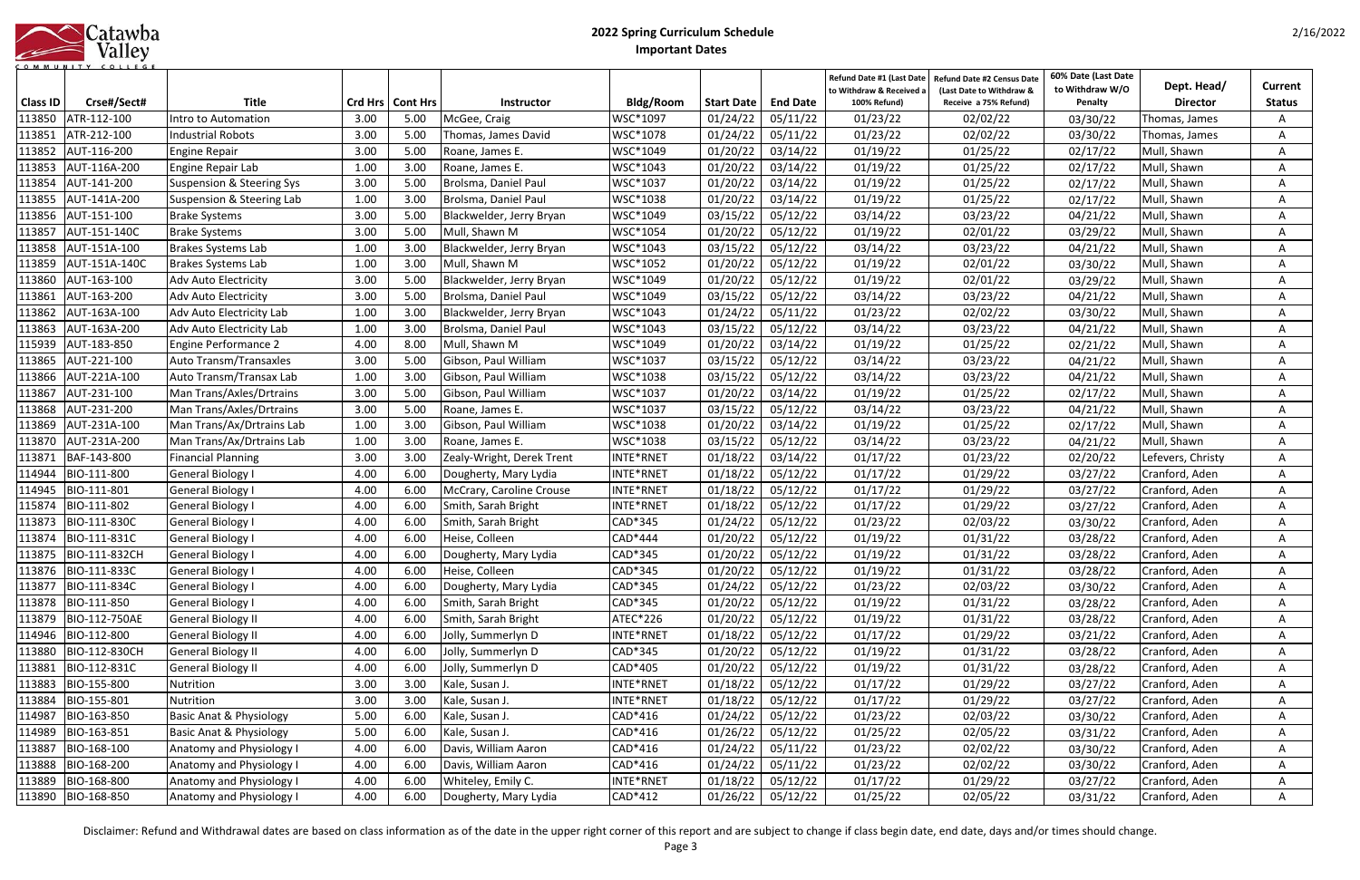# 2022 Spring Curriculum Schedule

## Important Dates

| Class ID | Crse#/Sect# | Title | Crd Hrs | Cont Hrs | Instructor | Bldg/Room | Start Date | End Date | Refund Date #1 (Last Date to Withdraw & Received a 100% Refund) | Refund Date #2 Census Date (Last Date to Withdraw & Receive a 75% Refund) | 60% Date (Last Date to Withdraw W/O Penalty | Dept. Head/ Director | Current Status |
|---|---|---|---|---|---|---|---|---|---|---|---|---|---|
| 113850 | ATR-112-100 | Intro to Automation | 3.00 | 5.00 | McGee, Craig | WSC*1097 | 01/24/22 | 05/11/22 | 01/23/22 | 02/02/22 | 03/30/22 | Thomas, James | A |
| 113851 | ATR-212-100 | Industrial Robots | 3.00 | 5.00 | Thomas, James David | WSC*1078 | 01/24/22 | 05/11/22 | 01/23/22 | 02/02/22 | 03/30/22 | Thomas, James | A |
| 113852 | AUT-116-200 | Engine Repair | 3.00 | 5.00 | Roane, James E. | WSC*1049 | 01/20/22 | 03/14/22 | 01/19/22 | 01/25/22 | 02/17/22 | Mull, Shawn | A |
| 113853 | AUT-116A-200 | Engine Repair Lab | 1.00 | 3.00 | Roane, James E. | WSC*1043 | 01/20/22 | 03/14/22 | 01/19/22 | 01/25/22 | 02/17/22 | Mull, Shawn | A |
| 113854 | AUT-141-200 | Suspension & Steering Sys | 3.00 | 5.00 | Brolsma, Daniel Paul | WSC*1037 | 01/20/22 | 03/14/22 | 01/19/22 | 01/25/22 | 02/17/22 | Mull, Shawn | A |
| 113855 | AUT-141A-200 | Suspension & Steering Lab | 1.00 | 3.00 | Brolsma, Daniel Paul | WSC*1038 | 01/20/22 | 03/14/22 | 01/19/22 | 01/25/22 | 02/17/22 | Mull, Shawn | A |
| 113856 | AUT-151-100 | Brake Systems | 3.00 | 5.00 | Blackwelder, Jerry Bryan | WSC*1049 | 03/15/22 | 05/12/22 | 03/14/22 | 03/23/22 | 04/21/22 | Mull, Shawn | A |
| 113857 | AUT-151-140C | Brake Systems | 3.00 | 5.00 | Mull, Shawn M | WSC*1054 | 01/20/22 | 05/12/22 | 01/19/22 | 02/01/22 | 03/29/22 | Mull, Shawn | A |
| 113858 | AUT-151A-100 | Brakes Systems Lab | 1.00 | 3.00 | Blackwelder, Jerry Bryan | WSC*1043 | 03/15/22 | 05/12/22 | 03/14/22 | 03/23/22 | 04/21/22 | Mull, Shawn | A |
| 113859 | AUT-151A-140C | Brakes Systems Lab | 1.00 | 3.00 | Mull, Shawn M | WSC*1052 | 01/20/22 | 05/12/22 | 01/19/22 | 02/01/22 | 03/30/22 | Mull, Shawn | A |
| 113860 | AUT-163-100 | Adv Auto Electricity | 3.00 | 5.00 | Blackwelder, Jerry Bryan | WSC*1049 | 01/20/22 | 05/12/22 | 01/19/22 | 02/01/22 | 03/29/22 | Mull, Shawn | A |
| 113861 | AUT-163-200 | Adv Auto Electricity | 3.00 | 5.00 | Brolsma, Daniel Paul | WSC*1049 | 03/15/22 | 05/12/22 | 03/14/22 | 03/23/22 | 04/21/22 | Mull, Shawn | A |
| 113862 | AUT-163A-100 | Adv Auto Electricity Lab | 1.00 | 3.00 | Blackwelder, Jerry Bryan | WSC*1043 | 01/24/22 | 05/11/22 | 01/23/22 | 02/02/22 | 03/30/22 | Mull, Shawn | A |
| 113863 | AUT-163A-200 | Adv Auto Electricity Lab | 1.00 | 3.00 | Brolsma, Daniel Paul | WSC*1043 | 03/15/22 | 05/12/22 | 03/14/22 | 03/23/22 | 04/21/22 | Mull, Shawn | A |
| 115939 | AUT-183-850 | Engine Performance 2 | 4.00 | 8.00 | Mull, Shawn M | WSC*1049 | 01/20/22 | 03/14/22 | 01/19/22 | 01/25/22 | 02/21/22 | Mull, Shawn | A |
| 113865 | AUT-221-100 | Auto Transm/Transaxles | 3.00 | 5.00 | Gibson, Paul William | WSC*1037 | 03/15/22 | 05/12/22 | 03/14/22 | 03/23/22 | 04/21/22 | Mull, Shawn | A |
| 113866 | AUT-221A-100 | Auto Transm/Transax Lab | 1.00 | 3.00 | Gibson, Paul William | WSC*1038 | 03/15/22 | 05/12/22 | 03/14/22 | 03/23/22 | 04/21/22 | Mull, Shawn | A |
| 113867 | AUT-231-100 | Man Trans/Axles/Drtrains | 3.00 | 5.00 | Gibson, Paul William | WSC*1037 | 01/20/22 | 03/14/22 | 01/19/22 | 01/25/22 | 02/17/22 | Mull, Shawn | A |
| 113868 | AUT-231-200 | Man Trans/Axles/Drtrains | 3.00 | 5.00 | Roane, James E. | WSC*1037 | 03/15/22 | 05/12/22 | 03/14/22 | 03/23/22 | 04/21/22 | Mull, Shawn | A |
| 113869 | AUT-231A-100 | Man Trans/Ax/Drtrains Lab | 1.00 | 3.00 | Gibson, Paul William | WSC*1038 | 01/20/22 | 03/14/22 | 01/19/22 | 01/25/22 | 02/17/22 | Mull, Shawn | A |
| 113870 | AUT-231A-200 | Man Trans/Ax/Drtrains Lab | 1.00 | 3.00 | Roane, James E. | WSC*1038 | 03/15/22 | 05/12/22 | 03/14/22 | 03/23/22 | 04/21/22 | Mull, Shawn | A |
| 113871 | BAF-143-800 | Financial Planning | 3.00 | 3.00 | Zealy-Wright, Derek Trent | INTE*RNET | 01/18/22 | 03/14/22 | 01/17/22 | 01/23/22 | 02/20/22 | Lefevers, Christy | A |
| 114944 | BIO-111-800 | General Biology I | 4.00 | 6.00 | Dougherty, Mary Lydia | INTE*RNET | 01/18/22 | 05/12/22 | 01/17/22 | 01/29/22 | 03/27/22 | Cranford, Aden | A |
| 114945 | BIO-111-801 | General Biology I | 4.00 | 6.00 | McCrary, Caroline Crouse | INTE*RNET | 01/18/22 | 05/12/22 | 01/17/22 | 01/29/22 | 03/27/22 | Cranford, Aden | A |
| 115874 | BIO-111-802 | General Biology I | 4.00 | 6.00 | Smith, Sarah Bright | INTE*RNET | 01/18/22 | 05/12/22 | 01/17/22 | 01/29/22 | 03/27/22 | Cranford, Aden | A |
| 113873 | BIO-111-830C | General Biology I | 4.00 | 6.00 | Smith, Sarah Bright | CAD*345 | 01/24/22 | 05/12/22 | 01/23/22 | 02/03/22 | 03/30/22 | Cranford, Aden | A |
| 113874 | BIO-111-831C | General Biology I | 4.00 | 6.00 | Heise, Colleen | CAD*444 | 01/20/22 | 05/12/22 | 01/19/22 | 01/31/22 | 03/28/22 | Cranford, Aden | A |
| 113875 | BIO-111-832CH | General Biology I | 4.00 | 6.00 | Dougherty, Mary Lydia | CAD*345 | 01/20/22 | 05/12/22 | 01/19/22 | 01/31/22 | 03/28/22 | Cranford, Aden | A |
| 113876 | BIO-111-833C | General Biology I | 4.00 | 6.00 | Heise, Colleen | CAD*345 | 01/20/22 | 05/12/22 | 01/19/22 | 01/31/22 | 03/28/22 | Cranford, Aden | A |
| 113877 | BIO-111-834C | General Biology I | 4.00 | 6.00 | Dougherty, Mary Lydia | CAD*345 | 01/24/22 | 05/12/22 | 01/23/22 | 02/03/22 | 03/30/22 | Cranford, Aden | A |
| 113878 | BIO-111-850 | General Biology I | 4.00 | 6.00 | Smith, Sarah Bright | CAD*345 | 01/20/22 | 05/12/22 | 01/19/22 | 01/31/22 | 03/28/22 | Cranford, Aden | A |
| 113879 | BIO-112-750AE | General Biology II | 4.00 | 6.00 | Smith, Sarah Bright | ATEC*226 | 01/20/22 | 05/12/22 | 01/19/22 | 01/31/22 | 03/28/22 | Cranford, Aden | A |
| 114946 | BIO-112-800 | General Biology II | 4.00 | 6.00 | Jolly, Summerlyn D | INTE*RNET | 01/18/22 | 05/12/22 | 01/17/22 | 01/29/22 | 03/21/22 | Cranford, Aden | A |
| 113880 | BIO-112-830CH | General Biology II | 4.00 | 6.00 | Jolly, Summerlyn D | CAD*345 | 01/20/22 | 05/12/22 | 01/19/22 | 01/31/22 | 03/28/22 | Cranford, Aden | A |
| 113881 | BIO-112-831C | General Biology II | 4.00 | 6.00 | Jolly, Summerlyn D | CAD*405 | 01/20/22 | 05/12/22 | 01/19/22 | 01/31/22 | 03/28/22 | Cranford, Aden | A |
| 113883 | BIO-155-800 | Nutrition | 3.00 | 3.00 | Kale, Susan J. | INTE*RNET | 01/18/22 | 05/12/22 | 01/17/22 | 01/29/22 | 03/27/22 | Cranford, Aden | A |
| 113884 | BIO-155-801 | Nutrition | 3.00 | 3.00 | Kale, Susan J. | INTE*RNET | 01/18/22 | 05/12/22 | 01/17/22 | 01/29/22 | 03/27/22 | Cranford, Aden | A |
| 114987 | BIO-163-850 | Basic Anat & Physiology | 5.00 | 6.00 | Kale, Susan J. | CAD*416 | 01/24/22 | 05/12/22 | 01/23/22 | 02/03/22 | 03/30/22 | Cranford, Aden | A |
| 114989 | BIO-163-851 | Basic Anat & Physiology | 5.00 | 6.00 | Kale, Susan J. | CAD*416 | 01/26/22 | 05/12/22 | 01/25/22 | 02/05/22 | 03/31/22 | Cranford, Aden | A |
| 113887 | BIO-168-100 | Anatomy and Physiology I | 4.00 | 6.00 | Davis, William Aaron | CAD*416 | 01/24/22 | 05/11/22 | 01/23/22 | 02/02/22 | 03/30/22 | Cranford, Aden | A |
| 113888 | BIO-168-200 | Anatomy and Physiology I | 4.00 | 6.00 | Davis, William Aaron | CAD*416 | 01/24/22 | 05/11/22 | 01/23/22 | 02/02/22 | 03/30/22 | Cranford, Aden | A |
| 113889 | BIO-168-800 | Anatomy and Physiology I | 4.00 | 6.00 | Whiteley, Emily C. | INTE*RNET | 01/18/22 | 05/12/22 | 01/17/22 | 01/29/22 | 03/27/22 | Cranford, Aden | A |
| 113890 | BIO-168-850 | Anatomy and Physiology I | 4.00 | 6.00 | Dougherty, Mary Lydia | CAD*412 | 01/26/22 | 05/12/22 | 01/25/22 | 02/05/22 | 03/31/22 | Cranford, Aden | A |

Disclaimer: Refund and Withdrawal dates are based on class information as of the date in the upper right corner of this report and are subject to change if class begin date, end date, days and/or times should change.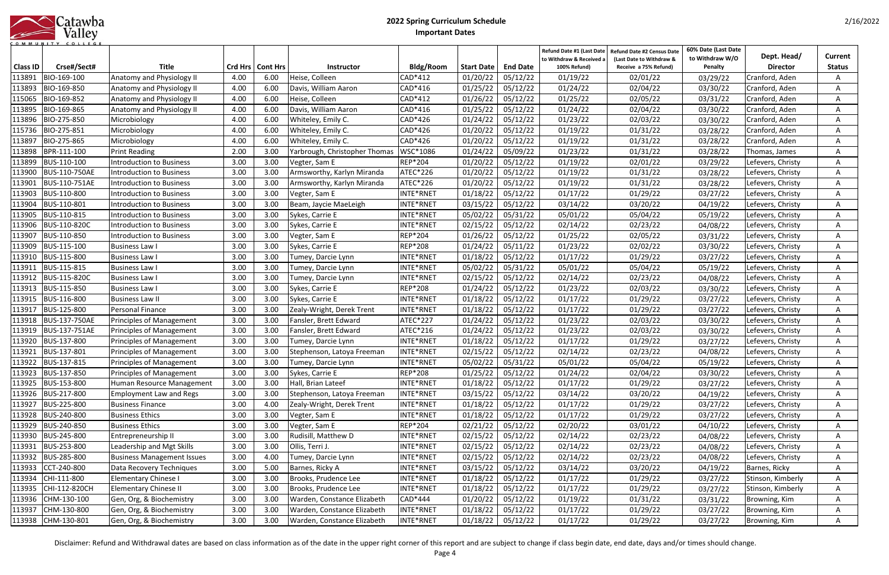# 2022 Spring Curriculum Schedule

## Important Dates

2/16/2022

| Class ID | Crse#/Sect# | Title | Crd Hrs | Cont Hrs | Instructor | Bldg/Room | Start Date | End Date | Refund Date #1 (Last Date to Withdraw & Received a 100% Refund) | Refund Date #2 Census Date (Last Date to Withdraw & Receive a 75% Refund) | 60% Date (Last Date to Withdraw W/O Penalty | Dept. Head/ Director | Current Status |
|---|---|---|---|---|---|---|---|---|---|---|---|---|---|
| 113891 | BIO-169-100 | Anatomy and Physiology II | 4.00 | 6.00 | Heise, Colleen | CAD*412 | 01/20/22 | 05/12/22 | 01/19/22 | 02/01/22 | 03/29/22 | Cranford, Aden | A |
| 113893 | BIO-169-850 | Anatomy and Physiology II | 4.00 | 6.00 | Davis, William Aaron | CAD*416 | 01/25/22 | 05/12/22 | 01/24/22 | 02/04/22 | 03/30/22 | Cranford, Aden | A |
| 115065 | BIO-169-852 | Anatomy and Physiology II | 4.00 | 6.00 | Heise, Colleen | CAD*412 | 01/26/22 | 05/12/22 | 01/25/22 | 02/05/22 | 03/31/22 | Cranford, Aden | A |
| 113895 | BIO-169-865 | Anatomy and Physiology II | 4.00 | 6.00 | Davis, William Aaron | CAD*416 | 01/25/22 | 05/12/22 | 01/24/22 | 02/04/22 | 03/30/22 | Cranford, Aden | A |
| 113896 | BIO-275-850 | Microbiology | 4.00 | 6.00 | Whiteley, Emily C. | CAD*426 | 01/24/22 | 05/12/22 | 01/23/22 | 02/03/22 | 03/30/22 | Cranford, Aden | A |
| 115736 | BIO-275-851 | Microbiology | 4.00 | 6.00 | Whiteley, Emily C. | CAD*426 | 01/20/22 | 05/12/22 | 01/19/22 | 01/31/22 | 03/28/22 | Cranford, Aden | A |
| 113897 | BIO-275-865 | Microbiology | 4.00 | 6.00 | Whiteley, Emily C. | CAD*426 | 01/20/22 | 05/12/22 | 01/19/22 | 01/31/22 | 03/28/22 | Cranford, Aden | A |
| 113898 | BPR-111-100 | Print Reading | 2.00 | 3.00 | Yarbrough, Christopher Thomas | WSC*1086 | 01/24/22 | 05/09/22 | 01/23/22 | 01/31/22 | 03/28/22 | Thomas, James | A |
| 113899 | BUS-110-100 | Introduction to Business | 3.00 | 3.00 | Vegter, Sam E | REP*204 | 01/20/22 | 05/12/22 | 01/19/22 | 02/01/22 | 03/29/22 | Lefevers, Christy | A |
| 113900 | BUS-110-750AE | Introduction to Business | 3.00 | 3.00 | Armsworthy, Karlyn Miranda | ATEC*226 | 01/20/22 | 05/12/22 | 01/19/22 | 01/31/22 | 03/28/22 | Lefevers, Christy | A |
| 113901 | BUS-110-751AE | Introduction to Business | 3.00 | 3.00 | Armsworthy, Karlyn Miranda | ATEC*226 | 01/20/22 | 05/12/22 | 01/19/22 | 01/31/22 | 03/28/22 | Lefevers, Christy | A |
| 113903 | BUS-110-800 | Introduction to Business | 3.00 | 3.00 | Vegter, Sam E | INTE*RNET | 01/18/22 | 05/12/22 | 01/17/22 | 01/29/22 | 03/27/22 | Lefevers, Christy | A |
| 113904 | BUS-110-801 | Introduction to Business | 3.00 | 3.00 | Beam, Jaycie MaeLeigh | INTE*RNET | 03/15/22 | 05/12/22 | 03/14/22 | 03/20/22 | 04/19/22 | Lefevers, Christy | A |
| 113905 | BUS-110-815 | Introduction to Business | 3.00 | 3.00 | Sykes, Carrie E | INTE*RNET | 05/02/22 | 05/31/22 | 05/01/22 | 05/04/22 | 05/19/22 | Lefevers, Christy | A |
| 113906 | BUS-110-820C | Introduction to Business | 3.00 | 3.00 | Sykes, Carrie E | INTE*RNET | 02/15/22 | 05/12/22 | 02/14/22 | 02/23/22 | 04/08/22 | Lefevers, Christy | A |
| 113907 | BUS-110-850 | Introduction to Business | 3.00 | 3.00 | Vegter, Sam E | REP*204 | 01/26/22 | 05/12/22 | 01/25/22 | 02/05/22 | 03/31/22 | Lefevers, Christy | A |
| 113909 | BUS-115-100 | Business Law I | 3.00 | 3.00 | Sykes, Carrie E | REP*208 | 01/24/22 | 05/11/22 | 01/23/22 | 02/02/22 | 03/30/22 | Lefevers, Christy | A |
| 113910 | BUS-115-800 | Business Law I | 3.00 | 3.00 | Tumey, Darcie Lynn | INTE*RNET | 01/18/22 | 05/12/22 | 01/17/22 | 01/29/22 | 03/27/22 | Lefevers, Christy | A |
| 113911 | BUS-115-815 | Business Law I | 3.00 | 3.00 | Tumey, Darcie Lynn | INTE*RNET | 05/02/22 | 05/31/22 | 05/01/22 | 05/04/22 | 05/19/22 | Lefevers, Christy | A |
| 113912 | BUS-115-820C | Business Law I | 3.00 | 3.00 | Tumey, Darcie Lynn | INTE*RNET | 02/15/22 | 05/12/22 | 02/14/22 | 02/23/22 | 04/08/22 | Lefevers, Christy | A |
| 113913 | BUS-115-850 | Business Law I | 3.00 | 3.00 | Sykes, Carrie E | REP*208 | 01/24/22 | 05/12/22 | 01/23/22 | 02/03/22 | 03/30/22 | Lefevers, Christy | A |
| 113915 | BUS-116-800 | Business Law II | 3.00 | 3.00 | Sykes, Carrie E | INTE*RNET | 01/18/22 | 05/12/22 | 01/17/22 | 01/29/22 | 03/27/22 | Lefevers, Christy | A |
| 113917 | BUS-125-800 | Personal Finance | 3.00 | 3.00 | Zealy-Wright, Derek Trent | INTE*RNET | 01/18/22 | 05/12/22 | 01/17/22 | 01/29/22 | 03/27/22 | Lefevers, Christy | A |
| 113918 | BUS-137-750AE | Principles of Management | 3.00 | 3.00 | Fansler, Brett Edward | ATEC*227 | 01/24/22 | 05/12/22 | 01/23/22 | 02/03/22 | 03/30/22 | Lefevers, Christy | A |
| 113919 | BUS-137-751AE | Principles of Management | 3.00 | 3.00 | Fansler, Brett Edward | ATEC*216 | 01/24/22 | 05/12/22 | 01/23/22 | 02/03/22 | 03/30/22 | Lefevers, Christy | A |
| 113920 | BUS-137-800 | Principles of Management | 3.00 | 3.00 | Tumey, Darcie Lynn | INTE*RNET | 01/18/22 | 05/12/22 | 01/17/22 | 01/29/22 | 03/27/22 | Lefevers, Christy | A |
| 113921 | BUS-137-801 | Principles of Management | 3.00 | 3.00 | Stephenson, Latoya Freeman | INTE*RNET | 02/15/22 | 05/12/22 | 02/14/22 | 02/23/22 | 04/08/22 | Lefevers, Christy | A |
| 113922 | BUS-137-815 | Principles of Management | 3.00 | 3.00 | Tumey, Darcie Lynn | INTE*RNET | 05/02/22 | 05/31/22 | 05/01/22 | 05/04/22 | 05/19/22 | Lefevers, Christy | A |
| 113923 | BUS-137-850 | Principles of Management | 3.00 | 3.00 | Sykes, Carrie E | REP*208 | 01/25/22 | 05/12/22 | 01/24/22 | 02/04/22 | 03/30/22 | Lefevers, Christy | A |
| 113925 | BUS-153-800 | Human Resource Management | 3.00 | 3.00 | Hall, Brian Lateef | INTE*RNET | 01/18/22 | 05/12/22 | 01/17/22 | 01/29/22 | 03/27/22 | Lefevers, Christy | A |
| 113926 | BUS-217-800 | Employment Law and Regs | 3.00 | 3.00 | Stephenson, Latoya Freeman | INTE*RNET | 03/15/22 | 05/12/22 | 03/14/22 | 03/20/22 | 04/19/22 | Lefevers, Christy | A |
| 113927 | BUS-225-800 | Business Finance | 3.00 | 4.00 | Zealy-Wright, Derek Trent | INTE*RNET | 01/18/22 | 05/12/22 | 01/17/22 | 01/29/22 | 03/27/22 | Lefevers, Christy | A |
| 113928 | BUS-240-800 | Business Ethics | 3.00 | 3.00 | Vegter, Sam E | INTE*RNET | 01/18/22 | 05/12/22 | 01/17/22 | 01/29/22 | 03/27/22 | Lefevers, Christy | A |
| 113929 | BUS-240-850 | Business Ethics | 3.00 | 3.00 | Vegter, Sam E | REP*204 | 02/21/22 | 05/12/22 | 02/20/22 | 03/01/22 | 04/10/22 | Lefevers, Christy | A |
| 113930 | BUS-245-800 | Entrepreneurship II | 3.00 | 3.00 | Rudisill, Matthew D | INTE*RNET | 02/15/22 | 05/12/22 | 02/14/22 | 02/23/22 | 04/08/22 | Lefevers, Christy | A |
| 113931 | BUS-253-800 | Leadership and Mgt Skills | 3.00 | 3.00 | Ollis, Terri J. | INTE*RNET | 02/15/22 | 05/12/22 | 02/14/22 | 02/23/22 | 04/08/22 | Lefevers, Christy | A |
| 113932 | BUS-285-800 | Business Management Issues | 3.00 | 4.00 | Tumey, Darcie Lynn | INTE*RNET | 02/15/22 | 05/12/22 | 02/14/22 | 02/23/22 | 04/08/22 | Lefevers, Christy | A |
| 113933 | CCT-240-800 | Data Recovery Techniques | 3.00 | 5.00 | Barnes, Ricky A | INTE*RNET | 03/15/22 | 05/12/22 | 03/14/22 | 03/20/22 | 04/19/22 | Barnes, Ricky | A |
| 113934 | CHI-111-800 | Elementary Chinese I | 3.00 | 3.00 | Brooks, Prudence Lee | INTE*RNET | 01/18/22 | 05/12/22 | 01/17/22 | 01/29/22 | 03/27/22 | Stinson, Kimberly | A |
| 113935 | CHI-112-820CH | Elementary Chinese II | 3.00 | 3.00 | Brooks, Prudence Lee | INTE*RNET | 01/18/22 | 05/12/22 | 01/17/22 | 01/29/22 | 03/27/22 | Stinson, Kimberly | A |
| 113936 | CHM-130-100 | Gen, Org, & Biochemistry | 3.00 | 3.00 | Warden, Constance Elizabeth | CAD*444 | 01/20/22 | 05/12/22 | 01/19/22 | 01/31/22 | 03/31/22 | Browning, Kim | A |
| 113937 | CHM-130-800 | Gen, Org, & Biochemistry | 3.00 | 3.00 | Warden, Constance Elizabeth | INTE*RNET | 01/18/22 | 05/12/22 | 01/17/22 | 01/29/22 | 03/27/22 | Browning, Kim | A |
| 113938 | CHM-130-801 | Gen, Org, & Biochemistry | 3.00 | 3.00 | Warden, Constance Elizabeth | INTE*RNET | 01/18/22 | 05/12/22 | 01/17/22 | 01/29/22 | 03/27/22 | Browning, Kim | A |

Disclaimer: Refund and Withdrawal dates are based on class information as of the date in the upper right corner of this report and are subject to change if class begin date, end date, days and/or times should change.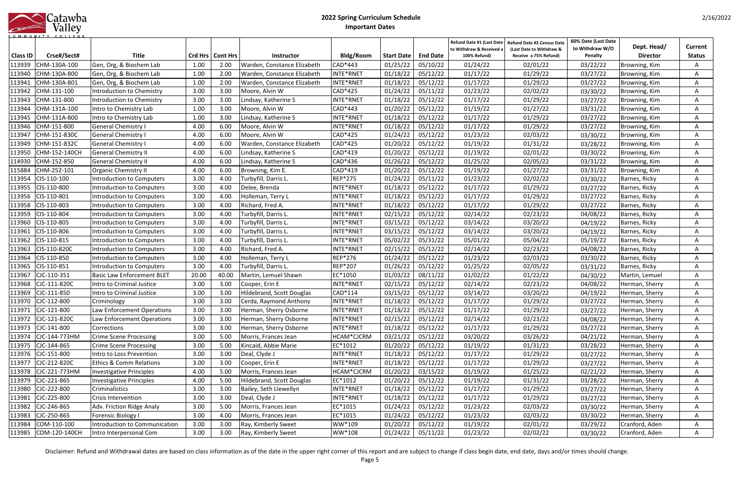# 2022 Spring Curriculum Schedule

## Important Dates

| Class ID | Crse#/Sect# | Title | Crd Hrs | Cont Hrs | Instructor | Bldg/Room | Start Date | End Date | Refund Date #1 (Last Date to Withdraw & Received a 100% Refund) | Refund Date #2 Census Date (Last Date to Withdraw & Receive a 75% Refund) | 60% Date (Last Date to Withdraw W/O Penalty | Dept. Head/ Director | Current Status |
|---|---|---|---|---|---|---|---|---|---|---|---|---|---|
| 113939 | CHM-130A-100 | Gen, Org, & Biochem Lab | 1.00 | 2.00 | Warden, Constance Elizabeth | CAD*443 | 01/25/22 | 05/10/22 | 01/24/22 | 02/01/22 | 03/22/22 | Browning, Kim | A |
| 113940 | CHM-130A-800 | Gen, Org, & Biochem Lab | 1.00 | 2.00 | Warden, Constance Elizabeth | INTE*RNET | 01/18/22 | 05/12/22 | 01/17/22 | 01/29/22 | 03/27/22 | Browning, Kim | A |
| 113941 | CHM-130A-801 | Gen, Org, & Biochem Lab | 1.00 | 2.00 | Warden, Constance Elizabeth | INTE*RNET | 01/18/22 | 05/12/22 | 01/17/22 | 01/29/22 | 03/27/22 | Browning, Kim | A |
| 113942 | CHM-131-100 | Introduction to Chemistry | 3.00 | 3.00 | Moore, Alvin W | CAD*425 | 01/24/22 | 05/11/22 | 01/23/22 | 02/02/22 | 03/30/22 | Browning, Kim | A |
| 113943 | CHM-131-800 | Introduction to Chemistry | 3.00 | 3.00 | Lindsay, Katherine S | INTE*RNET | 01/18/22 | 05/12/22 | 01/17/22 | 01/29/22 | 03/27/22 | Browning, Kim | A |
| 113944 | CHM-131A-100 | Intro to Chemistry Lab | 1.00 | 3.00 | Moore, Alvin W | CAD*443 | 01/20/22 | 05/12/22 | 01/19/22 | 01/27/22 | 03/31/22 | Browning, Kim | A |
| 113945 | CHM-131A-800 | Intro to Chemistry Lab | 1.00 | 3.00 | Lindsay, Katherine S | INTE*RNET | 01/18/22 | 05/12/22 | 01/17/22 | 01/29/22 | 03/27/22 | Browning, Kim | A |
| 113946 | CHM-151-800 | General Chemistry I | 4.00 | 6.00 | Moore, Alvin W | INTE*RNET | 01/18/22 | 05/12/22 | 01/17/22 | 01/29/22 | 03/27/22 | Browning, Kim | A |
| 113947 | CHM-151-830C | General Chemistry I | 4.00 | 6.00 | Moore, Alvin W | CAD*425 | 01/24/22 | 05/12/22 | 01/23/22 | 02/03/22 | 03/30/22 | Browning, Kim | A |
| 113949 | CHM-151-832C | General Chemistry I | 4.00 | 6.00 | Warden, Constance Elizabeth | CAD*425 | 01/20/22 | 05/12/22 | 01/19/22 | 01/31/22 | 03/28/22 | Browning, Kim | A |
| 113950 | CHM-152-140CH | General Chemistry II | 4.00 | 6.00 | Lindsay, Katherine S | CAD*419 | 01/20/22 | 05/12/22 | 01/19/22 | 02/01/22 | 03/30/22 | Browning, Kim | A |
| 114930 | CHM-152-850 | General Chemistry II | 4.00 | 6.00 | Lindsay, Katherine S | CAD*436 | 01/26/22 | 05/12/22 | 01/25/22 | 02/05/22 | 03/31/22 | Browning, Kim | A |
| 115884 | CHM-252-101 | Organic Chemistry II | 4.00 | 6.00 | Browning, Kim E. | CAD*419 | 01/20/22 | 05/12/22 | 01/19/22 | 01/27/22 | 03/31/22 | Browning, Kim | A |
| 113954 | CIS-110-100 | Introduction to Computers | 3.00 | 4.00 | Turbyfill, Darris L. | REP*275 | 01/24/22 | 05/11/22 | 01/23/22 | 02/02/22 | 03/30/22 | Barnes, Ricky | A |
| 113955 | CIS-110-800 | Introduction to Computers | 3.00 | 4.00 | Delee, Brenda | INTE*RNET | 01/18/22 | 05/12/22 | 01/17/22 | 01/29/22 | 03/27/22 | Barnes, Ricky | A |
| 113956 | CIS-110-801 | Introduction to Computers | 3.00 | 4.00 | Holleman, Terry L | INTE*RNET | 01/18/22 | 05/12/22 | 01/17/22 | 01/29/22 | 03/27/22 | Barnes, Ricky | A |
| 113958 | CIS-110-803 | Introduction to Computers | 3.00 | 4.00 | Richard, Fred A. | INTE*RNET | 01/18/22 | 05/12/22 | 01/17/22 | 01/29/22 | 03/27/22 | Barnes, Ricky | A |
| 113959 | CIS-110-804 | Introduction to Computers | 3.00 | 4.00 | Turbyfill, Darris L. | INTE*RNET | 02/15/22 | 05/12/22 | 02/14/22 | 02/23/22 | 04/08/22 | Barnes, Ricky | A |
| 113960 | CIS-110-805 | Introduction to Computers | 3.00 | 4.00 | Turbyfill, Darris L. | INTE*RNET | 03/15/22 | 05/12/22 | 03/14/22 | 03/20/22 | 04/19/22 | Barnes, Ricky | A |
| 113961 | CIS-110-806 | Introduction to Computers | 3.00 | 4.00 | Turbyfill, Darris L. | INTE*RNET | 03/15/22 | 05/12/22 | 03/14/22 | 03/20/22 | 04/19/22 | Barnes, Ricky | A |
| 113962 | CIS-110-815 | Introduction to Computers | 3.00 | 4.00 | Turbyfill, Darris L. | INTE*RNET | 05/02/22 | 05/31/22 | 05/01/22 | 05/04/22 | 05/19/22 | Barnes, Ricky | A |
| 113963 | CIS-110-820C | Introduction to Computers | 3.00 | 4.00 | Richard, Fred A. | INTE*RNET | 02/15/22 | 05/12/22 | 02/14/22 | 02/23/22 | 04/08/22 | Barnes, Ricky | A |
| 113964 | CIS-110-850 | Introduction to Computers | 3.00 | 4.00 | Holleman, Terry L | REP*276 | 01/24/22 | 05/12/22 | 01/23/22 | 02/03/22 | 03/30/22 | Barnes, Ricky | A |
| 113965 | CIS-110-851 | Introduction to Computers | 3.00 | 4.00 | Turbyfill, Darris L. | REP*207 | 01/26/22 | 05/12/22 | 01/25/22 | 02/05/22 | 03/31/22 | Barnes, Ricky | A |
| 113967 | CJC-110-351 | Basic Law Enforcement BLET | 20.00 | 40.00 | Martin, Lemuel Shawn | EC*1050 | 01/03/22 | 08/11/22 | 01/02/22 | 01/22/22 | 04/30/22 | Martin, Lemuel | A |
| 113968 | CJC-111-820C | Intro to Criminal Justice | 3.00 | 3.00 | Cooper, Erin E | INTE*RNET | 02/15/22 | 05/12/22 | 02/14/22 | 02/23/22 | 04/08/22 | Herman, Sherry | A |
| 113969 | CJC-111-850 | Intro to Criminal Justice | 3.00 | 3.00 | Hildebrand, Scott Douglas | CAD*114 | 03/15/22 | 05/12/22 | 03/14/22 | 03/20/22 | 04/19/22 | Herman, Sherry | A |
| 113970 | CJC-112-800 | Criminology | 3.00 | 3.00 | Cerda, Raymond Anthony | INTE*RNET | 01/18/22 | 05/12/22 | 01/17/22 | 01/29/22 | 03/27/22 | Herman, Sherry | A |
| 113971 | CJC-121-800 | Law Enforcement Operations | 3.00 | 3.00 | Herman, Sherry Osborne | INTE*RNET | 01/18/22 | 05/12/22 | 01/17/22 | 01/29/22 | 03/27/22 | Herman, Sherry | A |
| 113972 | CJC-121-820C | Law Enforcement Operations | 3.00 | 3.00 | Herman, Sherry Osborne | INTE*RNET | 02/15/22 | 05/12/22 | 02/14/22 | 02/23/22 | 04/08/22 | Herman, Sherry | A |
| 113973 | CJC-141-800 | Corrections | 3.00 | 3.00 | Herman, Sherry Osborne | INTE*RNET | 01/18/22 | 05/12/22 | 01/17/22 | 01/29/22 | 03/27/22 | Herman, Sherry | A |
| 113974 | CJC-144-773HM | Crime Scene Processing | 3.00 | 5.00 | Morris, Frances Jean | HCAM*CJCRM | 03/21/22 | 05/12/22 | 03/20/22 | 03/26/22 | 04/21/22 | Herman, Sherry | A |
| 113975 | CJC-144-865 | Crime Scene Processing | 3.00 | 5.00 | Kincaid, Abbie Marie | EC*1012 | 01/20/22 | 05/12/22 | 01/19/22 | 01/31/22 | 03/28/22 | Herman, Sherry | A |
| 113976 | CJC-151-800 | Intro to Loss Prevention | 3.00 | 3.00 | Deal, Clyde J | INTE*RNET | 01/18/22 | 05/12/22 | 01/17/22 | 01/29/22 | 03/27/22 | Herman, Sherry | A |
| 113977 | CJC-212-820C | Ethics & Comm Relations | 3.00 | 3.00 | Cooper, Erin E | INTE*RNET | 01/18/22 | 05/12/22 | 01/17/22 | 01/29/22 | 03/27/22 | Herman, Sherry | A |
| 113978 | CJC-221-773HM | Investigative Principles | 4.00 | 5.00 | Morris, Frances Jean | HCAM*CJCRM | 01/20/22 | 03/15/22 | 01/19/22 | 01/25/22 | 02/21/22 | Herman, Sherry | A |
| 113979 | CJC-221-865 | Investigative Principles | 4.00 | 5.00 | Hildebrand, Scott Douglas | EC*1012 | 01/20/22 | 05/12/22 | 01/19/22 | 01/31/22 | 03/28/22 | Herman, Sherry | A |
| 113980 | CJC-222-800 | Criminalistics | 3.00 | 3.00 | Bailey, Seth Llewellyn | INTE*RNET | 01/18/22 | 05/12/22 | 01/17/22 | 01/29/22 | 03/27/22 | Herman, Sherry | A |
| 113981 | CJC-225-800 | Crisis Intervention | 3.00 | 3.00 | Deal, Clyde J | INTE*RNET | 01/18/22 | 05/12/22 | 01/17/22 | 01/29/22 | 03/27/22 | Herman, Sherry | A |
| 113982 | CJC-246-865 | Adv. Friction Ridge Analy | 3.00 | 5.00 | Morris, Frances Jean | EC*1015 | 01/24/22 | 05/12/22 | 01/23/22 | 02/03/22 | 03/30/22 | Herman, Sherry | A |
| 113983 | CJC-250-865 | Forensic Biology I | 3.00 | 4.00 | Morris, Frances Jean | EC*1015 | 01/24/22 | 05/12/22 | 01/23/22 | 02/03/22 | 03/30/22 | Herman, Sherry | A |
| 113984 | COM-110-100 | Introduction to Communication | 3.00 | 3.00 | Ray, Kimberly Sweet | WW*109 | 01/20/22 | 05/12/22 | 01/19/22 | 02/01/22 | 03/29/22 | Cranford, Aden | A |
| 113985 | COM-120-140CH | Intro Interpersonal Com | 3.00 | 3.00 | Ray, Kimberly Sweet | WW*108 | 01/24/22 | 05/11/22 | 01/23/22 | 02/02/22 | 03/30/22 | Cranford, Aden | A |

Disclaimer: Refund and Withdrawal dates are based on class information as of the date in the upper right corner of this report and are subject to change if class begin date, end date, days and/or times should change.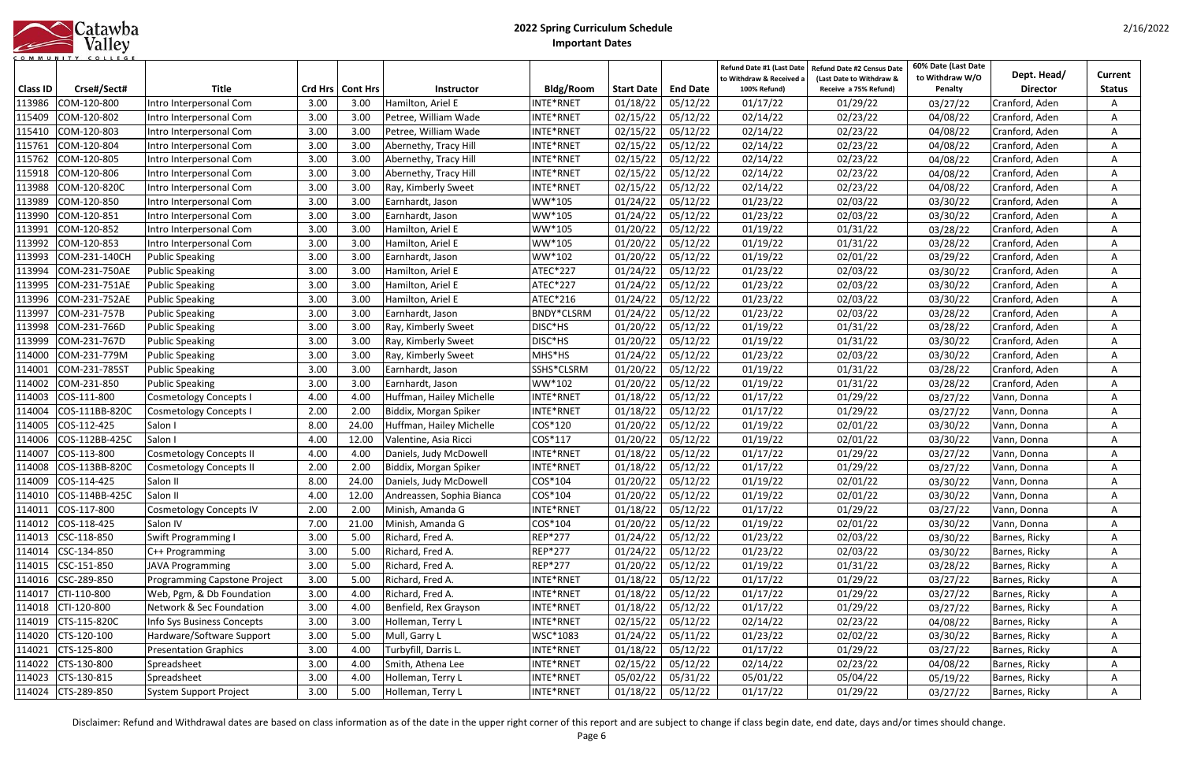# 2022 Spring Curriculum Schedule

## Important Dates

| Class ID | Crse#/Sect# | Title | Crd Hrs | Cont Hrs | Instructor | Bldg/Room | Start Date | End Date | Refund Date #1 (Last Date to Withdraw & Received a 100% Refund) | Refund Date #2 Census Date (Last Date to Withdraw & Receive a 75% Refund) | 60% Date (Last Date to Withdraw W/O Penalty | Dept. Head/ Director | Current Status |
|---|---|---|---|---|---|---|---|---|---|---|---|---|---|
| 113986 | COM-120-800 | Intro Interpersonal Com | 3.00 | 3.00 | Hamilton, Ariel E | INTE*RNET | 01/18/22 | 05/12/22 | 01/17/22 | 01/29/22 | 03/27/22 | Cranford, Aden | A |
| 115409 | COM-120-802 | Intro Interpersonal Com | 3.00 | 3.00 | Petree, William Wade | INTE*RNET | 02/15/22 | 05/12/22 | 02/14/22 | 02/23/22 | 04/08/22 | Cranford, Aden | A |
| 115410 | COM-120-803 | Intro Interpersonal Com | 3.00 | 3.00 | Petree, William Wade | INTE*RNET | 02/15/22 | 05/12/22 | 02/14/22 | 02/23/22 | 04/08/22 | Cranford, Aden | A |
| 115761 | COM-120-804 | Intro Interpersonal Com | 3.00 | 3.00 | Abernethy, Tracy Hill | INTE*RNET | 02/15/22 | 05/12/22 | 02/14/22 | 02/23/22 | 04/08/22 | Cranford, Aden | A |
| 115762 | COM-120-805 | Intro Interpersonal Com | 3.00 | 3.00 | Abernethy, Tracy Hill | INTE*RNET | 02/15/22 | 05/12/22 | 02/14/22 | 02/23/22 | 04/08/22 | Cranford, Aden | A |
| 115918 | COM-120-806 | Intro Interpersonal Com | 3.00 | 3.00 | Abernethy, Tracy Hill | INTE*RNET | 02/15/22 | 05/12/22 | 02/14/22 | 02/23/22 | 04/08/22 | Cranford, Aden | A |
| 113988 | COM-120-820C | Intro Interpersonal Com | 3.00 | 3.00 | Ray, Kimberly Sweet | INTE*RNET | 02/15/22 | 05/12/22 | 02/14/22 | 02/23/22 | 04/08/22 | Cranford, Aden | A |
| 113989 | COM-120-850 | Intro Interpersonal Com | 3.00 | 3.00 | Earnhardt, Jason | WW*105 | 01/24/22 | 05/12/22 | 01/23/22 | 02/03/22 | 03/30/22 | Cranford, Aden | A |
| 113990 | COM-120-851 | Intro Interpersonal Com | 3.00 | 3.00 | Earnhardt, Jason | WW*105 | 01/24/22 | 05/12/22 | 01/23/22 | 02/03/22 | 03/30/22 | Cranford, Aden | A |
| 113991 | COM-120-852 | Intro Interpersonal Com | 3.00 | 3.00 | Hamilton, Ariel E | WW*105 | 01/20/22 | 05/12/22 | 01/19/22 | 01/31/22 | 03/28/22 | Cranford, Aden | A |
| 113992 | COM-120-853 | Intro Interpersonal Com | 3.00 | 3.00 | Hamilton, Ariel E | WW*105 | 01/20/22 | 05/12/22 | 01/19/22 | 01/31/22 | 03/28/22 | Cranford, Aden | A |
| 113993 | COM-231-140CH | Public Speaking | 3.00 | 3.00 | Earnhardt, Jason | WW*102 | 01/20/22 | 05/12/22 | 01/19/22 | 02/01/22 | 03/29/22 | Cranford, Aden | A |
| 113994 | COM-231-750AE | Public Speaking | 3.00 | 3.00 | Hamilton, Ariel E | ATEC*227 | 01/24/22 | 05/12/22 | 01/23/22 | 02/03/22 | 03/30/22 | Cranford, Aden | A |
| 113995 | COM-231-751AE | Public Speaking | 3.00 | 3.00 | Hamilton, Ariel E | ATEC*227 | 01/24/22 | 05/12/22 | 01/23/22 | 02/03/22 | 03/30/22 | Cranford, Aden | A |
| 113996 | COM-231-752AE | Public Speaking | 3.00 | 3.00 | Hamilton, Ariel E | ATEC*216 | 01/24/22 | 05/12/22 | 01/23/22 | 02/03/22 | 03/30/22 | Cranford, Aden | A |
| 113997 | COM-231-757B | Public Speaking | 3.00 | 3.00 | Earnhardt, Jason | BNDY*CLSRM | 01/24/22 | 05/12/22 | 01/23/22 | 02/03/22 | 03/28/22 | Cranford, Aden | A |
| 113998 | COM-231-766D | Public Speaking | 3.00 | 3.00 | Ray, Kimberly Sweet | DISC*HS | 01/20/22 | 05/12/22 | 01/19/22 | 01/31/22 | 03/28/22 | Cranford, Aden | A |
| 113999 | COM-231-767D | Public Speaking | 3.00 | 3.00 | Ray, Kimberly Sweet | DISC*HS | 01/20/22 | 05/12/22 | 01/19/22 | 01/31/22 | 03/30/22 | Cranford, Aden | A |
| 114000 | COM-231-779M | Public Speaking | 3.00 | 3.00 | Ray, Kimberly Sweet | MHS*HS | 01/24/22 | 05/12/22 | 01/23/22 | 02/03/22 | 03/30/22 | Cranford, Aden | A |
| 114001 | COM-231-785ST | Public Speaking | 3.00 | 3.00 | Earnhardt, Jason | SSHS*CLSRM | 01/20/22 | 05/12/22 | 01/19/22 | 01/31/22 | 03/28/22 | Cranford, Aden | A |
| 114002 | COM-231-850 | Public Speaking | 3.00 | 3.00 | Earnhardt, Jason | WW*102 | 01/20/22 | 05/12/22 | 01/19/22 | 01/31/22 | 03/28/22 | Cranford, Aden | A |
| 114003 | COS-111-800 | Cosmetology Concepts I | 4.00 | 4.00 | Huffman, Hailey Michelle | INTE*RNET | 01/18/22 | 05/12/22 | 01/17/22 | 01/29/22 | 03/27/22 | Vann, Donna | A |
| 114004 | COS-111BB-820C | Cosmetology Concepts I | 2.00 | 2.00 | Biddix, Morgan Spiker | INTE*RNET | 01/18/22 | 05/12/22 | 01/17/22 | 01/29/22 | 03/27/22 | Vann, Donna | A |
| 114005 | COS-112-425 | Salon I | 8.00 | 24.00 | Huffman, Hailey Michelle | COS*120 | 01/20/22 | 05/12/22 | 01/19/22 | 02/01/22 | 03/30/22 | Vann, Donna | A |
| 114006 | COS-112BB-425C | Salon I | 4.00 | 12.00 | Valentine, Asia Ricci | COS*117 | 01/20/22 | 05/12/22 | 01/19/22 | 02/01/22 | 03/30/22 | Vann, Donna | A |
| 114007 | COS-113-800 | Cosmetology Concepts II | 4.00 | 4.00 | Daniels, Judy McDowell | INTE*RNET | 01/18/22 | 05/12/22 | 01/17/22 | 01/29/22 | 03/27/22 | Vann, Donna | A |
| 114008 | COS-113BB-820C | Cosmetology Concepts II | 2.00 | 2.00 | Biddix, Morgan Spiker | INTE*RNET | 01/18/22 | 05/12/22 | 01/17/22 | 01/29/22 | 03/27/22 | Vann, Donna | A |
| 114009 | COS-114-425 | Salon II | 8.00 | 24.00 | Daniels, Judy McDowell | COS*104 | 01/20/22 | 05/12/22 | 01/19/22 | 02/01/22 | 03/30/22 | Vann, Donna | A |
| 114010 | COS-114BB-425C | Salon II | 4.00 | 12.00 | Andreassen, Sophia Bianca | COS*104 | 01/20/22 | 05/12/22 | 01/19/22 | 02/01/22 | 03/30/22 | Vann, Donna | A |
| 114011 | COS-117-800 | Cosmetology Concepts IV | 2.00 | 2.00 | Minish, Amanda G | INTE*RNET | 01/18/22 | 05/12/22 | 01/17/22 | 01/29/22 | 03/27/22 | Vann, Donna | A |
| 114012 | COS-118-425 | Salon IV | 7.00 | 21.00 | Minish, Amanda G | COS*104 | 01/20/22 | 05/12/22 | 01/19/22 | 02/01/22 | 03/30/22 | Vann, Donna | A |
| 114013 | CSC-118-850 | Swift Programming I | 3.00 | 5.00 | Richard, Fred A. | REP*277 | 01/24/22 | 05/12/22 | 01/23/22 | 02/03/22 | 03/30/22 | Barnes, Ricky | A |
| 114014 | CSC-134-850 | C++ Programming | 3.00 | 5.00 | Richard, Fred A. | REP*277 | 01/24/22 | 05/12/22 | 01/23/22 | 02/03/22 | 03/30/22 | Barnes, Ricky | A |
| 114015 | CSC-151-850 | JAVA Programming | 3.00 | 5.00 | Richard, Fred A. | REP*277 | 01/20/22 | 05/12/22 | 01/19/22 | 01/31/22 | 03/28/22 | Barnes, Ricky | A |
| 114016 | CSC-289-850 | Programming Capstone Project | 3.00 | 5.00 | Richard, Fred A. | INTE*RNET | 01/18/22 | 05/12/22 | 01/17/22 | 01/29/22 | 03/27/22 | Barnes, Ricky | A |
| 114017 | CTI-110-800 | Web, Pgm, & Db Foundation | 3.00 | 4.00 | Richard, Fred A. | INTE*RNET | 01/18/22 | 05/12/22 | 01/17/22 | 01/29/22 | 03/27/22 | Barnes, Ricky | A |
| 114018 | CTI-120-800 | Network & Sec Foundation | 3.00 | 4.00 | Benfield, Rex Grayson | INTE*RNET | 01/18/22 | 05/12/22 | 01/17/22 | 01/29/22 | 03/27/22 | Barnes, Ricky | A |
| 114019 | CTS-115-820C | Info Sys Business Concepts | 3.00 | 3.00 | Holleman, Terry L | INTE*RNET | 02/15/22 | 05/12/22 | 02/14/22 | 02/23/22 | 04/08/22 | Barnes, Ricky | A |
| 114020 | CTS-120-100 | Hardware/Software Support | 3.00 | 5.00 | Mull, Garry L | WSC*1083 | 01/24/22 | 05/11/22 | 01/23/22 | 02/02/22 | 03/30/22 | Barnes, Ricky | A |
| 114021 | CTS-125-800 | Presentation Graphics | 3.00 | 4.00 | Turbyfill, Darris L. | INTE*RNET | 01/18/22 | 05/12/22 | 01/17/22 | 01/29/22 | 03/27/22 | Barnes, Ricky | A |
| 114022 | CTS-130-800 | Spreadsheet | 3.00 | 4.00 | Smith, Athena Lee | INTE*RNET | 02/15/22 | 05/12/22 | 02/14/22 | 02/23/22 | 04/08/22 | Barnes, Ricky | A |
| 114023 | CTS-130-815 | Spreadsheet | 3.00 | 4.00 | Holleman, Terry L | INTE*RNET | 05/02/22 | 05/31/22 | 05/01/22 | 05/04/22 | 05/19/22 | Barnes, Ricky | A |
| 114024 | CTS-289-850 | System Support Project | 3.00 | 5.00 | Holleman, Terry L | INTE*RNET | 01/18/22 | 05/12/22 | 01/17/22 | 01/29/22 | 03/27/22 | Barnes, Ricky | A |

Disclaimer: Refund and Withdrawal dates are based on class information as of the date in the upper right corner of this report and are subject to change if class begin date, end date, days and/or times should change.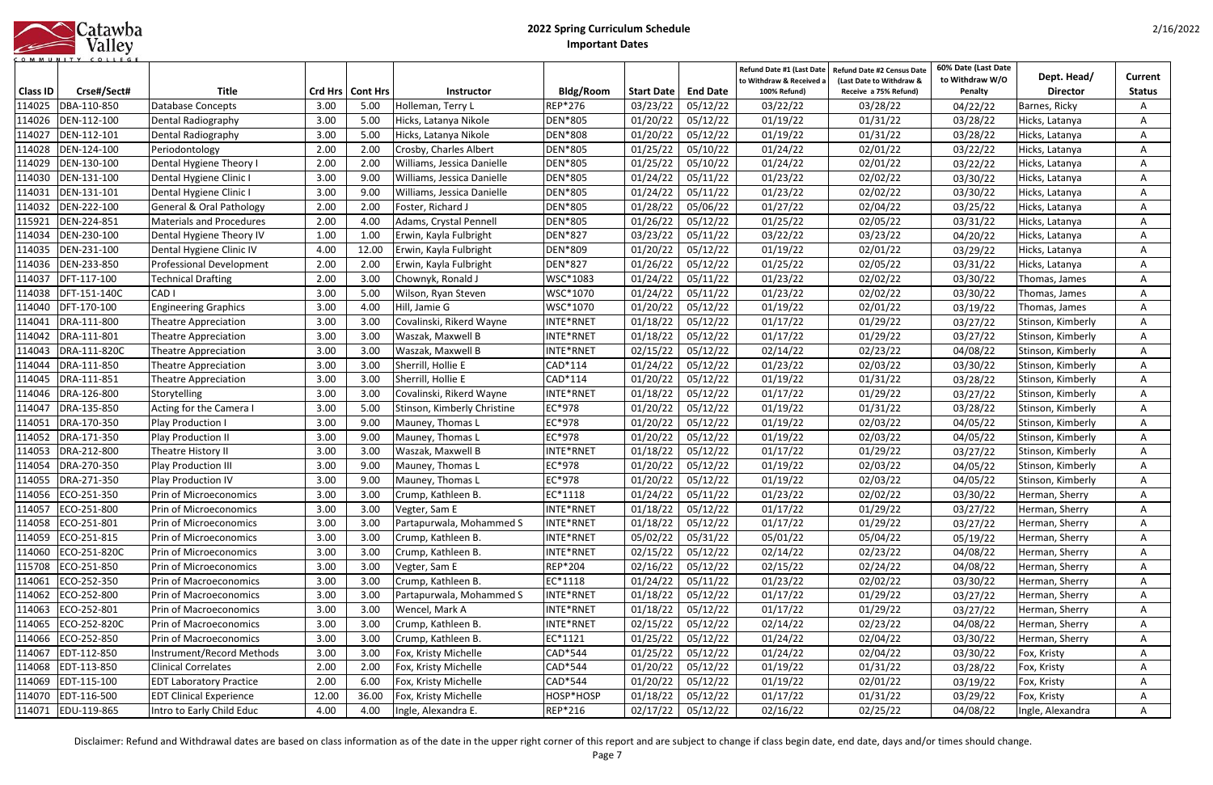# 2022 Spring Curriculum Schedule

## Important Dates

| Class ID | Crse#/Sect# | Title | Crd Hrs | Cont Hrs | Instructor | Bldg/Room | Start Date | End Date | Refund Date #1 (Last Date to Withdraw & Received a 100% Refund) | Refund Date #2 Census Date (Last Date to Withdraw & Receive a 75% Refund) | 60% Date (Last Date to Withdraw W/O Penalty | Dept. Head/ Director | Current Status |
|---|---|---|---|---|---|---|---|---|---|---|---|---|---|
| 114025 | DBA-110-850 | Database Concepts | 3.00 | 5.00 | Holleman, Terry L | REP*276 | 03/23/22 | 05/12/22 | 03/22/22 | 03/28/22 | 04/22/22 | Barnes, Ricky | A |
| 114026 | DEN-112-100 | Dental Radiography | 3.00 | 5.00 | Hicks, Latanya Nikole | DEN*805 | 01/20/22 | 05/12/22 | 01/19/22 | 01/31/22 | 03/28/22 | Hicks, Latanya | A |
| 114027 | DEN-112-101 | Dental Radiography | 3.00 | 5.00 | Hicks, Latanya Nikole | DEN*808 | 01/20/22 | 05/12/22 | 01/19/22 | 01/31/22 | 03/28/22 | Hicks, Latanya | A |
| 114028 | DEN-124-100 | Periodontology | 2.00 | 2.00 | Crosby, Charles Albert | DEN*805 | 01/25/22 | 05/10/22 | 01/24/22 | 02/01/22 | 03/22/22 | Hicks, Latanya | A |
| 114029 | DEN-130-100 | Dental Hygiene Theory I | 2.00 | 2.00 | Williams, Jessica Danielle | DEN*805 | 01/25/22 | 05/10/22 | 01/24/22 | 02/01/22 | 03/22/22 | Hicks, Latanya | A |
| 114030 | DEN-131-100 | Dental Hygiene Clinic I | 3.00 | 9.00 | Williams, Jessica Danielle | DEN*805 | 01/24/22 | 05/11/22 | 01/23/22 | 02/02/22 | 03/30/22 | Hicks, Latanya | A |
| 114031 | DEN-131-101 | Dental Hygiene Clinic I | 3.00 | 9.00 | Williams, Jessica Danielle | DEN*805 | 01/24/22 | 05/11/22 | 01/23/22 | 02/02/22 | 03/30/22 | Hicks, Latanya | A |
| 114032 | DEN-222-100 | General & Oral Pathology | 2.00 | 2.00 | Foster, Richard J | DEN*805 | 01/28/22 | 05/06/22 | 01/27/22 | 02/04/22 | 03/25/22 | Hicks, Latanya | A |
| 115921 | DEN-224-851 | Materials and Procedures | 2.00 | 4.00 | Adams, Crystal Pennell | DEN*805 | 01/26/22 | 05/12/22 | 01/25/22 | 02/05/22 | 03/31/22 | Hicks, Latanya | A |
| 114034 | DEN-230-100 | Dental Hygiene Theory IV | 1.00 | 1.00 | Erwin, Kayla Fulbright | DEN*827 | 03/23/22 | 05/11/22 | 03/22/22 | 03/23/22 | 04/20/22 | Hicks, Latanya | A |
| 114035 | DEN-231-100 | Dental Hygiene Clinic IV | 4.00 | 12.00 | Erwin, Kayla Fulbright | DEN*809 | 01/20/22 | 05/12/22 | 01/19/22 | 02/01/22 | 03/29/22 | Hicks, Latanya | A |
| 114036 | DEN-233-850 | Professional Development | 2.00 | 2.00 | Erwin, Kayla Fulbright | DEN*827 | 01/26/22 | 05/12/22 | 01/25/22 | 02/05/22 | 03/31/22 | Hicks, Latanya | A |
| 114037 | DFT-117-100 | Technical Drafting | 2.00 | 3.00 | Chownyk, Ronald J | WSC*1083 | 01/24/22 | 05/11/22 | 01/23/22 | 02/02/22 | 03/30/22 | Thomas, James | A |
| 114038 | DFT-151-140C | CAD I | 3.00 | 5.00 | Wilson, Ryan Steven | WSC*1070 | 01/24/22 | 05/11/22 | 01/23/22 | 02/02/22 | 03/30/22 | Thomas, James | A |
| 114040 | DFT-170-100 | Engineering Graphics | 3.00 | 4.00 | Hill, Jamie G | WSC*1070 | 01/20/22 | 05/12/22 | 01/19/22 | 02/01/22 | 03/19/22 | Thomas, James | A |
| 114041 | DRA-111-800 | Theatre Appreciation | 3.00 | 3.00 | Covalinski, Rikerd Wayne | INTE*RNET | 01/18/22 | 05/12/22 | 01/17/22 | 01/29/22 | 03/27/22 | Stinson, Kimberly | A |
| 114042 | DRA-111-801 | Theatre Appreciation | 3.00 | 3.00 | Waszak, Maxwell B | INTE*RNET | 01/18/22 | 05/12/22 | 01/17/22 | 01/29/22 | 03/27/22 | Stinson, Kimberly | A |
| 114043 | DRA-111-820C | Theatre Appreciation | 3.00 | 3.00 | Waszak, Maxwell B | INTE*RNET | 02/15/22 | 05/12/22 | 02/14/22 | 02/23/22 | 04/08/22 | Stinson, Kimberly | A |
| 114044 | DRA-111-850 | Theatre Appreciation | 3.00 | 3.00 | Sherrill, Hollie E | CAD*114 | 01/24/22 | 05/12/22 | 01/23/22 | 02/03/22 | 03/30/22 | Stinson, Kimberly | A |
| 114045 | DRA-111-851 | Theatre Appreciation | 3.00 | 3.00 | Sherrill, Hollie E | CAD*114 | 01/20/22 | 05/12/22 | 01/19/22 | 01/31/22 | 03/28/22 | Stinson, Kimberly | A |
| 114046 | DRA-126-800 | Storytelling | 3.00 | 3.00 | Covalinski, Rikerd Wayne | INTE*RNET | 01/18/22 | 05/12/22 | 01/17/22 | 01/29/22 | 03/27/22 | Stinson, Kimberly | A |
| 114047 | DRA-135-850 | Acting for the Camera I | 3.00 | 5.00 | Stinson, Kimberly Christine | EC*978 | 01/20/22 | 05/12/22 | 01/19/22 | 01/31/22 | 03/28/22 | Stinson, Kimberly | A |
| 114051 | DRA-170-350 | Play Production I | 3.00 | 9.00 | Mauney, Thomas L | EC*978 | 01/20/22 | 05/12/22 | 01/19/22 | 02/03/22 | 04/05/22 | Stinson, Kimberly | A |
| 114052 | DRA-171-350 | Play Production II | 3.00 | 9.00 | Mauney, Thomas L | EC*978 | 01/20/22 | 05/12/22 | 01/19/22 | 02/03/22 | 04/05/22 | Stinson, Kimberly | A |
| 114053 | DRA-212-800 | Theatre History II | 3.00 | 3.00 | Waszak, Maxwell B | INTE*RNET | 01/18/22 | 05/12/22 | 01/17/22 | 01/29/22 | 03/27/22 | Stinson, Kimberly | A |
| 114054 | DRA-270-350 | Play Production III | 3.00 | 9.00 | Mauney, Thomas L | EC*978 | 01/20/22 | 05/12/22 | 01/19/22 | 02/03/22 | 04/05/22 | Stinson, Kimberly | A |
| 114055 | DRA-271-350 | Play Production IV | 3.00 | 9.00 | Mauney, Thomas L | EC*978 | 01/20/22 | 05/12/22 | 01/19/22 | 02/03/22 | 04/05/22 | Stinson, Kimberly | A |
| 114056 | ECO-251-350 | Prin of Microeconomics | 3.00 | 3.00 | Crump, Kathleen B. | EC*1118 | 01/24/22 | 05/11/22 | 01/23/22 | 02/02/22 | 03/30/22 | Herman, Sherry | A |
| 114057 | ECO-251-800 | Prin of Microeconomics | 3.00 | 3.00 | Vegter, Sam E | INTE*RNET | 01/18/22 | 05/12/22 | 01/17/22 | 01/29/22 | 03/27/22 | Herman, Sherry | A |
| 114058 | ECO-251-801 | Prin of Microeconomics | 3.00 | 3.00 | Partapurwala, Mohammed S | INTE*RNET | 01/18/22 | 05/12/22 | 01/17/22 | 01/29/22 | 03/27/22 | Herman, Sherry | A |
| 114059 | ECO-251-815 | Prin of Microeconomics | 3.00 | 3.00 | Crump, Kathleen B. | INTE*RNET | 05/02/22 | 05/31/22 | 05/01/22 | 05/04/22 | 05/19/22 | Herman, Sherry | A |
| 114060 | ECO-251-820C | Prin of Microeconomics | 3.00 | 3.00 | Crump, Kathleen B. | INTE*RNET | 02/15/22 | 05/12/22 | 02/14/22 | 02/23/22 | 04/08/22 | Herman, Sherry | A |
| 115708 | ECO-251-850 | Prin of Microeconomics | 3.00 | 3.00 | Vegter, Sam E | REP*204 | 02/16/22 | 05/12/22 | 02/15/22 | 02/24/22 | 04/08/22 | Herman, Sherry | A |
| 114061 | ECO-252-350 | Prin of Macroeconomics | 3.00 | 3.00 | Crump, Kathleen B. | EC*1118 | 01/24/22 | 05/11/22 | 01/23/22 | 02/02/22 | 03/30/22 | Herman, Sherry | A |
| 114062 | ECO-252-800 | Prin of Macroeconomics | 3.00 | 3.00 | Partapurwala, Mohammed S | INTE*RNET | 01/18/22 | 05/12/22 | 01/17/22 | 01/29/22 | 03/27/22 | Herman, Sherry | A |
| 114063 | ECO-252-801 | Prin of Macroeconomics | 3.00 | 3.00 | Wencel, Mark A | INTE*RNET | 01/18/22 | 05/12/22 | 01/17/22 | 01/29/22 | 03/27/22 | Herman, Sherry | A |
| 114065 | ECO-252-820C | Prin of Macroeconomics | 3.00 | 3.00 | Crump, Kathleen B. | INTE*RNET | 02/15/22 | 05/12/22 | 02/14/22 | 02/23/22 | 04/08/22 | Herman, Sherry | A |
| 114066 | ECO-252-850 | Prin of Macroeconomics | 3.00 | 3.00 | Crump, Kathleen B. | EC*1121 | 01/25/22 | 05/12/22 | 01/24/22 | 02/04/22 | 03/30/22 | Herman, Sherry | A |
| 114067 | EDT-112-850 | Instrument/Record Methods | 3.00 | 3.00 | Fox, Kristy Michelle | CAD*544 | 01/25/22 | 05/12/22 | 01/24/22 | 02/04/22 | 03/30/22 | Fox, Kristy | A |
| 114068 | EDT-113-850 | Clinical Correlates | 2.00 | 2.00 | Fox, Kristy Michelle | CAD*544 | 01/20/22 | 05/12/22 | 01/19/22 | 01/31/22 | 03/28/22 | Fox, Kristy | A |
| 114069 | EDT-115-100 | EDT Laboratory Practice | 2.00 | 6.00 | Fox, Kristy Michelle | CAD*544 | 01/20/22 | 05/12/22 | 01/19/22 | 02/01/22 | 03/19/22 | Fox, Kristy | A |
| 114070 | EDT-116-500 | EDT Clinical Experience | 12.00 | 36.00 | Fox, Kristy Michelle | HOSP*HOSP | 01/18/22 | 05/12/22 | 01/17/22 | 01/31/22 | 03/29/22 | Fox, Kristy | A |
| 114071 | EDU-119-865 | Intro to Early Child Educ | 4.00 | 4.00 | Ingle, Alexandra E. | REP*216 | 02/17/22 | 05/12/22 | 02/16/22 | 02/25/22 | 04/08/22 | Ingle, Alexandra | A |

Disclaimer: Refund and Withdrawal dates are based on class information as of the date in the upper right corner of this report and are subject to change if class begin date, end date, days and/or times should change.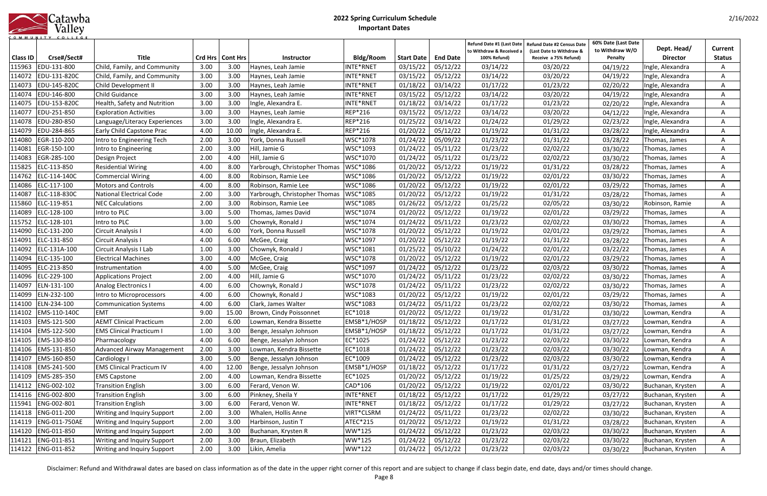# 2022 Spring Curriculum Schedule
## Important Dates

2/16/2022

| Class ID | Crse#/Sect# | Title | Crd Hrs | Cont Hrs | Instructor | Bldg/Room | Start Date | End Date | Refund Date #1 (Last Date to Withdraw & Received a 100% Refund) | Refund Date #2 Census Date (Last Date to Withdraw & Receive a 75% Refund) | 60% Date (Last Date to Withdraw W/O Penalty | Dept. Head/ Director | Current Status |
|---|---|---|---|---|---|---|---|---|---|---|---|---|---|
| 115963 | EDU-131-800 | Child, Family, and Community | 3.00 | 3.00 | Haynes, Leah Jamie | INTE*RNET | 03/15/22 | 05/12/22 | 03/14/22 | 03/20/22 | 04/19/22 | Ingle, Alexandra | A |
| 114072 | EDU-131-820C | Child, Family, and Community | 3.00 | 3.00 | Haynes, Leah Jamie | INTE*RNET | 03/15/22 | 05/12/22 | 03/14/22 | 03/20/22 | 04/19/22 | Ingle, Alexandra | A |
| 114073 | EDU-145-820C | Child Development II | 3.00 | 3.00 | Haynes, Leah Jamie | INTE*RNET | 01/18/22 | 03/14/22 | 01/17/22 | 01/23/22 | 02/20/22 | Ingle, Alexandra | A |
| 114074 | EDU-146-800 | Child Guidance | 3.00 | 3.00 | Haynes, Leah Jamie | INTE*RNET | 03/15/22 | 05/12/22 | 03/14/22 | 03/20/22 | 04/19/22 | Ingle, Alexandra | A |
| 114075 | EDU-153-820C | Health, Safety and Nutrition | 3.00 | 3.00 | Ingle, Alexandra E. | INTE*RNET | 01/18/22 | 03/14/22 | 01/17/22 | 01/23/22 | 02/20/22 | Ingle, Alexandra | A |
| 114077 | EDU-251-850 | Exploration Activities | 3.00 | 3.00 | Haynes, Leah Jamie | REP*216 | 03/15/22 | 05/12/22 | 03/14/22 | 03/20/22 | 04/12/22 | Ingle, Alexandra | A |
| 114078 | EDU-280-850 | Language/Literacy Experiences | 3.00 | 3.00 | Ingle, Alexandra E. | REP*216 | 01/25/22 | 03/14/22 | 01/24/22 | 01/29/22 | 02/23/22 | Ingle, Alexandra | A |
| 114079 | EDU-284-865 | Early Child Capstone Prac | 4.00 | 10.00 | Ingle, Alexandra E. | REP*216 | 01/20/22 | 05/12/22 | 01/19/22 | 01/31/22 | 03/28/22 | Ingle, Alexandra | A |
| 114080 | EGR-110-200 | Intro to Engineering Tech | 2.00 | 3.00 | York, Donna Russell | WSC*1078 | 01/24/22 | 05/09/22 | 01/23/22 | 01/31/22 | 03/28/22 | Thomas, James | A |
| 114081 | EGR-150-100 | Intro to Engineering | 2.00 | 3.00 | Hill, Jamie G | WSC*1093 | 01/24/22 | 05/11/22 | 01/23/22 | 02/02/22 | 03/30/22 | Thomas, James | A |
| 114083 | EGR-285-100 | Design Project | 2.00 | 4.00 | Hill, Jamie G | WSC*1070 | 01/24/22 | 05/11/22 | 01/23/22 | 02/02/22 | 03/30/22 | Thomas, James | A |
| 115825 | ELC-113-850 | Residential Wiring | 4.00 | 8.00 | Yarbrough, Christopher Thomas | WSC*1086 | 01/20/22 | 05/12/22 | 01/19/22 | 01/31/22 | 03/28/22 | Thomas, James | A |
| 114762 | ELC-114-140C | Commercial Wiring | 4.00 | 8.00 | Robinson, Ramie Lee | WSC*1086 | 01/20/22 | 05/12/22 | 01/19/22 | 02/01/22 | 03/30/22 | Thomas, James | A |
| 114086 | ELC-117-100 | Motors and Controls | 4.00 | 8.00 | Robinson, Ramie Lee | WSC*1086 | 01/20/22 | 05/12/22 | 01/19/22 | 02/01/22 | 03/29/22 | Thomas, James | A |
| 114087 | ELC-118-830C | National Electrical Code | 2.00 | 3.00 | Yarbrough, Christopher Thomas | WSC*1085 | 01/20/22 | 05/12/22 | 01/19/22 | 01/31/22 | 03/28/22 | Thomas, James | A |
| 115860 | ELC-119-851 | NEC Calculations | 2.00 | 3.00 | Robinson, Ramie Lee | WSC*1085 | 01/26/22 | 05/12/22 | 01/25/22 | 02/05/22 | 03/30/22 | Robinson, Ramie | A |
| 114089 | ELC-128-100 | Intro to PLC | 3.00 | 5.00 | Thomas, James David | WSC*1074 | 01/20/22 | 05/12/22 | 01/19/22 | 02/01/22 | 03/29/22 | Thomas, James | A |
| 115752 | ELC-128-101 | Intro to PLC | 3.00 | 5.00 | Chownyk, Ronald J | WSC*1074 | 01/24/22 | 05/11/22 | 01/23/22 | 02/02/22 | 03/30/22 | Thomas, James | A |
| 114090 | ELC-131-200 | Circuit Analysis I | 4.00 | 6.00 | York, Donna Russell | WSC*1078 | 01/20/22 | 05/12/22 | 01/19/22 | 02/01/22 | 03/29/22 | Thomas, James | A |
| 114091 | ELC-131-850 | Circuit Analysis I | 4.00 | 6.00 | McGee, Craig | WSC*1097 | 01/20/22 | 05/12/22 | 01/19/22 | 01/31/22 | 03/28/22 | Thomas, James | A |
| 114092 | ELC-131A-100 | Circuit Analysis I Lab | 1.00 | 3.00 | Chownyk, Ronald J | WSC*1081 | 01/25/22 | 05/10/22 | 01/24/22 | 02/01/22 | 03/22/22 | Thomas, James | A |
| 114094 | ELC-135-100 | Electrical Machines | 3.00 | 4.00 | McGee, Craig | WSC*1078 | 01/20/22 | 05/12/22 | 01/19/22 | 02/01/22 | 03/29/22 | Thomas, James | A |
| 114095 | ELC-213-850 | Instrumentation | 4.00 | 5.00 | McGee, Craig | WSC*1097 | 01/24/22 | 05/12/22 | 01/23/22 | 02/03/22 | 03/30/22 | Thomas, James | A |
| 114096 | ELC-229-100 | Applications Project | 2.00 | 4.00 | Hill, Jamie G | WSC*1070 | 01/24/22 | 05/11/22 | 01/23/22 | 02/02/22 | 03/30/22 | Thomas, James | A |
| 114097 | ELN-131-100 | Analog Electronics I | 4.00 | 6.00 | Chownyk, Ronald J | WSC*1078 | 01/24/22 | 05/11/22 | 01/23/22 | 02/02/22 | 03/30/22 | Thomas, James | A |
| 114099 | ELN-232-100 | Intro to Microprocessors | 4.00 | 6.00 | Chownyk, Ronald J | WSC*1083 | 01/20/22 | 05/12/22 | 01/19/22 | 02/01/22 | 03/29/22 | Thomas, James | A |
| 114100 | ELN-234-100 | Communication Systems | 4.00 | 6.00 | Clark, James Walter | WSC*1083 | 01/24/22 | 05/11/22 | 01/23/22 | 02/02/22 | 03/30/22 | Thomas, James | A |
| 114102 | EMS-110-140C | EMT | 9.00 | 15.00 | Brown, Cindy Poissonnet | EC*1018 | 01/20/22 | 05/12/22 | 01/19/22 | 01/31/22 | 03/30/22 | Lowman, Kendra | A |
| 114103 | EMS-121-500 | AEMT Clinical Practicum | 2.00 | 6.00 | Lowman, Kendra Bissette | EMSB*1/HOSP | 01/18/22 | 05/12/22 | 01/17/22 | 01/31/22 | 03/27/22 | Lowman, Kendra | A |
| 114104 | EMS-122-500 | EMS Clinical Practicum I | 1.00 | 3.00 | Benge, Jessalyn Johnson | EMSB*1/HOSP | 01/18/22 | 05/12/22 | 01/17/22 | 01/31/22 | 03/27/22 | Lowman, Kendra | A |
| 114105 | EMS-130-850 | Pharmacology | 4.00 | 6.00 | Benge, Jessalyn Johnson | EC*1025 | 01/24/22 | 05/12/22 | 01/23/22 | 02/03/22 | 03/30/22 | Lowman, Kendra | A |
| 114106 | EMS-131-850 | Advanced Airway Management | 2.00 | 3.00 | Lowman, Kendra Bissette | EC*1018 | 01/24/22 | 05/12/22 | 01/23/22 | 02/03/22 | 03/30/22 | Lowman, Kendra | A |
| 114107 | EMS-160-850 | Cardiology I | 3.00 | 5.00 | Benge, Jessalyn Johnson | EC*1009 | 01/24/22 | 05/12/22 | 01/23/22 | 02/03/22 | 03/30/22 | Lowman, Kendra | A |
| 114108 | EMS-241-500 | EMS Clinical Practicum IV | 4.00 | 12.00 | Benge, Jessalyn Johnson | EMSB*1/HOSP | 01/18/22 | 05/12/22 | 01/17/22 | 01/31/22 | 03/27/22 | Lowman, Kendra | A |
| 114109 | EMS-285-350 | EMS Capstone | 2.00 | 4.00 | Lowman, Kendra Bissette | EC*1025 | 01/20/22 | 05/12/22 | 01/19/22 | 01/25/22 | 03/29/22 | Lowman, Kendra | A |
| 114112 | ENG-002-102 | Transition English | 3.00 | 6.00 | Ferard, Venon W. | CAD*106 | 01/20/22 | 05/12/22 | 01/19/22 | 02/01/22 | 03/30/22 | Buchanan, Krysten | A |
| 114116 | ENG-002-800 | Transition English | 3.00 | 6.00 | Pinkney, Sheila Y | INTE*RNET | 01/18/22 | 05/12/22 | 01/17/22 | 01/29/22 | 03/27/22 | Buchanan, Krysten | A |
| 115941 | ENG-002-801 | Transition English | 3.00 | 6.00 | Ferard, Venon W. | INTE*RNET | 01/18/22 | 05/12/22 | 01/17/22 | 01/29/22 | 03/27/22 | Buchanan, Krysten | A |
| 114118 | ENG-011-200 | Writing and Inquiry Support | 2.00 | 3.00 | Whalen, Hollis Anne | VIRT*CLSRM | 01/24/22 | 05/11/22 | 01/23/22 | 02/02/22 | 03/30/22 | Buchanan, Krysten | A |
| 114119 | ENG-011-750AE | Writing and Inquiry Support | 2.00 | 3.00 | Harbinson, Justin T | ATEC*215 | 01/20/22 | 05/12/22 | 01/19/22 | 01/31/22 | 03/28/22 | Buchanan, Krysten | A |
| 114120 | ENG-011-850 | Writing and Inquiry Support | 2.00 | 3.00 | Buchanan, Krysten R | WW*125 | 01/24/22 | 05/12/22 | 01/23/22 | 02/03/22 | 03/30/22 | Buchanan, Krysten | A |
| 114121 | ENG-011-851 | Writing and Inquiry Support | 2.00 | 3.00 | Braun, Elizabeth | WW*125 | 01/24/22 | 05/12/22 | 01/23/22 | 02/03/22 | 03/30/22 | Buchanan, Krysten | A |
| 114122 | ENG-011-852 | Writing and Inquiry Support | 2.00 | 3.00 | Likin, Amelia | WW*122 | 01/24/22 | 05/12/22 | 01/23/22 | 02/03/22 | 03/30/22 | Buchanan, Krysten | A |

Disclaimer: Refund and Withdrawal dates are based on class information as of the date in the upper right corner of this report and are subject to change if class begin date, end date, days and/or times should change.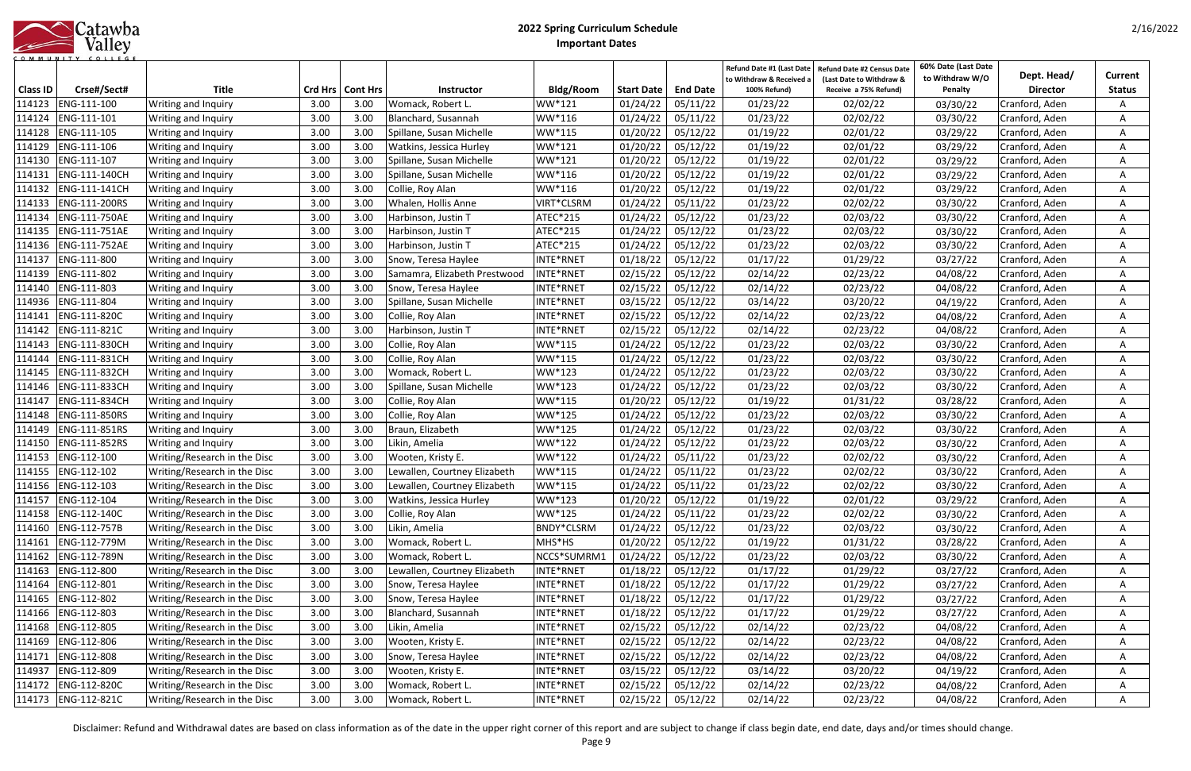# 2022 Spring Curriculum Schedule

## Important Dates

| Class ID | Crse#/Sect# | Title | Crd Hrs | Cont Hrs | Instructor | Bldg/Room | Start Date | End Date | Refund Date #1 (Last Date to Withdraw & Received a 100% Refund) | Refund Date #2 Census Date (Last Date to Withdraw & Receive a 75% Refund) | 60% Date (Last Date to Withdraw W/O Penalty | Dept. Head/ Director | Current Status |
|---|---|---|---|---|---|---|---|---|---|---|---|---|---|
| 114123 | ENG-111-100 | Writing and Inquiry | 3.00 | 3.00 | Womack, Robert L. | WW*121 | 01/24/22 | 05/11/22 | 01/23/22 | 02/02/22 | 03/30/22 | Cranford, Aden | A |
| 114124 | ENG-111-101 | Writing and Inquiry | 3.00 | 3.00 | Blanchard, Susannah | WW*116 | 01/24/22 | 05/11/22 | 01/23/22 | 02/02/22 | 03/30/22 | Cranford, Aden | A |
| 114128 | ENG-111-105 | Writing and Inquiry | 3.00 | 3.00 | Spillane, Susan Michelle | WW*115 | 01/20/22 | 05/12/22 | 01/19/22 | 02/01/22 | 03/29/22 | Cranford, Aden | A |
| 114129 | ENG-111-106 | Writing and Inquiry | 3.00 | 3.00 | Watkins, Jessica Hurley | WW*121 | 01/20/22 | 05/12/22 | 01/19/22 | 02/01/22 | 03/29/22 | Cranford, Aden | A |
| 114130 | ENG-111-107 | Writing and Inquiry | 3.00 | 3.00 | Spillane, Susan Michelle | WW*121 | 01/20/22 | 05/12/22 | 01/19/22 | 02/01/22 | 03/29/22 | Cranford, Aden | A |
| 114131 | ENG-111-140CH | Writing and Inquiry | 3.00 | 3.00 | Spillane, Susan Michelle | WW*116 | 01/20/22 | 05/12/22 | 01/19/22 | 02/01/22 | 03/29/22 | Cranford, Aden | A |
| 114132 | ENG-111-141CH | Writing and Inquiry | 3.00 | 3.00 | Collie, Roy Alan | WW*116 | 01/20/22 | 05/12/22 | 01/19/22 | 02/01/22 | 03/29/22 | Cranford, Aden | A |
| 114133 | ENG-111-200RS | Writing and Inquiry | 3.00 | 3.00 | Whalen, Hollis Anne | VIRT*CLSRM | 01/24/22 | 05/11/22 | 01/23/22 | 02/02/22 | 03/30/22 | Cranford, Aden | A |
| 114134 | ENG-111-750AE | Writing and Inquiry | 3.00 | 3.00 | Harbinson, Justin T | ATEC*215 | 01/24/22 | 05/12/22 | 01/23/22 | 02/03/22 | 03/30/22 | Cranford, Aden | A |
| 114135 | ENG-111-751AE | Writing and Inquiry | 3.00 | 3.00 | Harbinson, Justin T | ATEC*215 | 01/24/22 | 05/12/22 | 01/23/22 | 02/03/22 | 03/30/22 | Cranford, Aden | A |
| 114136 | ENG-111-752AE | Writing and Inquiry | 3.00 | 3.00 | Harbinson, Justin T | ATEC*215 | 01/24/22 | 05/12/22 | 01/23/22 | 02/03/22 | 03/30/22 | Cranford, Aden | A |
| 114137 | ENG-111-800 | Writing and Inquiry | 3.00 | 3.00 | Snow, Teresa Haylee | INTE*RNET | 01/18/22 | 05/12/22 | 01/17/22 | 01/29/22 | 03/27/22 | Cranford, Aden | A |
| 114139 | ENG-111-802 | Writing and Inquiry | 3.00 | 3.00 | Samamra, Elizabeth Prestwood | INTE*RNET | 02/15/22 | 05/12/22 | 02/14/22 | 02/23/22 | 04/08/22 | Cranford, Aden | A |
| 114140 | ENG-111-803 | Writing and Inquiry | 3.00 | 3.00 | Snow, Teresa Haylee | INTE*RNET | 02/15/22 | 05/12/22 | 02/14/22 | 02/23/22 | 04/08/22 | Cranford, Aden | A |
| 114936 | ENG-111-804 | Writing and Inquiry | 3.00 | 3.00 | Spillane, Susan Michelle | INTE*RNET | 03/15/22 | 05/12/22 | 03/14/22 | 03/20/22 | 04/19/22 | Cranford, Aden | A |
| 114141 | ENG-111-820C | Writing and Inquiry | 3.00 | 3.00 | Collie, Roy Alan | INTE*RNET | 02/15/22 | 05/12/22 | 02/14/22 | 02/23/22 | 04/08/22 | Cranford, Aden | A |
| 114142 | ENG-111-821C | Writing and Inquiry | 3.00 | 3.00 | Harbinson, Justin T | INTE*RNET | 02/15/22 | 05/12/22 | 02/14/22 | 02/23/22 | 04/08/22 | Cranford, Aden | A |
| 114143 | ENG-111-830CH | Writing and Inquiry | 3.00 | 3.00 | Collie, Roy Alan | WW*115 | 01/24/22 | 05/12/22 | 01/23/22 | 02/03/22 | 03/30/22 | Cranford, Aden | A |
| 114144 | ENG-111-831CH | Writing and Inquiry | 3.00 | 3.00 | Collie, Roy Alan | WW*115 | 01/24/22 | 05/12/22 | 01/23/22 | 02/03/22 | 03/30/22 | Cranford, Aden | A |
| 114145 | ENG-111-832CH | Writing and Inquiry | 3.00 | 3.00 | Womack, Robert L. | WW*123 | 01/24/22 | 05/12/22 | 01/23/22 | 02/03/22 | 03/30/22 | Cranford, Aden | A |
| 114146 | ENG-111-833CH | Writing and Inquiry | 3.00 | 3.00 | Spillane, Susan Michelle | WW*123 | 01/24/22 | 05/12/22 | 01/23/22 | 02/03/22 | 03/30/22 | Cranford, Aden | A |
| 114147 | ENG-111-834CH | Writing and Inquiry | 3.00 | 3.00 | Collie, Roy Alan | WW*115 | 01/20/22 | 05/12/22 | 01/19/22 | 01/31/22 | 03/28/22 | Cranford, Aden | A |
| 114148 | ENG-111-850RS | Writing and Inquiry | 3.00 | 3.00 | Collie, Roy Alan | WW*125 | 01/24/22 | 05/12/22 | 01/23/22 | 02/03/22 | 03/30/22 | Cranford, Aden | A |
| 114149 | ENG-111-851RS | Writing and Inquiry | 3.00 | 3.00 | Braun, Elizabeth | WW*125 | 01/24/22 | 05/12/22 | 01/23/22 | 02/03/22 | 03/30/22 | Cranford, Aden | A |
| 114150 | ENG-111-852RS | Writing and Inquiry | 3.00 | 3.00 | Likin, Amelia | WW*122 | 01/24/22 | 05/12/22 | 01/23/22 | 02/03/22 | 03/30/22 | Cranford, Aden | A |
| 114153 | ENG-112-100 | Writing/Research in the Disc | 3.00 | 3.00 | Wooten, Kristy E. | WW*122 | 01/24/22 | 05/11/22 | 01/23/22 | 02/02/22 | 03/30/22 | Cranford, Aden | A |
| 114155 | ENG-112-102 | Writing/Research in the Disc | 3.00 | 3.00 | Lewallen, Courtney Elizabeth | WW*115 | 01/24/22 | 05/11/22 | 01/23/22 | 02/02/22 | 03/30/22 | Cranford, Aden | A |
| 114156 | ENG-112-103 | Writing/Research in the Disc | 3.00 | 3.00 | Lewallen, Courtney Elizabeth | WW*115 | 01/24/22 | 05/11/22 | 01/23/22 | 02/02/22 | 03/30/22 | Cranford, Aden | A |
| 114157 | ENG-112-104 | Writing/Research in the Disc | 3.00 | 3.00 | Watkins, Jessica Hurley | WW*123 | 01/20/22 | 05/12/22 | 01/19/22 | 02/01/22 | 03/29/22 | Cranford, Aden | A |
| 114158 | ENG-112-140C | Writing/Research in the Disc | 3.00 | 3.00 | Collie, Roy Alan | WW*125 | 01/24/22 | 05/11/22 | 01/23/22 | 02/02/22 | 03/30/22 | Cranford, Aden | A |
| 114160 | ENG-112-757B | Writing/Research in the Disc | 3.00 | 3.00 | Likin, Amelia | BNDY*CLSRM | 01/24/22 | 05/12/22 | 01/23/22 | 02/03/22 | 03/30/22 | Cranford, Aden | A |
| 114161 | ENG-112-779M | Writing/Research in the Disc | 3.00 | 3.00 | Womack, Robert L. | MHS*HS | 01/20/22 | 05/12/22 | 01/19/22 | 01/31/22 | 03/28/22 | Cranford, Aden | A |
| 114162 | ENG-112-789N | Writing/Research in the Disc | 3.00 | 3.00 | Womack, Robert L. | NCCS*SUMRM1 | 01/24/22 | 05/12/22 | 01/23/22 | 02/03/22 | 03/30/22 | Cranford, Aden | A |
| 114163 | ENG-112-800 | Writing/Research in the Disc | 3.00 | 3.00 | Lewallen, Courtney Elizabeth | INTE*RNET | 01/18/22 | 05/12/22 | 01/17/22 | 01/29/22 | 03/27/22 | Cranford, Aden | A |
| 114164 | ENG-112-801 | Writing/Research in the Disc | 3.00 | 3.00 | Snow, Teresa Haylee | INTE*RNET | 01/18/22 | 05/12/22 | 01/17/22 | 01/29/22 | 03/27/22 | Cranford, Aden | A |
| 114165 | ENG-112-802 | Writing/Research in the Disc | 3.00 | 3.00 | Snow, Teresa Haylee | INTE*RNET | 01/18/22 | 05/12/22 | 01/17/22 | 01/29/22 | 03/27/22 | Cranford, Aden | A |
| 114166 | ENG-112-803 | Writing/Research in the Disc | 3.00 | 3.00 | Blanchard, Susannah | INTE*RNET | 01/18/22 | 05/12/22 | 01/17/22 | 01/29/22 | 03/27/22 | Cranford, Aden | A |
| 114168 | ENG-112-805 | Writing/Research in the Disc | 3.00 | 3.00 | Likin, Amelia | INTE*RNET | 02/15/22 | 05/12/22 | 02/14/22 | 02/23/22 | 04/08/22 | Cranford, Aden | A |
| 114169 | ENG-112-806 | Writing/Research in the Disc | 3.00 | 3.00 | Wooten, Kristy E. | INTE*RNET | 02/15/22 | 05/12/22 | 02/14/22 | 02/23/22 | 04/08/22 | Cranford, Aden | A |
| 114171 | ENG-112-808 | Writing/Research in the Disc | 3.00 | 3.00 | Snow, Teresa Haylee | INTE*RNET | 02/15/22 | 05/12/22 | 02/14/22 | 02/23/22 | 04/08/22 | Cranford, Aden | A |
| 114937 | ENG-112-809 | Writing/Research in the Disc | 3.00 | 3.00 | Wooten, Kristy E. | INTE*RNET | 03/15/22 | 05/12/22 | 03/14/22 | 03/20/22 | 04/19/22 | Cranford, Aden | A |
| 114172 | ENG-112-820C | Writing/Research in the Disc | 3.00 | 3.00 | Womack, Robert L. | INTE*RNET | 02/15/22 | 05/12/22 | 02/14/22 | 02/23/22 | 04/08/22 | Cranford, Aden | A |
| 114173 | ENG-112-821C | Writing/Research in the Disc | 3.00 | 3.00 | Womack, Robert L. | INTE*RNET | 02/15/22 | 05/12/22 | 02/14/22 | 02/23/22 | 04/08/22 | Cranford, Aden | A |

Disclaimer: Refund and Withdrawal dates are based on class information as of the date in the upper right corner of this report and are subject to change if class begin date, end date, days and/or times should change.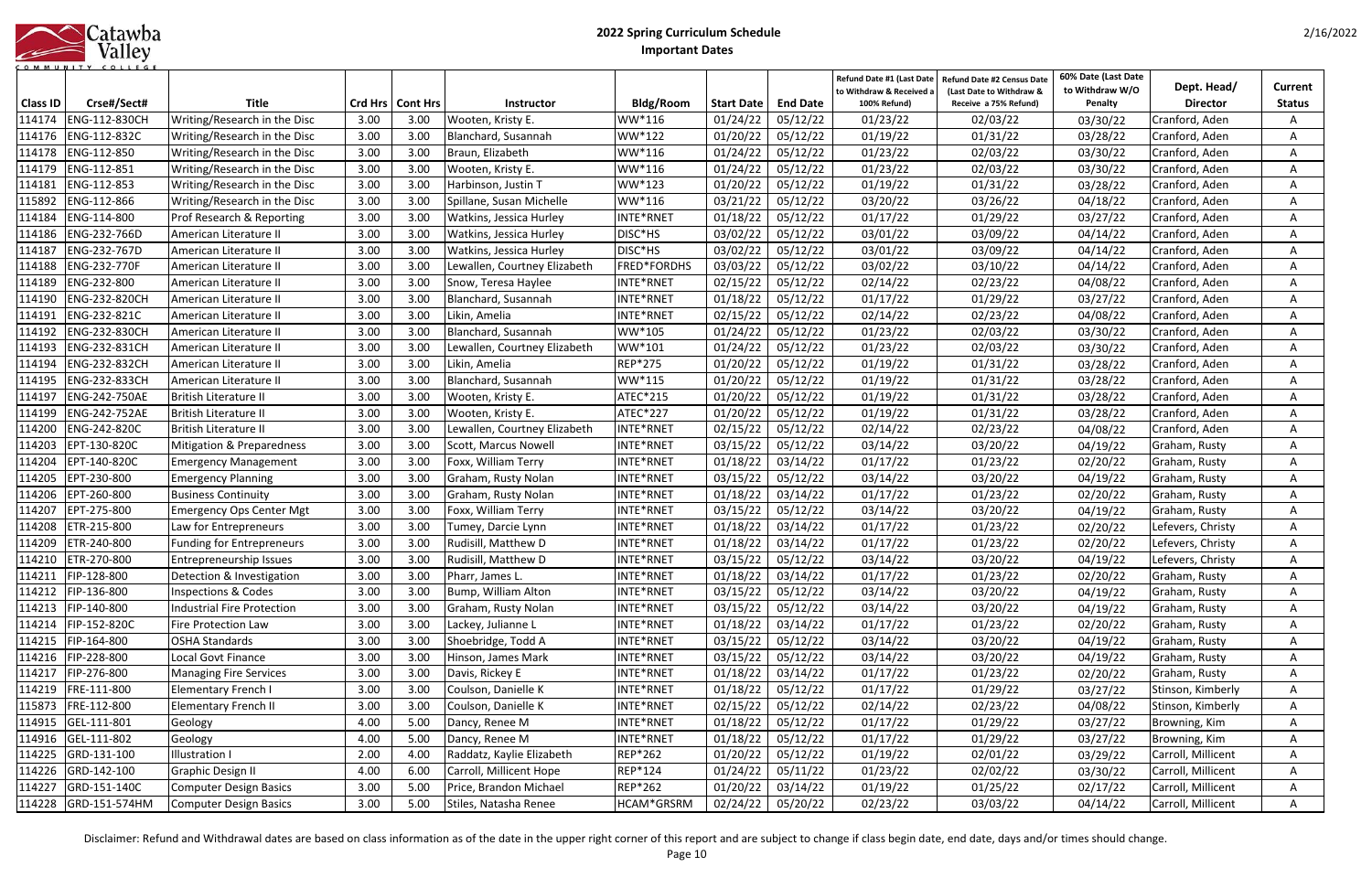# 2022 Spring Curriculum Schedule

## Important Dates

| Class ID | Crse#/Sect# | Title | Crd Hrs | Cont Hrs | Instructor | Bldg/Room | Start Date | End Date | Refund Date #1 (Last Date to Withdraw & Received a 100% Refund) | Refund Date #2 Census Date (Last Date to Withdraw & Receive a 75% Refund) | 60% Date (Last Date to Withdraw W/O Penalty | Dept. Head/ Director | Current Status |
|---|---|---|---|---|---|---|---|---|---|---|---|---|---|
| 114174 | ENG-112-830CH | Writing/Research in the Disc | 3.00 | 3.00 | Wooten, Kristy E. | WW*116 | 01/24/22 | 05/12/22 | 01/23/22 | 02/03/22 | 03/30/22 | Cranford, Aden | A |
| 114176 | ENG-112-832C | Writing/Research in the Disc | 3.00 | 3.00 | Blanchard, Susannah | WW*122 | 01/20/22 | 05/12/22 | 01/19/22 | 01/31/22 | 03/28/22 | Cranford, Aden | A |
| 114178 | ENG-112-850 | Writing/Research in the Disc | 3.00 | 3.00 | Braun, Elizabeth | WW*116 | 01/24/22 | 05/12/22 | 01/23/22 | 02/03/22 | 03/30/22 | Cranford, Aden | A |
| 114179 | ENG-112-851 | Writing/Research in the Disc | 3.00 | 3.00 | Wooten, Kristy E. | WW*116 | 01/24/22 | 05/12/22 | 01/23/22 | 02/03/22 | 03/30/22 | Cranford, Aden | A |
| 114181 | ENG-112-853 | Writing/Research in the Disc | 3.00 | 3.00 | Harbinson, Justin T | WW*123 | 01/20/22 | 05/12/22 | 01/19/22 | 01/31/22 | 03/28/22 | Cranford, Aden | A |
| 115892 | ENG-112-866 | Writing/Research in the Disc | 3.00 | 3.00 | Spillane, Susan Michelle | WW*116 | 03/21/22 | 05/12/22 | 03/20/22 | 03/26/22 | 04/18/22 | Cranford, Aden | A |
| 114184 | ENG-114-800 | Prof Research & Reporting | 3.00 | 3.00 | Watkins, Jessica Hurley | INTE*RNET | 01/18/22 | 05/12/22 | 01/17/22 | 01/29/22 | 03/27/22 | Cranford, Aden | A |
| 114186 | ENG-232-766D | American Literature II | 3.00 | 3.00 | Watkins, Jessica Hurley | DISC*HS | 03/02/22 | 05/12/22 | 03/01/22 | 03/09/22 | 04/14/22 | Cranford, Aden | A |
| 114187 | ENG-232-767D | American Literature II | 3.00 | 3.00 | Watkins, Jessica Hurley | DISC*HS | 03/02/22 | 05/12/22 | 03/01/22 | 03/09/22 | 04/14/22 | Cranford, Aden | A |
| 114188 | ENG-232-770F | American Literature II | 3.00 | 3.00 | Lewallen, Courtney Elizabeth | FRED*FORDHS | 03/03/22 | 05/12/22 | 03/02/22 | 03/10/22 | 04/14/22 | Cranford, Aden | A |
| 114189 | ENG-232-800 | American Literature II | 3.00 | 3.00 | Snow, Teresa Haylee | INTE*RNET | 02/15/22 | 05/12/22 | 02/14/22 | 02/23/22 | 04/08/22 | Cranford, Aden | A |
| 114190 | ENG-232-820CH | American Literature II | 3.00 | 3.00 | Blanchard, Susannah | INTE*RNET | 01/18/22 | 05/12/22 | 01/17/22 | 01/29/22 | 03/27/22 | Cranford, Aden | A |
| 114191 | ENG-232-821C | American Literature II | 3.00 | 3.00 | Likin, Amelia | INTE*RNET | 02/15/22 | 05/12/22 | 02/14/22 | 02/23/22 | 04/08/22 | Cranford, Aden | A |
| 114192 | ENG-232-830CH | American Literature II | 3.00 | 3.00 | Blanchard, Susannah | WW*105 | 01/24/22 | 05/12/22 | 01/23/22 | 02/03/22 | 03/30/22 | Cranford, Aden | A |
| 114193 | ENG-232-831CH | American Literature II | 3.00 | 3.00 | Lewallen, Courtney Elizabeth | WW*101 | 01/24/22 | 05/12/22 | 01/23/22 | 02/03/22 | 03/30/22 | Cranford, Aden | A |
| 114194 | ENG-232-832CH | American Literature II | 3.00 | 3.00 | Likin, Amelia | REP*275 | 01/20/22 | 05/12/22 | 01/19/22 | 01/31/22 | 03/28/22 | Cranford, Aden | A |
| 114195 | ENG-232-833CH | American Literature II | 3.00 | 3.00 | Blanchard, Susannah | WW*115 | 01/20/22 | 05/12/22 | 01/19/22 | 01/31/22 | 03/28/22 | Cranford, Aden | A |
| 114197 | ENG-242-750AE | British Literature II | 3.00 | 3.00 | Wooten, Kristy E. | ATEC*215 | 01/20/22 | 05/12/22 | 01/19/22 | 01/31/22 | 03/28/22 | Cranford, Aden | A |
| 114199 | ENG-242-752AE | British Literature II | 3.00 | 3.00 | Wooten, Kristy E. | ATEC*227 | 01/20/22 | 05/12/22 | 01/19/22 | 01/31/22 | 03/28/22 | Cranford, Aden | A |
| 114200 | ENG-242-820C | British Literature II | 3.00 | 3.00 | Lewallen, Courtney Elizabeth | INTE*RNET | 02/15/22 | 05/12/22 | 02/14/22 | 02/23/22 | 04/08/22 | Cranford, Aden | A |
| 114203 | EPT-130-820C | Mitigation & Preparedness | 3.00 | 3.00 | Scott, Marcus Nowell | INTE*RNET | 03/15/22 | 05/12/22 | 03/14/22 | 03/20/22 | 04/19/22 | Graham, Rusty | A |
| 114204 | EPT-140-820C | Emergency Management | 3.00 | 3.00 | Foxx, William Terry | INTE*RNET | 01/18/22 | 03/14/22 | 01/17/22 | 01/23/22 | 02/20/22 | Graham, Rusty | A |
| 114205 | EPT-230-800 | Emergency Planning | 3.00 | 3.00 | Graham, Rusty Nolan | INTE*RNET | 03/15/22 | 05/12/22 | 03/14/22 | 03/20/22 | 04/19/22 | Graham, Rusty | A |
| 114206 | EPT-260-800 | Business Continuity | 3.00 | 3.00 | Graham, Rusty Nolan | INTE*RNET | 01/18/22 | 03/14/22 | 01/17/22 | 01/23/22 | 02/20/22 | Graham, Rusty | A |
| 114207 | EPT-275-800 | Emergency Ops Center Mgt | 3.00 | 3.00 | Foxx, William Terry | INTE*RNET | 03/15/22 | 05/12/22 | 03/14/22 | 03/20/22 | 04/19/22 | Graham, Rusty | A |
| 114208 | ETR-215-800 | Law for Entrepreneurs | 3.00 | 3.00 | Tumey, Darcie Lynn | INTE*RNET | 01/18/22 | 03/14/22 | 01/17/22 | 01/23/22 | 02/20/22 | Lefevers, Christy | A |
| 114209 | ETR-240-800 | Funding for Entrepreneurs | 3.00 | 3.00 | Rudisill, Matthew D | INTE*RNET | 01/18/22 | 03/14/22 | 01/17/22 | 01/23/22 | 02/20/22 | Lefevers, Christy | A |
| 114210 | ETR-270-800 | Entrepreneurship Issues | 3.00 | 3.00 | Rudisill, Matthew D | INTE*RNET | 03/15/22 | 05/12/22 | 03/14/22 | 03/20/22 | 04/19/22 | Lefevers, Christy | A |
| 114211 | FIP-128-800 | Detection & Investigation | 3.00 | 3.00 | Pharr, James L. | INTE*RNET | 01/18/22 | 03/14/22 | 01/17/22 | 01/23/22 | 02/20/22 | Graham, Rusty | A |
| 114212 | FIP-136-800 | Inspections & Codes | 3.00 | 3.00 | Bump, William Alton | INTE*RNET | 03/15/22 | 05/12/22 | 03/14/22 | 03/20/22 | 04/19/22 | Graham, Rusty | A |
| 114213 | FIP-140-800 | Industrial Fire Protection | 3.00 | 3.00 | Graham, Rusty Nolan | INTE*RNET | 03/15/22 | 05/12/22 | 03/14/22 | 03/20/22 | 04/19/22 | Graham, Rusty | A |
| 114214 | FIP-152-820C | Fire Protection Law | 3.00 | 3.00 | Lackey, Julianne L | INTE*RNET | 01/18/22 | 03/14/22 | 01/17/22 | 01/23/22 | 02/20/22 | Graham, Rusty | A |
| 114215 | FIP-164-800 | OSHA Standards | 3.00 | 3.00 | Shoebridge, Todd A | INTE*RNET | 03/15/22 | 05/12/22 | 03/14/22 | 03/20/22 | 04/19/22 | Graham, Rusty | A |
| 114216 | FIP-228-800 | Local Govt Finance | 3.00 | 3.00 | Hinson, James Mark | INTE*RNET | 03/15/22 | 05/12/22 | 03/14/22 | 03/20/22 | 04/19/22 | Graham, Rusty | A |
| 114217 | FIP-276-800 | Managing Fire Services | 3.00 | 3.00 | Davis, Rickey E | INTE*RNET | 01/18/22 | 03/14/22 | 01/17/22 | 01/23/22 | 02/20/22 | Graham, Rusty | A |
| 114219 | FRE-111-800 | Elementary French I | 3.00 | 3.00 | Coulson, Danielle K | INTE*RNET | 01/18/22 | 05/12/22 | 01/17/22 | 01/29/22 | 03/27/22 | Stinson, Kimberly | A |
| 115873 | FRE-112-800 | Elementary French II | 3.00 | 3.00 | Coulson, Danielle K | INTE*RNET | 02/15/22 | 05/12/22 | 02/14/22 | 02/23/22 | 04/08/22 | Stinson, Kimberly | A |
| 114915 | GEL-111-801 | Geology | 4.00 | 5.00 | Dancy, Renee M | INTE*RNET | 01/18/22 | 05/12/22 | 01/17/22 | 01/29/22 | 03/27/22 | Browning, Kim | A |
| 114916 | GEL-111-802 | Geology | 4.00 | 5.00 | Dancy, Renee M | INTE*RNET | 01/18/22 | 05/12/22 | 01/17/22 | 01/29/22 | 03/27/22 | Browning, Kim | A |
| 114225 | GRD-131-100 | Illustration I | 2.00 | 4.00 | Raddatz, Kaylie Elizabeth | REP*262 | 01/20/22 | 05/12/22 | 01/19/22 | 02/01/22 | 03/29/22 | Carroll, Millicent | A |
| 114226 | GRD-142-100 | Graphic Design II | 4.00 | 6.00 | Carroll, Millicent Hope | REP*124 | 01/24/22 | 05/11/22 | 01/23/22 | 02/02/22 | 03/30/22 | Carroll, Millicent | A |
| 114227 | GRD-151-140C | Computer Design Basics | 3.00 | 5.00 | Price, Brandon Michael | REP*262 | 01/20/22 | 03/14/22 | 01/19/22 | 01/25/22 | 02/17/22 | Carroll, Millicent | A |
| 114228 | GRD-151-574HM | Computer Design Basics | 3.00 | 5.00 | Stiles, Natasha Renee | HCAM*GRSRM | 02/24/22 | 05/20/22 | 02/23/22 | 03/03/22 | 04/14/22 | Carroll, Millicent | A |

Disclaimer: Refund and Withdrawal dates are based on class information as of the date in the upper right corner of this report and are subject to change if class begin date, end date, days and/or times should change.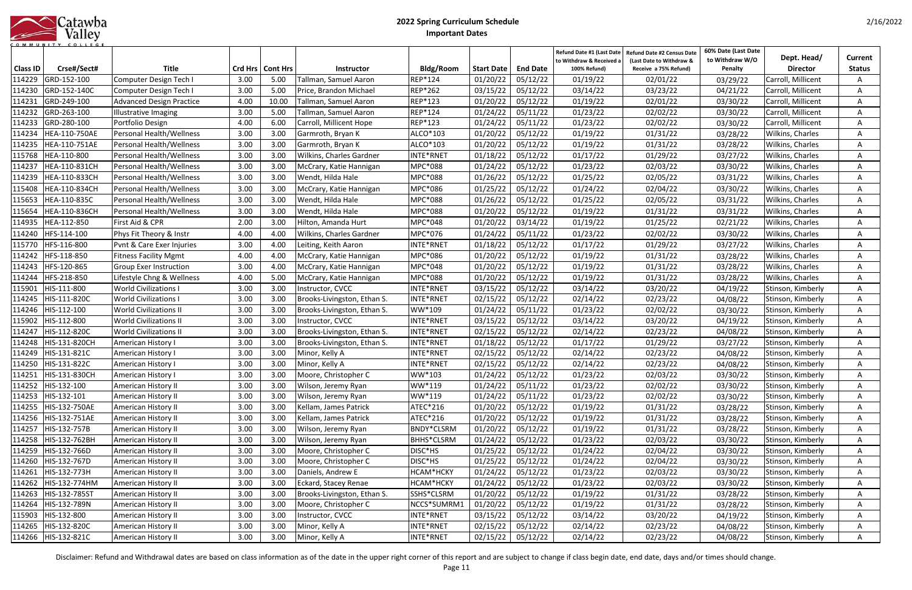# 2022 Spring Curriculum Schedule

## Important Dates

| Class ID | Crse#/Sect# | Title | Crd Hrs | Cont Hrs | Instructor | Bldg/Room | Start Date | End Date | Refund Date #1 (Last Date to Withdraw & Received a 100% Refund) | Refund Date #2 Census Date (Last Date to Withdraw & Receive a 75% Refund) | 60% Date (Last Date to Withdraw W/O Penalty | Dept. Head/ Director | Current Status |
|---|---|---|---|---|---|---|---|---|---|---|---|---|---|
| 114229 | GRD-152-100 | Computer Design Tech I | 3.00 | 5.00 | Tallman, Samuel Aaron | REP*124 | 01/20/22 | 05/12/22 | 01/19/22 | 02/01/22 | 03/29/22 | Carroll, Millicent | A |
| 114230 | GRD-152-140C | Computer Design Tech I | 3.00 | 5.00 | Price, Brandon Michael | REP*262 | 03/15/22 | 05/12/22 | 03/14/22 | 03/23/22 | 04/21/22 | Carroll, Millicent | A |
| 114231 | GRD-249-100 | Advanced Design Practice | 4.00 | 10.00 | Tallman, Samuel Aaron | REP*123 | 01/20/22 | 05/12/22 | 01/19/22 | 02/01/22 | 03/30/22 | Carroll, Millicent | A |
| 114232 | GRD-263-100 | Illustrative Imaging | 3.00 | 5.00 | Tallman, Samuel Aaron | REP*124 | 01/24/22 | 05/11/22 | 01/23/22 | 02/02/22 | 03/30/22 | Carroll, Millicent | A |
| 114233 | GRD-280-100 | Portfolio Design | 4.00 | 6.00 | Carroll, Millicent Hope | REP*123 | 01/24/22 | 05/11/22 | 01/23/22 | 02/02/22 | 03/30/22 | Carroll, Millicent | A |
| 114234 | HEA-110-750AE | Personal Health/Wellness | 3.00 | 3.00 | Garmroth, Bryan K | ALCO*103 | 01/20/22 | 05/12/22 | 01/19/22 | 01/31/22 | 03/28/22 | Wilkins, Charles | A |
| 114235 | HEA-110-751AE | Personal Health/Wellness | 3.00 | 3.00 | Garmroth, Bryan K | ALCO*103 | 01/20/22 | 05/12/22 | 01/19/22 | 01/31/22 | 03/28/22 | Wilkins, Charles | A |
| 115768 | HEA-110-800 | Personal Health/Wellness | 3.00 | 3.00 | Wilkins, Charles Gardner | INTE*RNET | 01/18/22 | 05/12/22 | 01/17/22 | 01/29/22 | 03/27/22 | Wilkins, Charles | A |
| 114237 | HEA-110-831CH | Personal Health/Wellness | 3.00 | 3.00 | McCrary, Katie Hannigan | MPC*088 | 01/24/22 | 05/12/22 | 01/23/22 | 02/03/22 | 03/30/22 | Wilkins, Charles | A |
| 114239 | HEA-110-833CH | Personal Health/Wellness | 3.00 | 3.00 | Wendt, Hilda Hale | MPC*088 | 01/26/22 | 05/12/22 | 01/25/22 | 02/05/22 | 03/31/22 | Wilkins, Charles | A |
| 115408 | HEA-110-834CH | Personal Health/Wellness | 3.00 | 3.00 | McCrary, Katie Hannigan | MPC*086 | 01/25/22 | 05/12/22 | 01/24/22 | 02/04/22 | 03/30/22 | Wilkins, Charles | A |
| 115653 | HEA-110-835C | Personal Health/Wellness | 3.00 | 3.00 | Wendt, Hilda Hale | MPC*088 | 01/26/22 | 05/12/22 | 01/25/22 | 02/05/22 | 03/31/22 | Wilkins, Charles | A |
| 115654 | HEA-110-836CH | Personal Health/Wellness | 3.00 | 3.00 | Wendt, Hilda Hale | MPC*088 | 01/20/22 | 05/12/22 | 01/19/22 | 01/31/22 | 03/31/22 | Wilkins, Charles | A |
| 114935 | HEA-112-850 | First Aid & CPR | 2.00 | 3.00 | Hilton, Amanda Hurt | MPC*048 | 01/20/22 | 03/14/22 | 01/19/22 | 01/25/22 | 02/21/22 | Wilkins, Charles | A |
| 114240 | HFS-114-100 | Phys Fit Theory & Instr | 4.00 | 4.00 | Wilkins, Charles Gardner | MPC*076 | 01/24/22 | 05/11/22 | 01/23/22 | 02/02/22 | 03/30/22 | Wilkins, Charles | A |
| 115770 | HFS-116-800 | Pvnt & Care Exer Injuries | 3.00 | 4.00 | Leiting, Keith Aaron | INTE*RNET | 01/18/22 | 05/12/22 | 01/17/22 | 01/29/22 | 03/27/22 | Wilkins, Charles | A |
| 114242 | HFS-118-850 | Fitness Facility Mgmt | 4.00 | 4.00 | McCrary, Katie Hannigan | MPC*086 | 01/20/22 | 05/12/22 | 01/19/22 | 01/31/22 | 03/28/22 | Wilkins, Charles | A |
| 114243 | HFS-120-865 | Group Exer Instruction | 3.00 | 4.00 | McCrary, Katie Hannigan | MPC*048 | 01/20/22 | 05/12/22 | 01/19/22 | 01/31/22 | 03/28/22 | Wilkins, Charles | A |
| 114244 | HFS-218-850 | Lifestyle Chng & Wellness | 4.00 | 5.00 | McCrary, Katie Hannigan | MPC*088 | 01/20/22 | 05/12/22 | 01/19/22 | 01/31/22 | 03/28/22 | Wilkins, Charles | A |
| 115901 | HIS-111-800 | World Civilizations I | 3.00 | 3.00 | Instructor, CVCC | INTE*RNET | 03/15/22 | 05/12/22 | 03/14/22 | 03/20/22 | 04/19/22 | Stinson, Kimberly | A |
| 114245 | HIS-111-820C | World Civilizations I | 3.00 | 3.00 | Brooks-Livingston, Ethan S. | INTE*RNET | 02/15/22 | 05/12/22 | 02/14/22 | 02/23/22 | 04/08/22 | Stinson, Kimberly | A |
| 114246 | HIS-112-100 | World Civilizations II | 3.00 | 3.00 | Brooks-Livingston, Ethan S. | WW*109 | 01/24/22 | 05/11/22 | 01/23/22 | 02/02/22 | 03/30/22 | Stinson, Kimberly | A |
| 115902 | HIS-112-800 | World Civilizations II | 3.00 | 3.00 | Instructor, CVCC | INTE*RNET | 03/15/22 | 05/12/22 | 03/14/22 | 03/20/22 | 04/19/22 | Stinson, Kimberly | A |
| 114247 | HIS-112-820C | World Civilizations II | 3.00 | 3.00 | Brooks-Livingston, Ethan S. | INTE*RNET | 02/15/22 | 05/12/22 | 02/14/22 | 02/23/22 | 04/08/22 | Stinson, Kimberly | A |
| 114248 | HIS-131-820CH | American History I | 3.00 | 3.00 | Brooks-Livingston, Ethan S. | INTE*RNET | 01/18/22 | 05/12/22 | 01/17/22 | 01/29/22 | 03/27/22 | Stinson, Kimberly | A |
| 114249 | HIS-131-821C | American History I | 3.00 | 3.00 | Minor, Kelly A | INTE*RNET | 02/15/22 | 05/12/22 | 02/14/22 | 02/23/22 | 04/08/22 | Stinson, Kimberly | A |
| 114250 | HIS-131-822C | American History I | 3.00 | 3.00 | Minor, Kelly A | INTE*RNET | 02/15/22 | 05/12/22 | 02/14/22 | 02/23/22 | 04/08/22 | Stinson, Kimberly | A |
| 114251 | HIS-131-830CH | American History I | 3.00 | 3.00 | Moore, Christopher C | WW*103 | 01/24/22 | 05/12/22 | 01/23/22 | 02/03/22 | 03/30/22 | Stinson, Kimberly | A |
| 114252 | HIS-132-100 | American History II | 3.00 | 3.00 | Wilson, Jeremy Ryan | WW*119 | 01/24/22 | 05/11/22 | 01/23/22 | 02/02/22 | 03/30/22 | Stinson, Kimberly | A |
| 114253 | HIS-132-101 | American History II | 3.00 | 3.00 | Wilson, Jeremy Ryan | WW*119 | 01/24/22 | 05/11/22 | 01/23/22 | 02/02/22 | 03/30/22 | Stinson, Kimberly | A |
| 114255 | HIS-132-750AE | American History II | 3.00 | 3.00 | Kellam, James Patrick | ATEC*216 | 01/20/22 | 05/12/22 | 01/19/22 | 01/31/22 | 03/28/22 | Stinson, Kimberly | A |
| 114256 | HIS-132-751AE | American History II | 3.00 | 3.00 | Kellam, James Patrick | ATEC*216 | 01/20/22 | 05/12/22 | 01/19/22 | 01/31/22 | 03/28/22 | Stinson, Kimberly | A |
| 114257 | HIS-132-757B | American History II | 3.00 | 3.00 | Wilson, Jeremy Ryan | BNDY*CLSRM | 01/20/22 | 05/12/22 | 01/19/22 | 01/31/22 | 03/28/22 | Stinson, Kimberly | A |
| 114258 | HIS-132-762BH | American History II | 3.00 | 3.00 | Wilson, Jeremy Ryan | BHHS*CLSRM | 01/24/22 | 05/12/22 | 01/23/22 | 02/03/22 | 03/30/22 | Stinson, Kimberly | A |
| 114259 | HIS-132-766D | American History II | 3.00 | 3.00 | Moore, Christopher C | DISC*HS | 01/25/22 | 05/12/22 | 01/24/22 | 02/04/22 | 03/30/22 | Stinson, Kimberly | A |
| 114260 | HIS-132-767D | American History II | 3.00 | 3.00 | Moore, Christopher C | DISC*HS | 01/25/22 | 05/12/22 | 01/24/22 | 02/04/22 | 03/30/22 | Stinson, Kimberly | A |
| 114261 | HIS-132-773H | American History II | 3.00 | 3.00 | Daniels, Andrew E | HCAM*HCKY | 01/24/22 | 05/12/22 | 01/23/22 | 02/03/22 | 03/30/22 | Stinson, Kimberly | A |
| 114262 | HIS-132-774HM | American History II | 3.00 | 3.00 | Eckard, Stacey Renae | HCAM*HCKY | 01/24/22 | 05/12/22 | 01/23/22 | 02/03/22 | 03/30/22 | Stinson, Kimberly | A |
| 114263 | HIS-132-785ST | American History II | 3.00 | 3.00 | Brooks-Livingston, Ethan S. | SSHS*CLSRM | 01/20/22 | 05/12/22 | 01/19/22 | 01/31/22 | 03/28/22 | Stinson, Kimberly | A |
| 114264 | HIS-132-789N | American History II | 3.00 | 3.00 | Moore, Christopher C | NCCS*SUMRM1 | 01/20/22 | 05/12/22 | 01/19/22 | 01/31/22 | 03/28/22 | Stinson, Kimberly | A |
| 115903 | HIS-132-800 | American History II | 3.00 | 3.00 | Instructor, CVCC | INTE*RNET | 03/15/22 | 05/12/22 | 03/14/22 | 03/20/22 | 04/19/22 | Stinson, Kimberly | A |
| 114265 | HIS-132-820C | American History II | 3.00 | 3.00 | Minor, Kelly A | INTE*RNET | 02/15/22 | 05/12/22 | 02/14/22 | 02/23/22 | 04/08/22 | Stinson, Kimberly | A |
| 114266 | HIS-132-821C | American History II | 3.00 | 3.00 | Minor, Kelly A | INTE*RNET | 02/15/22 | 05/12/22 | 02/14/22 | 02/23/22 | 04/08/22 | Stinson, Kimberly | A |

Disclaimer: Refund and Withdrawal dates are based on class information as of the date in the upper right corner of this report and are subject to change if class begin date, end date, days and/or times should change.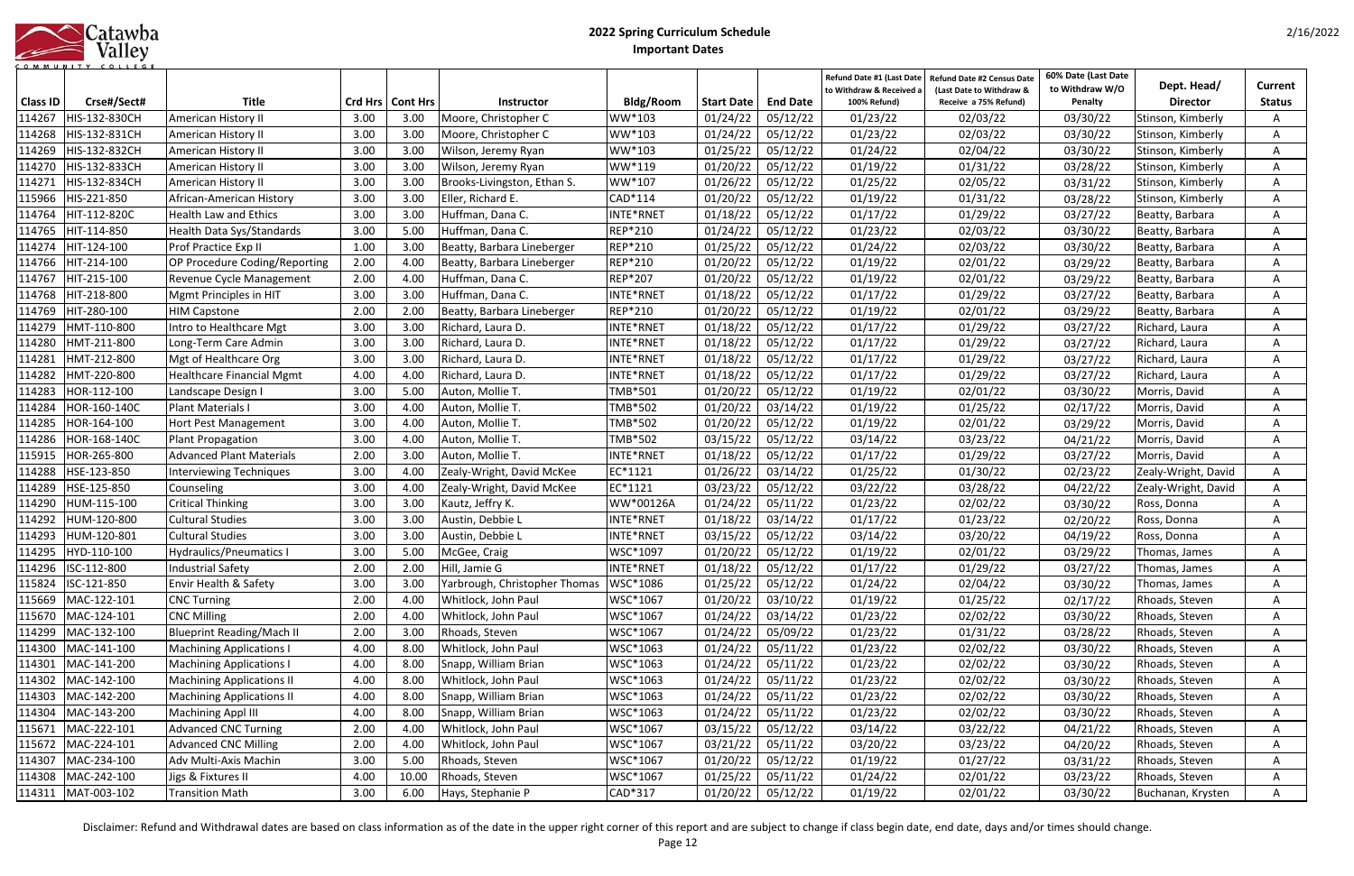# 2022 Spring Curriculum Schedule

## Important Dates

| Class ID | Crse#/Sect# | Title | Crd Hrs | Cont Hrs | Instructor | Bldg/Room | Start Date | End Date | Refund Date #1 (Last Date to Withdraw & Received a 100% Refund) | Refund Date #2 Census Date (Last Date to Withdraw & Receive a 75% Refund) | 60% Date (Last Date to Withdraw W/O Penalty | Dept. Head/ Director | Current Status |
|---|---|---|---|---|---|---|---|---|---|---|---|---|---|
| 114267 | HIS-132-830CH | American History II | 3.00 | 3.00 | Moore, Christopher C | WW*103 | 01/24/22 | 05/12/22 | 01/23/22 | 02/03/22 | 03/30/22 | Stinson, Kimberly | A |
| 114268 | HIS-132-831CH | American History II | 3.00 | 3.00 | Moore, Christopher C | WW*103 | 01/24/22 | 05/12/22 | 01/23/22 | 02/03/22 | 03/30/22 | Stinson, Kimberly | A |
| 114269 | HIS-132-832CH | American History II | 3.00 | 3.00 | Wilson, Jeremy Ryan | WW*103 | 01/25/22 | 05/12/22 | 01/24/22 | 02/04/22 | 03/30/22 | Stinson, Kimberly | A |
| 114270 | HIS-132-833CH | American History II | 3.00 | 3.00 | Wilson, Jeremy Ryan | WW*119 | 01/20/22 | 05/12/22 | 01/19/22 | 01/31/22 | 03/28/22 | Stinson, Kimberly | A |
| 114271 | HIS-132-834CH | American History II | 3.00 | 3.00 | Brooks-Livingston, Ethan S. | WW*107 | 01/26/22 | 05/12/22 | 01/25/22 | 02/05/22 | 03/31/22 | Stinson, Kimberly | A |
| 115966 | HIS-221-850 | African-American History | 3.00 | 3.00 | Eller, Richard E. | CAD*114 | 01/20/22 | 05/12/22 | 01/19/22 | 01/31/22 | 03/28/22 | Stinson, Kimberly | A |
| 114764 | HIT-112-820C | Health Law and Ethics | 3.00 | 3.00 | Huffman, Dana C. | INTE*RNET | 01/18/22 | 05/12/22 | 01/17/22 | 01/29/22 | 03/27/22 | Beatty, Barbara | A |
| 114765 | HIT-114-850 | Health Data Sys/Standards | 3.00 | 5.00 | Huffman, Dana C. | REP*210 | 01/24/22 | 05/12/22 | 01/23/22 | 02/03/22 | 03/30/22 | Beatty, Barbara | A |
| 114274 | HIT-124-100 | Prof Practice Exp II | 1.00 | 3.00 | Beatty, Barbara Lineberger | REP*210 | 01/25/22 | 05/12/22 | 01/24/22 | 02/03/22 | 03/30/22 | Beatty, Barbara | A |
| 114766 | HIT-214-100 | OP Procedure Coding/Reporting | 2.00 | 4.00 | Beatty, Barbara Lineberger | REP*210 | 01/20/22 | 05/12/22 | 01/19/22 | 02/01/22 | 03/29/22 | Beatty, Barbara | A |
| 114767 | HIT-215-100 | Revenue Cycle Management | 2.00 | 4.00 | Huffman, Dana C. | REP*207 | 01/20/22 | 05/12/22 | 01/19/22 | 02/01/22 | 03/29/22 | Beatty, Barbara | A |
| 114768 | HIT-218-800 | Mgmt Principles in HIT | 3.00 | 3.00 | Huffman, Dana C. | INTE*RNET | 01/18/22 | 05/12/22 | 01/17/22 | 01/29/22 | 03/27/22 | Beatty, Barbara | A |
| 114769 | HIT-280-100 | HIM Capstone | 2.00 | 2.00 | Beatty, Barbara Lineberger | REP*210 | 01/20/22 | 05/12/22 | 01/19/22 | 02/01/22 | 03/29/22 | Beatty, Barbara | A |
| 114279 | HMT-110-800 | Intro to Healthcare Mgt | 3.00 | 3.00 | Richard, Laura D. | INTE*RNET | 01/18/22 | 05/12/22 | 01/17/22 | 01/29/22 | 03/27/22 | Richard, Laura | A |
| 114280 | HMT-211-800 | Long-Term Care Admin | 3.00 | 3.00 | Richard, Laura D. | INTE*RNET | 01/18/22 | 05/12/22 | 01/17/22 | 01/29/22 | 03/27/22 | Richard, Laura | A |
| 114281 | HMT-212-800 | Mgt of Healthcare Org | 3.00 | 3.00 | Richard, Laura D. | INTE*RNET | 01/18/22 | 05/12/22 | 01/17/22 | 01/29/22 | 03/27/22 | Richard, Laura | A |
| 114282 | HMT-220-800 | Healthcare Financial Mgmt | 4.00 | 4.00 | Richard, Laura D. | INTE*RNET | 01/18/22 | 05/12/22 | 01/17/22 | 01/29/22 | 03/27/22 | Richard, Laura | A |
| 114283 | HOR-112-100 | Landscape Design I | 3.00 | 5.00 | Auton, Mollie T. | TMB*501 | 01/20/22 | 05/12/22 | 01/19/22 | 02/01/22 | 03/30/22 | Morris, David | A |
| 114284 | HOR-160-140C | Plant Materials I | 3.00 | 4.00 | Auton, Mollie T. | TMB*502 | 01/20/22 | 03/14/22 | 01/19/22 | 01/25/22 | 02/17/22 | Morris, David | A |
| 114285 | HOR-164-100 | Hort Pest Management | 3.00 | 4.00 | Auton, Mollie T. | TMB*502 | 01/20/22 | 05/12/22 | 01/19/22 | 02/01/22 | 03/29/22 | Morris, David | A |
| 114286 | HOR-168-140C | Plant Propagation | 3.00 | 4.00 | Auton, Mollie T. | TMB*502 | 03/15/22 | 05/12/22 | 03/14/22 | 03/23/22 | 04/21/22 | Morris, David | A |
| 115915 | HOR-265-800 | Advanced Plant Materials | 2.00 | 3.00 | Auton, Mollie T. | INTE*RNET | 01/18/22 | 05/12/22 | 01/17/22 | 01/29/22 | 03/27/22 | Morris, David | A |
| 114288 | HSE-123-850 | Interviewing Techniques | 3.00 | 4.00 | Zealy-Wright, David McKee | EC*1121 | 01/26/22 | 03/14/22 | 01/25/22 | 01/30/22 | 02/23/22 | Zealy-Wright, David | A |
| 114289 | HSE-125-850 | Counseling | 3.00 | 4.00 | Zealy-Wright, David McKee | EC*1121 | 03/23/22 | 05/12/22 | 03/22/22 | 03/28/22 | 04/22/22 | Zealy-Wright, David | A |
| 114290 | HUM-115-100 | Critical Thinking | 3.00 | 3.00 | Kautz, Jeffry K. | WW*00126A | 01/24/22 | 05/11/22 | 01/23/22 | 02/02/22 | 03/30/22 | Ross, Donna | A |
| 114292 | HUM-120-800 | Cultural Studies | 3.00 | 3.00 | Austin, Debbie L | INTE*RNET | 01/18/22 | 03/14/22 | 01/17/22 | 01/23/22 | 02/20/22 | Ross, Donna | A |
| 114293 | HUM-120-801 | Cultural Studies | 3.00 | 3.00 | Austin, Debbie L | INTE*RNET | 03/15/22 | 05/12/22 | 03/14/22 | 03/20/22 | 04/19/22 | Ross, Donna | A |
| 114295 | HYD-110-100 | Hydraulics/Pneumatics I | 3.00 | 5.00 | McGee, Craig | WSC*1097 | 01/20/22 | 05/12/22 | 01/19/22 | 02/01/22 | 03/29/22 | Thomas, James | A |
| 114296 | ISC-112-800 | Industrial Safety | 2.00 | 2.00 | Hill, Jamie G | INTE*RNET | 01/18/22 | 05/12/22 | 01/17/22 | 01/29/22 | 03/27/22 | Thomas, James | A |
| 115824 | ISC-121-850 | Envir Health & Safety | 3.00 | 3.00 | Yarbrough, Christopher Thomas | WSC*1086 | 01/25/22 | 05/12/22 | 01/24/22 | 02/04/22 | 03/30/22 | Thomas, James | A |
| 115669 | MAC-122-101 | CNC Turning | 2.00 | 4.00 | Whitlock, John Paul | WSC*1067 | 01/20/22 | 03/10/22 | 01/19/22 | 01/25/22 | 02/17/22 | Rhoads, Steven | A |
| 115670 | MAC-124-101 | CNC Milling | 2.00 | 4.00 | Whitlock, John Paul | WSC*1067 | 01/24/22 | 03/14/22 | 01/23/22 | 02/02/22 | 03/30/22 | Rhoads, Steven | A |
| 114299 | MAC-132-100 | Blueprint Reading/Mach II | 2.00 | 3.00 | Rhoads, Steven | WSC*1067 | 01/24/22 | 05/09/22 | 01/23/22 | 01/31/22 | 03/28/22 | Rhoads, Steven | A |
| 114300 | MAC-141-100 | Machining Applications I | 4.00 | 8.00 | Whitlock, John Paul | WSC*1063 | 01/24/22 | 05/11/22 | 01/23/22 | 02/02/22 | 03/30/22 | Rhoads, Steven | A |
| 114301 | MAC-141-200 | Machining Applications I | 4.00 | 8.00 | Snapp, William Brian | WSC*1063 | 01/24/22 | 05/11/22 | 01/23/22 | 02/02/22 | 03/30/22 | Rhoads, Steven | A |
| 114302 | MAC-142-100 | Machining Applications II | 4.00 | 8.00 | Whitlock, John Paul | WSC*1063 | 01/24/22 | 05/11/22 | 01/23/22 | 02/02/22 | 03/30/22 | Rhoads, Steven | A |
| 114303 | MAC-142-200 | Machining Applications II | 4.00 | 8.00 | Snapp, William Brian | WSC*1063 | 01/24/22 | 05/11/22 | 01/23/22 | 02/02/22 | 03/30/22 | Rhoads, Steven | A |
| 114304 | MAC-143-100 | Machining Appl III | 4.00 | 8.00 | Snapp, William Brian | WSC*1063 | 01/24/22 | 05/11/22 | 01/23/22 | 02/02/22 | 03/30/22 | Rhoads, Steven | A |
| 115671 | MAC-222-101 | Advanced CNC Turning | 2.00 | 4.00 | Whitlock, John Paul | WSC*1067 | 03/15/22 | 05/12/22 | 03/14/22 | 03/22/22 | 04/21/22 | Rhoads, Steven | A |
| 115672 | MAC-224-101 | Advanced CNC Milling | 2.00 | 4.00 | Whitlock, John Paul | WSC*1067 | 03/21/22 | 05/11/22 | 03/20/22 | 03/23/22 | 04/20/22 | Rhoads, Steven | A |
| 114307 | MAC-234-100 | Adv Multi-Axis Machin | 3.00 | 5.00 | Rhoads, Steven | WSC*1067 | 01/20/22 | 05/12/22 | 01/19/22 | 01/27/22 | 03/31/22 | Rhoads, Steven | A |
| 114308 | MAC-242-100 | Jigs & Fixtures II | 4.00 | 10.00 | Rhoads, Steven | WSC*1067 | 01/25/22 | 05/11/22 | 01/24/22 | 02/01/22 | 03/23/22 | Rhoads, Steven | A |
| 114311 | MAT-003-102 | Transition Math | 3.00 | 6.00 | Hays, Stephanie P | CAD*317 | 01/20/22 | 05/12/22 | 01/19/22 | 02/01/22 | 03/30/22 | Buchanan, Krysten | A |

Disclaimer: Refund and Withdrawal dates are based on class information as of the date in the upper right corner of this report and are subject to change if class begin date, end date, days and/or times should change.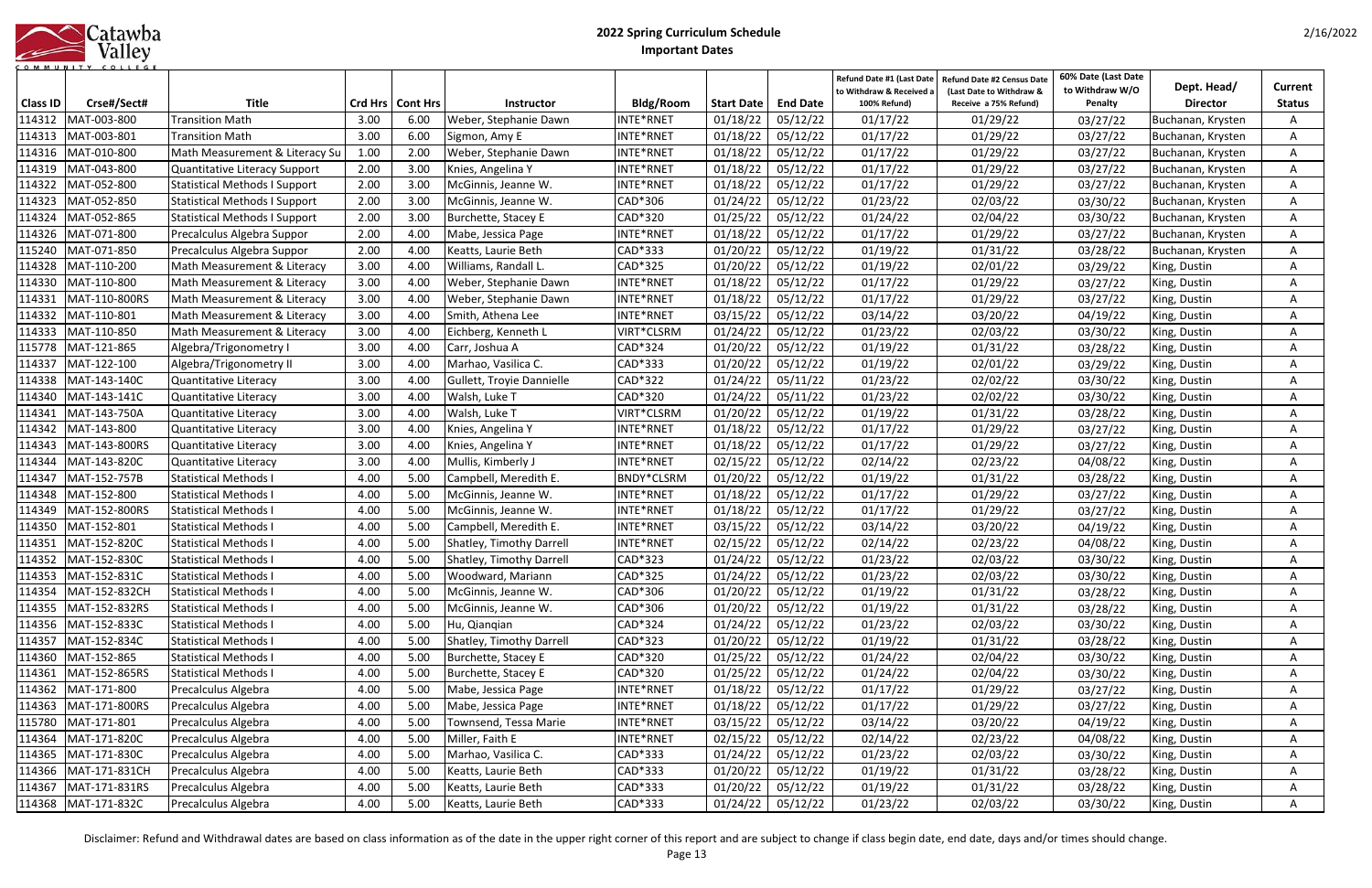# 2022 Spring Curriculum Schedule

## Important Dates

| Class ID | Crse#/Sect# | Title | Crd Hrs | Cont Hrs | Instructor | Bldg/Room | Start Date | End Date | Refund Date #1 (Last Date to Withdraw & Received a 100% Refund) | Refund Date #2 Census Date (Last Date to Withdraw & Receive a 75% Refund) | 60% Date (Last Date to Withdraw W/O Penalty | Dept. Head/ Director | Current Status |
|---|---|---|---|---|---|---|---|---|---|---|---|---|---|
| 114312 | MAT-003-800 | Transition Math | 3.00 | 6.00 | Weber, Stephanie Dawn | INTE*RNET | 01/18/22 | 05/12/22 | 01/17/22 | 01/29/22 | 03/27/22 | Buchanan, Krysten | A |
| 114313 | MAT-003-801 | Transition Math | 3.00 | 6.00 | Sigmon, Amy E | INTE*RNET | 01/18/22 | 05/12/22 | 01/17/22 | 01/29/22 | 03/27/22 | Buchanan, Krysten | A |
| 114316 | MAT-010-800 | Math Measurement & Literacy Su | 1.00 | 2.00 | Weber, Stephanie Dawn | INTE*RNET | 01/18/22 | 05/12/22 | 01/17/22 | 01/29/22 | 03/27/22 | Buchanan, Krysten | A |
| 114319 | MAT-043-800 | Quantitative Literacy Support | 2.00 | 3.00 | Knies, Angelina Y | INTE*RNET | 01/18/22 | 05/12/22 | 01/17/22 | 01/29/22 | 03/27/22 | Buchanan, Krysten | A |
| 114322 | MAT-052-800 | Statistical Methods I Support | 2.00 | 3.00 | McGinnis, Jeanne W. | INTE*RNET | 01/18/22 | 05/12/22 | 01/17/22 | 01/29/22 | 03/27/22 | Buchanan, Krysten | A |
| 114323 | MAT-052-850 | Statistical Methods I Support | 2.00 | 3.00 | McGinnis, Jeanne W. | CAD*306 | 01/24/22 | 05/12/22 | 01/23/22 | 02/03/22 | 03/30/22 | Buchanan, Krysten | A |
| 114324 | MAT-052-865 | Statistical Methods I Support | 2.00 | 3.00 | Burchette, Stacey E | CAD*320 | 01/25/22 | 05/12/22 | 01/24/22 | 02/04/22 | 03/30/22 | Buchanan, Krysten | A |
| 114326 | MAT-071-800 | Precalculus Algebra Suppor | 2.00 | 4.00 | Mabe, Jessica Page | INTE*RNET | 01/18/22 | 05/12/22 | 01/17/22 | 01/29/22 | 03/27/22 | Buchanan, Krysten | A |
| 115240 | MAT-071-850 | Precalculus Algebra Suppor | 2.00 | 4.00 | Keatts, Laurie Beth | CAD*333 | 01/20/22 | 05/12/22 | 01/19/22 | 01/31/22 | 03/28/22 | Buchanan, Krysten | A |
| 114328 | MAT-110-200 | Math Measurement & Literacy | 3.00 | 4.00 | Williams, Randall L. | CAD*325 | 01/20/22 | 05/12/22 | 01/19/22 | 02/01/22 | 03/29/22 | King, Dustin | A |
| 114330 | MAT-110-800 | Math Measurement & Literacy | 3.00 | 4.00 | Weber, Stephanie Dawn | INTE*RNET | 01/18/22 | 05/12/22 | 01/17/22 | 01/29/22 | 03/27/22 | King, Dustin | A |
| 114331 | MAT-110-800RS | Math Measurement & Literacy | 3.00 | 4.00 | Weber, Stephanie Dawn | INTE*RNET | 01/18/22 | 05/12/22 | 01/17/22 | 01/29/22 | 03/27/22 | King, Dustin | A |
| 114332 | MAT-110-801 | Math Measurement & Literacy | 3.00 | 4.00 | Smith, Athena Lee | INTE*RNET | 03/15/22 | 05/12/22 | 03/14/22 | 03/20/22 | 04/19/22 | King, Dustin | A |
| 114333 | MAT-110-850 | Math Measurement & Literacy | 3.00 | 4.00 | Eichberg, Kenneth L | VIRT*CLSRM | 01/24/22 | 05/12/22 | 01/23/22 | 02/03/22 | 03/30/22 | King, Dustin | A |
| 115778 | MAT-121-865 | Algebra/Trigonometry I | 3.00 | 4.00 | Carr, Joshua A | CAD*324 | 01/20/22 | 05/12/22 | 01/19/22 | 01/31/22 | 03/28/22 | King, Dustin | A |
| 114337 | MAT-122-100 | Algebra/Trigonometry II | 3.00 | 4.00 | Marhao, Vasilica C. | CAD*333 | 01/20/22 | 05/12/22 | 01/19/22 | 02/01/22 | 03/29/22 | King, Dustin | A |
| 114338 | MAT-143-140C | Quantitative Literacy | 3.00 | 4.00 | Gullett, Troyie Dannielle | CAD*322 | 01/24/22 | 05/11/22 | 01/23/22 | 02/02/22 | 03/30/22 | King, Dustin | A |
| 114340 | MAT-143-141C | Quantitative Literacy | 3.00 | 4.00 | Walsh, Luke T | CAD*320 | 01/24/22 | 05/11/22 | 01/23/22 | 02/02/22 | 03/30/22 | King, Dustin | A |
| 114341 | MAT-143-750A | Quantitative Literacy | 3.00 | 4.00 | Walsh, Luke T | VIRT*CLSRM | 01/20/22 | 05/12/22 | 01/19/22 | 01/31/22 | 03/28/22 | King, Dustin | A |
| 114342 | MAT-143-800 | Quantitative Literacy | 3.00 | 4.00 | Knies, Angelina Y | INTE*RNET | 01/18/22 | 05/12/22 | 01/17/22 | 01/29/22 | 03/27/22 | King, Dustin | A |
| 114343 | MAT-143-800RS | Quantitative Literacy | 3.00 | 4.00 | Knies, Angelina Y | INTE*RNET | 01/18/22 | 05/12/22 | 01/17/22 | 01/29/22 | 03/27/22 | King, Dustin | A |
| 114344 | MAT-143-820C | Quantitative Literacy | 3.00 | 4.00 | Mullis, Kimberly J | INTE*RNET | 02/15/22 | 05/12/22 | 02/14/22 | 02/23/22 | 04/08/22 | King, Dustin | A |
| 114347 | MAT-152-757B | Statistical Methods I | 4.00 | 5.00 | Campbell, Meredith E. | BNDY*CLSRM | 01/20/22 | 05/12/22 | 01/19/22 | 01/31/22 | 03/28/22 | King, Dustin | A |
| 114348 | MAT-152-800 | Statistical Methods I | 4.00 | 5.00 | McGinnis, Jeanne W. | INTE*RNET | 01/18/22 | 05/12/22 | 01/17/22 | 01/29/22 | 03/27/22 | King, Dustin | A |
| 114349 | MAT-152-800RS | Statistical Methods I | 4.00 | 5.00 | McGinnis, Jeanne W. | INTE*RNET | 01/18/22 | 05/12/22 | 01/17/22 | 01/29/22 | 03/27/22 | King, Dustin | A |
| 114350 | MAT-152-801 | Statistical Methods I | 4.00 | 5.00 | Campbell, Meredith E. | INTE*RNET | 03/15/22 | 05/12/22 | 03/14/22 | 03/20/22 | 04/19/22 | King, Dustin | A |
| 114351 | MAT-152-820C | Statistical Methods I | 4.00 | 5.00 | Shatley, Timothy Darrell | INTE*RNET | 02/15/22 | 05/12/22 | 02/14/22 | 02/23/22 | 04/08/22 | King, Dustin | A |
| 114352 | MAT-152-830C | Statistical Methods I | 4.00 | 5.00 | Shatley, Timothy Darrell | CAD*323 | 01/24/22 | 05/12/22 | 01/23/22 | 02/03/22 | 03/30/22 | King, Dustin | A |
| 114353 | MAT-152-831C | Statistical Methods I | 4.00 | 5.00 | Woodward, Mariann | CAD*325 | 01/24/22 | 05/12/22 | 01/23/22 | 02/03/22 | 03/30/22 | King, Dustin | A |
| 114354 | MAT-152-832CH | Statistical Methods I | 4.00 | 5.00 | McGinnis, Jeanne W. | CAD*306 | 01/20/22 | 05/12/22 | 01/19/22 | 01/31/22 | 03/28/22 | King, Dustin | A |
| 114355 | MAT-152-832RS | Statistical Methods I | 4.00 | 5.00 | McGinnis, Jeanne W. | CAD*306 | 01/20/22 | 05/12/22 | 01/19/22 | 01/31/22 | 03/28/22 | King, Dustin | A |
| 114356 | MAT-152-833C | Statistical Methods I | 4.00 | 5.00 | Hu, Qianqian | CAD*324 | 01/24/22 | 05/12/22 | 01/23/22 | 02/03/22 | 03/30/22 | King, Dustin | A |
| 114357 | MAT-152-834C | Statistical Methods I | 4.00 | 5.00 | Shatley, Timothy Darrell | CAD*323 | 01/20/22 | 05/12/22 | 01/19/22 | 01/31/22 | 03/28/22 | King, Dustin | A |
| 114360 | MAT-152-865 | Statistical Methods I | 4.00 | 5.00 | Burchette, Stacey E | CAD*320 | 01/25/22 | 05/12/22 | 01/24/22 | 02/04/22 | 03/30/22 | King, Dustin | A |
| 114361 | MAT-152-865RS | Statistical Methods I | 4.00 | 5.00 | Burchette, Stacey E | CAD*320 | 01/25/22 | 05/12/22 | 01/24/22 | 02/04/22 | 03/30/22 | King, Dustin | A |
| 114362 | MAT-171-800 | Precalculus Algebra | 4.00 | 5.00 | Mabe, Jessica Page | INTE*RNET | 01/18/22 | 05/12/22 | 01/17/22 | 01/29/22 | 03/27/22 | King, Dustin | A |
| 114363 | MAT-171-800RS | Precalculus Algebra | 4.00 | 5.00 | Mabe, Jessica Page | INTE*RNET | 01/18/22 | 05/12/22 | 01/17/22 | 01/29/22 | 03/27/22 | King, Dustin | A |
| 115780 | MAT-171-801 | Precalculus Algebra | 4.00 | 5.00 | Townsend, Tessa Marie | INTE*RNET | 03/15/22 | 05/12/22 | 03/14/22 | 03/20/22 | 04/19/22 | King, Dustin | A |
| 114364 | MAT-171-820C | Precalculus Algebra | 4.00 | 5.00 | Miller, Faith E | INTE*RNET | 02/15/22 | 05/12/22 | 02/14/22 | 02/23/22 | 04/08/22 | King, Dustin | A |
| 114365 | MAT-171-830C | Precalculus Algebra | 4.00 | 5.00 | Marhao, Vasilica C. | CAD*333 | 01/24/22 | 05/12/22 | 01/23/22 | 02/03/22 | 03/30/22 | King, Dustin | A |
| 114366 | MAT-171-831CH | Precalculus Algebra | 4.00 | 5.00 | Keatts, Laurie Beth | CAD*333 | 01/20/22 | 05/12/22 | 01/19/22 | 01/31/22 | 03/28/22 | King, Dustin | A |
| 114367 | MAT-171-831RS | Precalculus Algebra | 4.00 | 5.00 | Keatts, Laurie Beth | CAD*333 | 01/20/22 | 05/12/22 | 01/19/22 | 01/31/22 | 03/28/22 | King, Dustin | A |
| 114368 | MAT-171-832C | Precalculus Algebra | 4.00 | 5.00 | Keatts, Laurie Beth | CAD*333 | 01/24/22 | 05/12/22 | 01/23/22 | 02/03/22 | 03/30/22 | King, Dustin | A |

Disclaimer: Refund and Withdrawal dates are based on class information as of the date in the upper right corner of this report and are subject to change if class begin date, end date, days and/or times should change.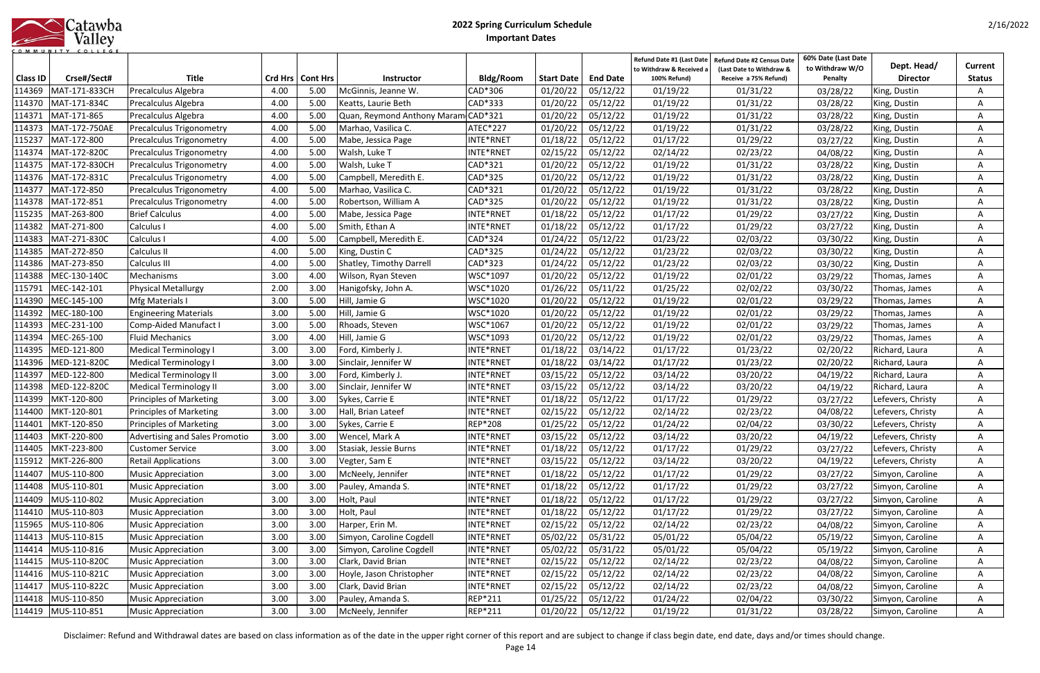# 2022 Spring Curriculum Schedule

## Important Dates

| Class ID | Crse#/Sect# | Title | Crd Hrs | Cont Hrs | Instructor | Bldg/Room | Start Date | End Date | Refund Date #1 (Last Date to Withdraw & Received a 100% Refund) | Refund Date #2 Census Date (Last Date to Withdraw & Receive a 75% Refund) | 60% Date (Last Date to Withdraw W/O Penalty | Dept. Head/ Director | Current Status |
|---|---|---|---|---|---|---|---|---|---|---|---|---|---|
| 114369 | MAT-171-833CH | Precalculus Algebra | 4.00 | 5.00 | McGinnis, Jeanne W. | CAD*306 | 01/20/22 | 05/12/22 | 01/19/22 | 01/31/22 | 03/28/22 | King, Dustin | A |
| 114370 | MAT-171-834C | Precalculus Algebra | 4.00 | 5.00 | Keatts, Laurie Beth | CAD*333 | 01/20/22 | 05/12/22 | 01/19/22 | 01/31/22 | 03/28/22 | King, Dustin | A |
| 114371 | MAT-171-865 | Precalculus Algebra | 4.00 | 5.00 | Quan, Reymond Anthony Maram | CAD*321 | 01/20/22 | 05/12/22 | 01/19/22 | 01/31/22 | 03/28/22 | King, Dustin | A |
| 114373 | MAT-172-750AE | Precalculus Trigonometry | 4.00 | 5.00 | Marhao, Vasilica C. | ATEC*227 | 01/20/22 | 05/12/22 | 01/19/22 | 01/31/22 | 03/28/22 | King, Dustin | A |
| 115237 | MAT-172-800 | Precalculus Trigonometry | 4.00 | 5.00 | Mabe, Jessica Page | INTE*RNET | 01/18/22 | 05/12/22 | 01/17/22 | 01/29/22 | 03/27/22 | King, Dustin | A |
| 114374 | MAT-172-820C | Precalculus Trigonometry | 4.00 | 5.00 | Walsh, Luke T | INTE*RNET | 02/15/22 | 05/12/22 | 02/14/22 | 02/23/22 | 04/08/22 | King, Dustin | A |
| 114375 | MAT-172-830CH | Precalculus Trigonometry | 4.00 | 5.00 | Walsh, Luke T | CAD*321 | 01/20/22 | 05/12/22 | 01/19/22 | 01/31/22 | 03/28/22 | King, Dustin | A |
| 114376 | MAT-172-831C | Precalculus Trigonometry | 4.00 | 5.00 | Campbell, Meredith E. | CAD*325 | 01/20/22 | 05/12/22 | 01/19/22 | 01/31/22 | 03/28/22 | King, Dustin | A |
| 114377 | MAT-172-850 | Precalculus Trigonometry | 4.00 | 5.00 | Marhao, Vasilica C. | CAD*321 | 01/20/22 | 05/12/22 | 01/19/22 | 01/31/22 | 03/28/22 | King, Dustin | A |
| 114378 | MAT-172-851 | Precalculus Trigonometry | 4.00 | 5.00 | Robertson, William A | CAD*325 | 01/20/22 | 05/12/22 | 01/19/22 | 01/31/22 | 03/28/22 | King, Dustin | A |
| 115235 | MAT-263-800 | Brief Calculus | 4.00 | 5.00 | Mabe, Jessica Page | INTE*RNET | 01/18/22 | 05/12/22 | 01/17/22 | 01/29/22 | 03/27/22 | King, Dustin | A |
| 114382 | MAT-271-800 | Calculus I | 4.00 | 5.00 | Smith, Ethan A | INTE*RNET | 01/18/22 | 05/12/22 | 01/17/22 | 01/29/22 | 03/27/22 | King, Dustin | A |
| 114383 | MAT-271-830C | Calculus I | 4.00 | 5.00 | Campbell, Meredith E. | CAD*324 | 01/24/22 | 05/12/22 | 01/23/22 | 02/03/22 | 03/30/22 | King, Dustin | A |
| 114385 | MAT-272-850 | Calculus II | 4.00 | 5.00 | King, Dustin C | CAD*325 | 01/24/22 | 05/12/22 | 01/23/22 | 02/03/22 | 03/30/22 | King, Dustin | A |
| 114386 | MAT-273-850 | Calculus III | 4.00 | 5.00 | Shatley, Timothy Darrell | CAD*323 | 01/24/22 | 05/12/22 | 01/23/22 | 02/03/22 | 03/30/22 | King, Dustin | A |
| 114388 | MEC-130-140C | Mechanisms | 3.00 | 4.00 | Wilson, Ryan Steven | WSC*1097 | 01/20/22 | 05/12/22 | 01/19/22 | 02/01/22 | 03/29/22 | Thomas, James | A |
| 115791 | MEC-142-101 | Physical Metallurgy | 2.00 | 3.00 | Hanigofsky, John A. | WSC*1020 | 01/26/22 | 05/11/22 | 01/25/22 | 02/02/22 | 03/30/22 | Thomas, James | A |
| 114390 | MEC-145-100 | Mfg Materials I | 3.00 | 5.00 | Hill, Jamie G | WSC*1020 | 01/20/22 | 05/12/22 | 01/19/22 | 02/01/22 | 03/29/22 | Thomas, James | A |
| 114392 | MEC-180-100 | Engineering Materials | 3.00 | 5.00 | Hill, Jamie G | WSC*1020 | 01/20/22 | 05/12/22 | 01/19/22 | 02/01/22 | 03/29/22 | Thomas, James | A |
| 114393 | MEC-231-100 | Comp-Aided Manufact I | 3.00 | 5.00 | Rhoads, Steven | WSC*1067 | 01/20/22 | 05/12/22 | 01/19/22 | 02/01/22 | 03/29/22 | Thomas, James | A |
| 114394 | MEC-265-100 | Fluid Mechanics | 3.00 | 4.00 | Hill, Jamie G | WSC*1093 | 01/20/22 | 05/12/22 | 01/19/22 | 02/01/22 | 03/29/22 | Thomas, James | A |
| 114395 | MED-121-800 | Medical Terminology I | 3.00 | 3.00 | Ford, Kimberly J. | INTE*RNET | 01/18/22 | 03/14/22 | 01/17/22 | 01/23/22 | 02/20/22 | Richard, Laura | A |
| 114396 | MED-121-820C | Medical Terminology I | 3.00 | 3.00 | Sinclair, Jennifer W | INTE*RNET | 01/18/22 | 03/14/22 | 01/17/22 | 01/23/22 | 02/20/22 | Richard, Laura | A |
| 114397 | MED-122-800 | Medical Terminology II | 3.00 | 3.00 | Ford, Kimberly J. | INTE*RNET | 03/15/22 | 05/12/22 | 03/14/22 | 03/20/22 | 04/19/22 | Richard, Laura | A |
| 114398 | MED-122-820C | Medical Terminology II | 3.00 | 3.00 | Sinclair, Jennifer W | INTE*RNET | 03/15/22 | 05/12/22 | 03/14/22 | 03/20/22 | 04/19/22 | Richard, Laura | A |
| 114399 | MKT-120-800 | Principles of Marketing | 3.00 | 3.00 | Sykes, Carrie E | INTE*RNET | 01/18/22 | 05/12/22 | 01/17/22 | 01/29/22 | 03/27/22 | Lefevers, Christy | A |
| 114400 | MKT-120-801 | Principles of Marketing | 3.00 | 3.00 | Hall, Brian Lateef | INTE*RNET | 02/15/22 | 05/12/22 | 02/14/22 | 02/23/22 | 04/08/22 | Lefevers, Christy | A |
| 114401 | MKT-120-850 | Principles of Marketing | 3.00 | 3.00 | Sykes, Carrie E | REP*208 | 01/25/22 | 05/12/22 | 01/24/22 | 02/04/22 | 03/30/22 | Lefevers, Christy | A |
| 114403 | MKT-220-800 | Advertising and Sales Promotio | 3.00 | 3.00 | Wencel, Mark A | INTE*RNET | 03/15/22 | 05/12/22 | 03/14/22 | 03/20/22 | 04/19/22 | Lefevers, Christy | A |
| 114405 | MKT-223-800 | Customer Service | 3.00 | 3.00 | Stasiak, Jessie Burns | INTE*RNET | 01/18/22 | 05/12/22 | 01/17/22 | 01/29/22 | 03/27/22 | Lefevers, Christy | A |
| 115912 | MKT-226-800 | Retail Applications | 3.00 | 3.00 | Vegter, Sam E | INTE*RNET | 03/15/22 | 05/12/22 | 03/14/22 | 03/20/22 | 04/19/22 | Lefevers, Christy | A |
| 114407 | MUS-110-800 | Music Appreciation | 3.00 | 3.00 | McNeely, Jennifer | INTE*RNET | 01/18/22 | 05/12/22 | 01/17/22 | 01/29/22 | 03/27/22 | Simyon, Caroline | A |
| 114408 | MUS-110-801 | Music Appreciation | 3.00 | 3.00 | Pauley, Amanda S. | INTE*RNET | 01/18/22 | 05/12/22 | 01/17/22 | 01/29/22 | 03/27/22 | Simyon, Caroline | A |
| 114409 | MUS-110-802 | Music Appreciation | 3.00 | 3.00 | Holt, Paul | INTE*RNET | 01/18/22 | 05/12/22 | 01/17/22 | 01/29/22 | 03/27/22 | Simyon, Caroline | A |
| 114410 | MUS-110-803 | Music Appreciation | 3.00 | 3.00 | Holt, Paul | INTE*RNET | 01/18/22 | 05/12/22 | 01/17/22 | 01/29/22 | 03/27/22 | Simyon, Caroline | A |
| 115965 | MUS-110-806 | Music Appreciation | 3.00 | 3.00 | Harper, Erin M. | INTE*RNET | 02/15/22 | 05/12/22 | 02/14/22 | 02/23/22 | 04/08/22 | Simyon, Caroline | A |
| 114413 | MUS-110-815 | Music Appreciation | 3.00 | 3.00 | Simyon, Caroline Cogdell | INTE*RNET | 05/02/22 | 05/31/22 | 05/01/22 | 05/04/22 | 05/19/22 | Simyon, Caroline | A |
| 114414 | MUS-110-816 | Music Appreciation | 3.00 | 3.00 | Simyon, Caroline Cogdell | INTE*RNET | 05/02/22 | 05/31/22 | 05/01/22 | 05/04/22 | 05/19/22 | Simyon, Caroline | A |
| 114415 | MUS-110-820C | Music Appreciation | 3.00 | 3.00 | Clark, David Brian | INTE*RNET | 02/15/22 | 05/12/22 | 02/14/22 | 02/23/22 | 04/08/22 | Simyon, Caroline | A |
| 114416 | MUS-110-821C | Music Appreciation | 3.00 | 3.00 | Hoyle, Jason Christopher | INTE*RNET | 02/15/22 | 05/12/22 | 02/14/22 | 02/23/22 | 04/08/22 | Simyon, Caroline | A |
| 114417 | MUS-110-822C | Music Appreciation | 3.00 | 3.00 | Clark, David Brian | INTE*RNET | 02/15/22 | 05/12/22 | 02/14/22 | 02/23/22 | 04/08/22 | Simyon, Caroline | A |
| 114418 | MUS-110-850 | Music Appreciation | 3.00 | 3.00 | Pauley, Amanda S. | REP*211 | 01/25/22 | 05/12/22 | 01/24/22 | 02/04/22 | 03/30/22 | Simyon, Caroline | A |
| 114419 | MUS-110-851 | Music Appreciation | 3.00 | 3.00 | McNeely, Jennifer | REP*211 | 01/20/22 | 05/12/22 | 01/19/22 | 01/31/22 | 03/28/22 | Simyon, Caroline | A |

Disclaimer: Refund and Withdrawal dates are based on class information as of the date in the upper right corner of this report and are subject to change if class begin date, end date, days and/or times should change.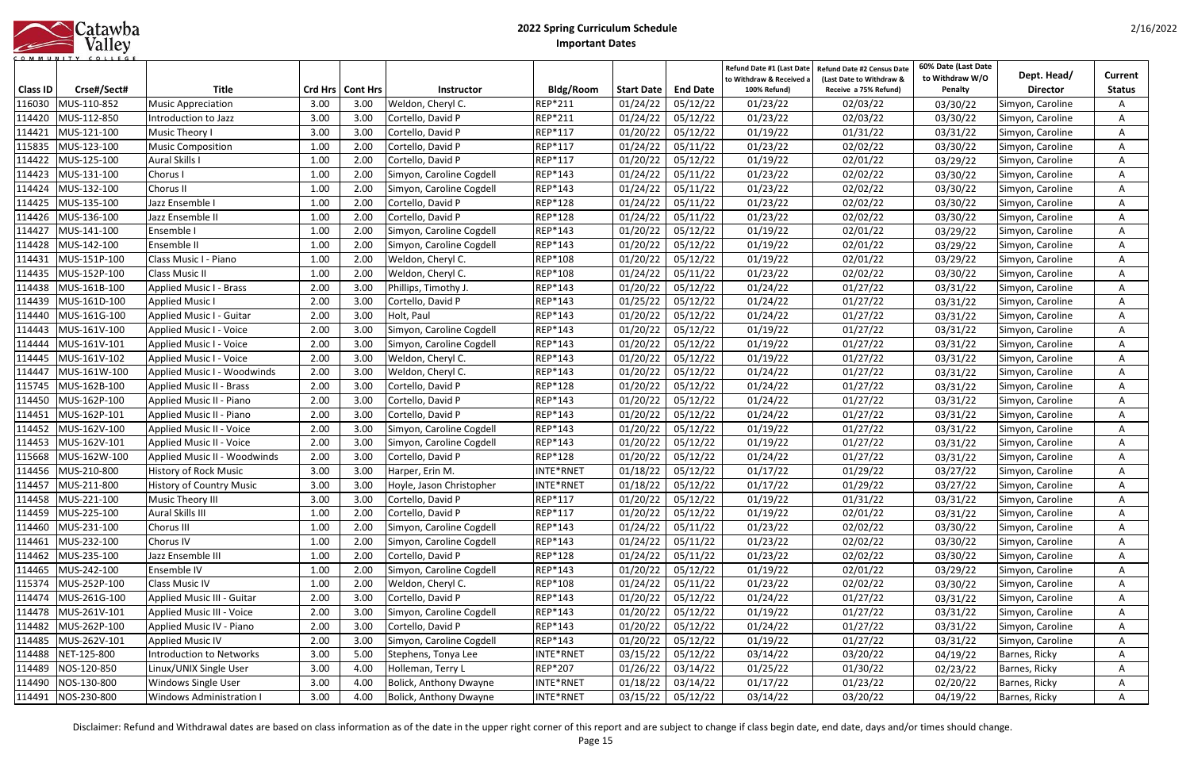# 2022 Spring Curriculum Schedule

## Important Dates

| Class ID | Crse#/Sect# | Title | Crd Hrs | Cont Hrs | Instructor | Bldg/Room | Start Date | End Date | Refund Date #1 (Last Date to Withdraw & Received a 100% Refund) | Refund Date #2 Census Date (Last Date to Withdraw & Receive a 75% Refund) | 60% Date (Last Date to Withdraw W/O Penalty | Dept. Head/ Director | Current Status |
|---|---|---|---|---|---|---|---|---|---|---|---|---|---|
| 116030 | MUS-110-852 | Music Appreciation | 3.00 | 3.00 | Weldon, Cheryl C. | REP*211 | 01/24/22 | 05/12/22 | 01/23/22 | 02/03/22 | 03/30/22 | Simyon, Caroline | A |
| 114420 | MUS-112-850 | Introduction to Jazz | 3.00 | 3.00 | Cortello, David P | REP*211 | 01/24/22 | 05/12/22 | 01/23/22 | 02/03/22 | 03/30/22 | Simyon, Caroline | A |
| 114421 | MUS-121-100 | Music Theory I | 3.00 | 3.00 | Cortello, David P | REP*117 | 01/20/22 | 05/12/22 | 01/19/22 | 01/31/22 | 03/31/22 | Simyon, Caroline | A |
| 115835 | MUS-123-100 | Music Composition | 1.00 | 2.00 | Cortello, David P | REP*117 | 01/24/22 | 05/11/22 | 01/23/22 | 02/02/22 | 03/30/22 | Simyon, Caroline | A |
| 114422 | MUS-125-100 | Aural Skills I | 1.00 | 2.00 | Cortello, David P | REP*117 | 01/20/22 | 05/12/22 | 01/19/22 | 02/01/22 | 03/29/22 | Simyon, Caroline | A |
| 114423 | MUS-131-100 | Chorus I | 1.00 | 2.00 | Simyon, Caroline Cogdell | REP*143 | 01/24/22 | 05/11/22 | 01/23/22 | 02/02/22 | 03/30/22 | Simyon, Caroline | A |
| 114424 | MUS-132-100 | Chorus II | 1.00 | 2.00 | Simyon, Caroline Cogdell | REP*143 | 01/24/22 | 05/11/22 | 01/23/22 | 02/02/22 | 03/30/22 | Simyon, Caroline | A |
| 114425 | MUS-135-100 | Jazz Ensemble I | 1.00 | 2.00 | Cortello, David P | REP*128 | 01/24/22 | 05/11/22 | 01/23/22 | 02/02/22 | 03/30/22 | Simyon, Caroline | A |
| 114426 | MUS-136-100 | Jazz Ensemble II | 1.00 | 2.00 | Cortello, David P | REP*128 | 01/24/22 | 05/11/22 | 01/23/22 | 02/02/22 | 03/30/22 | Simyon, Caroline | A |
| 114427 | MUS-141-100 | Ensemble I | 1.00 | 2.00 | Simyon, Caroline Cogdell | REP*143 | 01/20/22 | 05/12/22 | 01/19/22 | 02/01/22 | 03/29/22 | Simyon, Caroline | A |
| 114428 | MUS-142-100 | Ensemble II | 1.00 | 2.00 | Simyon, Caroline Cogdell | REP*143 | 01/20/22 | 05/12/22 | 01/19/22 | 02/01/22 | 03/29/22 | Simyon, Caroline | A |
| 114431 | MUS-151P-100 | Class Music I - Piano | 1.00 | 2.00 | Weldon, Cheryl C. | REP*108 | 01/20/22 | 05/12/22 | 01/19/22 | 02/01/22 | 03/29/22 | Simyon, Caroline | A |
| 114435 | MUS-152P-100 | Class Music II | 1.00 | 2.00 | Weldon, Cheryl C. | REP*108 | 01/24/22 | 05/11/22 | 01/23/22 | 02/02/22 | 03/30/22 | Simyon, Caroline | A |
| 114438 | MUS-161B-100 | Applied Music I - Brass | 2.00 | 3.00 | Phillips, Timothy J. | REP*143 | 01/20/22 | 05/12/22 | 01/24/22 | 01/27/22 | 03/31/22 | Simyon, Caroline | A |
| 114439 | MUS-161D-100 | Applied Music I | 2.00 | 3.00 | Cortello, David P | REP*143 | 01/25/22 | 05/12/22 | 01/24/22 | 01/27/22 | 03/31/22 | Simyon, Caroline | A |
| 114440 | MUS-161G-100 | Applied Music I - Guitar | 2.00 | 3.00 | Holt, Paul | REP*143 | 01/20/22 | 05/12/22 | 01/24/22 | 01/27/22 | 03/31/22 | Simyon, Caroline | A |
| 114443 | MUS-161V-100 | Applied Music I - Voice | 2.00 | 3.00 | Simyon, Caroline Cogdell | REP*143 | 01/20/22 | 05/12/22 | 01/19/22 | 01/27/22 | 03/31/22 | Simyon, Caroline | A |
| 114444 | MUS-161V-101 | Applied Music I - Voice | 2.00 | 3.00 | Simyon, Caroline Cogdell | REP*143 | 01/20/22 | 05/12/22 | 01/19/22 | 01/27/22 | 03/31/22 | Simyon, Caroline | A |
| 114445 | MUS-161V-102 | Applied Music I - Voice | 2.00 | 3.00 | Weldon, Cheryl C. | REP*143 | 01/20/22 | 05/12/22 | 01/19/22 | 01/27/22 | 03/31/22 | Simyon, Caroline | A |
| 114447 | MUS-161W-100 | Applied Music I - Woodwinds | 2.00 | 3.00 | Weldon, Cheryl C. | REP*143 | 01/20/22 | 05/12/22 | 01/24/22 | 01/27/22 | 03/31/22 | Simyon, Caroline | A |
| 115745 | MUS-162B-100 | Applied Music II - Brass | 2.00 | 3.00 | Cortello, David P | REP*128 | 01/20/22 | 05/12/22 | 01/24/22 | 01/27/22 | 03/31/22 | Simyon, Caroline | A |
| 114450 | MUS-162P-100 | Applied Music II - Piano | 2.00 | 3.00 | Cortello, David P | REP*143 | 01/20/22 | 05/12/22 | 01/24/22 | 01/27/22 | 03/31/22 | Simyon, Caroline | A |
| 114451 | MUS-162P-101 | Applied Music II - Piano | 2.00 | 3.00 | Cortello, David P | REP*143 | 01/20/22 | 05/12/22 | 01/24/22 | 01/27/22 | 03/31/22 | Simyon, Caroline | A |
| 114452 | MUS-162V-100 | Applied Music II - Voice | 2.00 | 3.00 | Simyon, Caroline Cogdell | REP*143 | 01/20/22 | 05/12/22 | 01/19/22 | 01/27/22 | 03/31/22 | Simyon, Caroline | A |
| 114453 | MUS-162V-101 | Applied Music II - Voice | 2.00 | 3.00 | Simyon, Caroline Cogdell | REP*143 | 01/20/22 | 05/12/22 | 01/19/22 | 01/27/22 | 03/31/22 | Simyon, Caroline | A |
| 115668 | MUS-162W-100 | Applied Music II - Woodwinds | 2.00 | 3.00 | Cortello, David P | REP*128 | 01/20/22 | 05/12/22 | 01/24/22 | 01/27/22 | 03/31/22 | Simyon, Caroline | A |
| 114456 | MUS-210-800 | History of Rock Music | 3.00 | 3.00 | Harper, Erin M. | INTE*RNET | 01/18/22 | 05/12/22 | 01/17/22 | 01/29/22 | 03/27/22 | Simyon, Caroline | A |
| 114457 | MUS-211-800 | History of Country Music | 3.00 | 3.00 | Hoyle, Jason Christopher | INTE*RNET | 01/18/22 | 05/12/22 | 01/17/22 | 01/29/22 | 03/27/22 | Simyon, Caroline | A |
| 114458 | MUS-221-100 | Music Theory III | 3.00 | 3.00 | Cortello, David P | REP*117 | 01/20/22 | 05/12/22 | 01/19/22 | 01/31/22 | 03/31/22 | Simyon, Caroline | A |
| 114459 | MUS-225-100 | Aural Skills III | 1.00 | 2.00 | Cortello, David P | REP*117 | 01/20/22 | 05/12/22 | 01/19/22 | 02/01/22 | 03/31/22 | Simyon, Caroline | A |
| 114460 | MUS-231-100 | Chorus III | 1.00 | 2.00 | Simyon, Caroline Cogdell | REP*143 | 01/24/22 | 05/11/22 | 01/23/22 | 02/02/22 | 03/30/22 | Simyon, Caroline | A |
| 114461 | MUS-232-100 | Chorus IV | 1.00 | 2.00 | Simyon, Caroline Cogdell | REP*143 | 01/24/22 | 05/11/22 | 01/23/22 | 02/02/22 | 03/30/22 | Simyon, Caroline | A |
| 114462 | MUS-235-100 | Jazz Ensemble III | 1.00 | 2.00 | Cortello, David P | REP*128 | 01/24/22 | 05/11/22 | 01/23/22 | 02/02/22 | 03/30/22 | Simyon, Caroline | A |
| 114465 | MUS-242-100 | Ensemble IV | 1.00 | 2.00 | Simyon, Caroline Cogdell | REP*143 | 01/20/22 | 05/12/22 | 01/19/22 | 02/01/22 | 03/29/22 | Simyon, Caroline | A |
| 115374 | MUS-252P-100 | Class Music IV | 1.00 | 2.00 | Weldon, Cheryl C. | REP*108 | 01/24/22 | 05/11/22 | 01/23/22 | 02/02/22 | 03/30/22 | Simyon, Caroline | A |
| 114474 | MUS-261G-100 | Applied Music III - Guitar | 2.00 | 3.00 | Cortello, David P | REP*143 | 01/20/22 | 05/12/22 | 01/24/22 | 01/27/22 | 03/31/22 | Simyon, Caroline | A |
| 114478 | MUS-261V-101 | Applied Music III - Voice | 2.00 | 3.00 | Simyon, Caroline Cogdell | REP*143 | 01/20/22 | 05/12/22 | 01/19/22 | 01/27/22 | 03/31/22 | Simyon, Caroline | A |
| 114482 | MUS-262P-100 | Applied Music IV - Piano | 2.00 | 3.00 | Cortello, David P | REP*143 | 01/20/22 | 05/12/22 | 01/24/22 | 01/27/22 | 03/31/22 | Simyon, Caroline | A |
| 114485 | MUS-262V-101 | Applied Music IV | 2.00 | 3.00 | Simyon, Caroline Cogdell | REP*143 | 01/20/22 | 05/12/22 | 01/19/22 | 01/27/22 | 03/31/22 | Simyon, Caroline | A |
| 114488 | NET-125-800 | Introduction to Networks | 3.00 | 5.00 | Stephens, Tonya Lee | INTE*RNET | 03/15/22 | 05/12/22 | 03/14/22 | 03/20/22 | 04/19/22 | Barnes, Ricky | A |
| 114489 | NOS-120-850 | Linux/UNIX Single User | 3.00 | 4.00 | Holleman, Terry L | REP*207 | 01/26/22 | 03/14/22 | 01/25/22 | 01/30/22 | 02/23/22 | Barnes, Ricky | A |
| 114490 | NOS-130-800 | Windows Single User | 3.00 | 4.00 | Bolick, Anthony Dwayne | INTE*RNET | 01/18/22 | 03/14/22 | 01/17/22 | 01/23/22 | 02/20/22 | Barnes, Ricky | A |
| 114491 | NOS-230-800 | Windows Administration I | 3.00 | 4.00 | Bolick, Anthony Dwayne | INTE*RNET | 03/15/22 | 05/12/22 | 03/14/22 | 03/20/22 | 04/19/22 | Barnes, Ricky | A |

Disclaimer: Refund and Withdrawal dates are based on class information as of the date in the upper right corner of this report and are subject to change if class begin date, end date, days and/or times should change.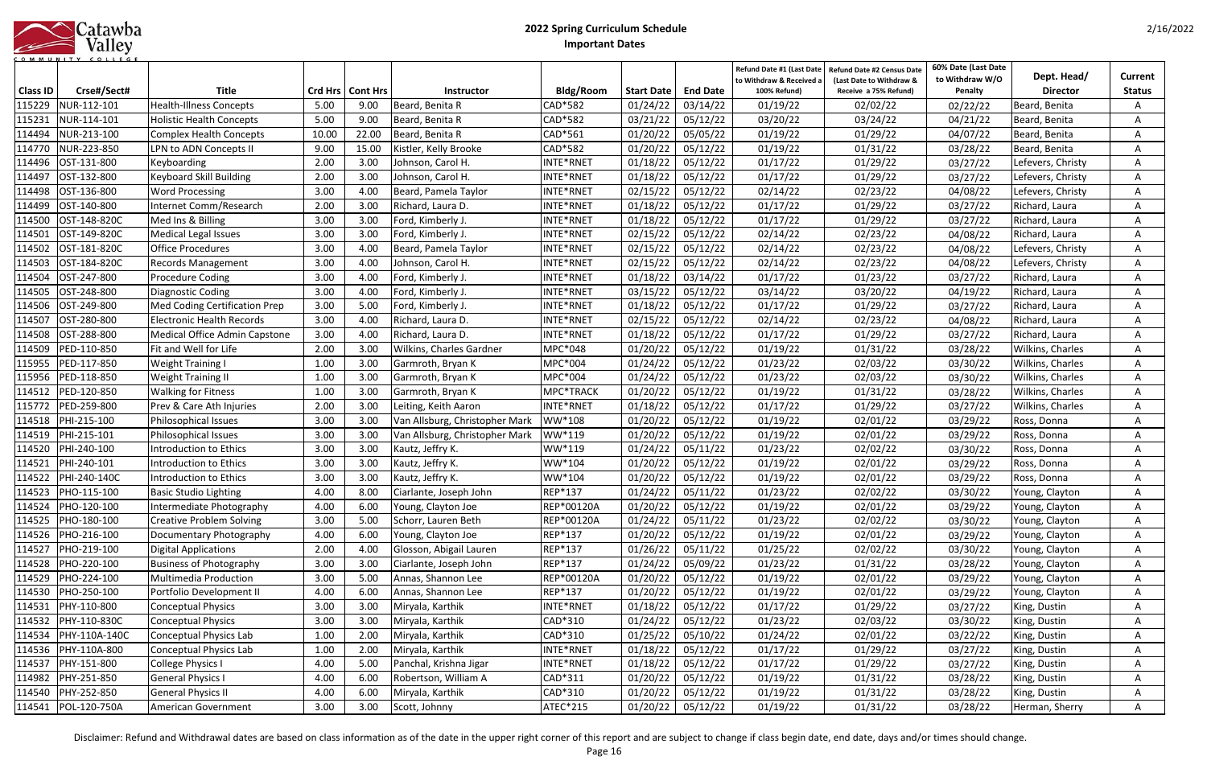# 2022 Spring Curriculum Schedule

## Important Dates

| Class ID | Crse#/Sect# | Title | Crd Hrs | Cont Hrs | Instructor | Bldg/Room | Start Date | End Date | Refund Date #1 (Last Date to Withdraw & Received a 100% Refund) | Refund Date #2 Census Date (Last Date to Withdraw & Receive a 75% Refund) | 60% Date (Last Date to Withdraw W/O Penalty | Dept. Head/ Director | Current Status |
|---|---|---|---|---|---|---|---|---|---|---|---|---|---|
| 115229 | NUR-112-101 | Health-Illness Concepts | 5.00 | 9.00 | Beard, Benita R | CAD*582 | 01/24/22 | 03/14/22 | 01/19/22 | 02/02/22 | 02/22/22 | Beard, Benita | A |
| 115231 | NUR-114-101 | Holistic Health Concepts | 5.00 | 9.00 | Beard, Benita R | CAD*582 | 03/21/22 | 05/12/22 | 03/20/22 | 03/24/22 | 04/21/22 | Beard, Benita | A |
| 114494 | NUR-213-100 | Complex Health Concepts | 10.00 | 22.00 | Beard, Benita R | CAD*561 | 01/20/22 | 05/05/22 | 01/19/22 | 01/29/22 | 04/07/22 | Beard, Benita | A |
| 114770 | NUR-223-850 | LPN to ADN Concepts II | 9.00 | 15.00 | Kistler, Kelly Brooke | CAD*582 | 01/20/22 | 05/12/22 | 01/19/22 | 01/31/22 | 03/28/22 | Beard, Benita | A |
| 114496 | OST-131-800 | Keyboarding | 2.00 | 3.00 | Johnson, Carol H. | INTE*RNET | 01/18/22 | 05/12/22 | 01/17/22 | 01/29/22 | 03/27/22 | Lefevers, Christy | A |
| 114497 | OST-132-800 | Keyboard Skill Building | 2.00 | 3.00 | Johnson, Carol H. | INTE*RNET | 01/18/22 | 05/12/22 | 01/17/22 | 01/29/22 | 03/27/22 | Lefevers, Christy | A |
| 114498 | OST-136-800 | Word Processing | 3.00 | 4.00 | Beard, Pamela Taylor | INTE*RNET | 02/15/22 | 05/12/22 | 02/14/22 | 02/23/22 | 04/08/22 | Lefevers, Christy | A |
| 114499 | OST-140-800 | Internet Comm/Research | 2.00 | 3.00 | Richard, Laura D. | INTE*RNET | 01/18/22 | 05/12/22 | 01/17/22 | 01/29/22 | 03/27/22 | Richard, Laura | A |
| 114500 | OST-148-820C | Med Ins & Billing | 3.00 | 3.00 | Ford, Kimberly J. | INTE*RNET | 01/18/22 | 05/12/22 | 01/17/22 | 01/29/22 | 03/27/22 | Richard, Laura | A |
| 114501 | OST-149-820C | Medical Legal Issues | 3.00 | 3.00 | Ford, Kimberly J. | INTE*RNET | 02/15/22 | 05/12/22 | 02/14/22 | 02/23/22 | 04/08/22 | Richard, Laura | A |
| 114502 | OST-181-820C | Office Procedures | 3.00 | 4.00 | Beard, Pamela Taylor | INTE*RNET | 02/15/22 | 05/12/22 | 02/14/22 | 02/23/22 | 04/08/22 | Lefevers, Christy | A |
| 114503 | OST-184-820C | Records Management | 3.00 | 4.00 | Johnson, Carol H. | INTE*RNET | 02/15/22 | 05/12/22 | 02/14/22 | 02/23/22 | 04/08/22 | Lefevers, Christy | A |
| 114504 | OST-247-800 | Procedure Coding | 3.00 | 4.00 | Ford, Kimberly J. | INTE*RNET | 01/18/22 | 03/14/22 | 01/17/22 | 01/23/22 | 03/27/22 | Richard, Laura | A |
| 114505 | OST-248-800 | Diagnostic Coding | 3.00 | 4.00 | Ford, Kimberly J. | INTE*RNET | 03/15/22 | 05/12/22 | 03/14/22 | 03/20/22 | 04/19/22 | Richard, Laura | A |
| 114506 | OST-249-800 | Med Coding Certification Prep | 3.00 | 5.00 | Ford, Kimberly J. | INTE*RNET | 01/18/22 | 05/12/22 | 01/17/22 | 01/29/22 | 03/27/22 | Richard, Laura | A |
| 114507 | OST-280-800 | Electronic Health Records | 3.00 | 4.00 | Richard, Laura D. | INTE*RNET | 02/15/22 | 05/12/22 | 02/14/22 | 02/23/22 | 04/08/22 | Richard, Laura | A |
| 114508 | OST-288-800 | Medical Office Admin Capstone | 3.00 | 4.00 | Richard, Laura D. | INTE*RNET | 01/18/22 | 05/12/22 | 01/17/22 | 01/29/22 | 03/27/22 | Richard, Laura | A |
| 114509 | PED-110-850 | Fit and Well for Life | 2.00 | 3.00 | Wilkins, Charles Gardner | MPC*048 | 01/20/22 | 05/12/22 | 01/19/22 | 01/31/22 | 03/28/22 | Wilkins, Charles | A |
| 115955 | PED-117-850 | Weight Training I | 1.00 | 3.00 | Garmroth, Bryan K | MPC*004 | 01/24/22 | 05/12/22 | 01/23/22 | 02/03/22 | 03/30/22 | Wilkins, Charles | A |
| 115956 | PED-118-850 | Weight Training II | 1.00 | 3.00 | Garmroth, Bryan K | MPC*004 | 01/24/22 | 05/12/22 | 01/23/22 | 02/03/22 | 03/30/22 | Wilkins, Charles | A |
| 114512 | PED-120-850 | Walking for Fitness | 1.00 | 3.00 | Garmroth, Bryan K | MPC*TRACK | 01/20/22 | 05/12/22 | 01/19/22 | 01/31/22 | 03/28/22 | Wilkins, Charles | A |
| 115772 | PED-259-800 | Prev & Care Ath Injuries | 2.00 | 3.00 | Leiting, Keith Aaron | INTE*RNET | 01/18/22 | 05/12/22 | 01/17/22 | 01/29/22 | 03/27/22 | Wilkins, Charles | A |
| 114518 | PHI-215-100 | Philosophical Issues | 3.00 | 3.00 | Van Allsburg, Christopher Mark | WW*108 | 01/20/22 | 05/12/22 | 01/19/22 | 02/01/22 | 03/29/22 | Ross, Donna | A |
| 114519 | PHI-215-101 | Philosophical Issues | 3.00 | 3.00 | Van Allsburg, Christopher Mark | WW*119 | 01/20/22 | 05/12/22 | 01/19/22 | 02/01/22 | 03/29/22 | Ross, Donna | A |
| 114520 | PHI-240-100 | Introduction to Ethics | 3.00 | 3.00 | Kautz, Jeffry K. | WW*119 | 01/24/22 | 05/11/22 | 01/23/22 | 02/02/22 | 03/30/22 | Ross, Donna | A |
| 114521 | PHI-240-101 | Introduction to Ethics | 3.00 | 3.00 | Kautz, Jeffry K. | WW*104 | 01/20/22 | 05/12/22 | 01/19/22 | 02/01/22 | 03/29/22 | Ross, Donna | A |
| 114522 | PHI-240-140C | Introduction to Ethics | 3.00 | 3.00 | Kautz, Jeffry K. | WW*104 | 01/20/22 | 05/12/22 | 01/19/22 | 02/01/22 | 03/29/22 | Ross, Donna | A |
| 114523 | PHO-115-100 | Basic Studio Lighting | 4.00 | 8.00 | Ciarlante, Joseph John | REP*137 | 01/24/22 | 05/11/22 | 01/23/22 | 02/02/22 | 03/30/22 | Young, Clayton | A |
| 114524 | PHO-120-100 | Intermediate Photography | 4.00 | 6.00 | Young, Clayton Joe | REP*00120A | 01/20/22 | 05/12/22 | 01/19/22 | 02/01/22 | 03/29/22 | Young, Clayton | A |
| 114525 | PHO-180-100 | Creative Problem Solving | 3.00 | 5.00 | Schorr, Lauren Beth | REP*00120A | 01/24/22 | 05/11/22 | 01/23/22 | 02/02/22 | 03/30/22 | Young, Clayton | A |
| 114526 | PHO-216-100 | Documentary Photography | 4.00 | 6.00 | Young, Clayton Joe | REP*137 | 01/20/22 | 05/12/22 | 01/19/22 | 02/01/22 | 03/29/22 | Young, Clayton | A |
| 114527 | PHO-219-100 | Digital Applications | 2.00 | 4.00 | Glosson, Abigail Lauren | REP*137 | 01/26/22 | 05/11/22 | 01/25/22 | 02/02/22 | 03/30/22 | Young, Clayton | A |
| 114528 | PHO-220-100 | Business of Photography | 3.00 | 3.00 | Ciarlante, Joseph John | REP*137 | 01/24/22 | 05/09/22 | 01/23/22 | 01/31/22 | 03/28/22 | Young, Clayton | A |
| 114529 | PHO-224-100 | Multimedia Production | 3.00 | 5.00 | Annas, Shannon Lee | REP*00120A | 01/20/22 | 05/12/22 | 01/19/22 | 02/01/22 | 03/29/22 | Young, Clayton | A |
| 114530 | PHO-250-100 | Portfolio Development II | 4.00 | 6.00 | Annas, Shannon Lee | REP*137 | 01/20/22 | 05/12/22 | 01/19/22 | 02/01/22 | 03/29/22 | Young, Clayton | A |
| 114531 | PHY-110-800 | Conceptual Physics | 3.00 | 3.00 | Miryala, Karthik | INTE*RNET | 01/18/22 | 05/12/22 | 01/17/22 | 01/29/22 | 03/27/22 | King, Dustin | A |
| 114532 | PHY-110-830C | Conceptual Physics | 3.00 | 3.00 | Miryala, Karthik | CAD*310 | 01/24/22 | 05/12/22 | 01/23/22 | 02/03/22 | 03/30/22 | King, Dustin | A |
| 114534 | PHY-110A-140C | Conceptual Physics Lab | 1.00 | 2.00 | Miryala, Karthik | CAD*310 | 01/25/22 | 05/10/22 | 01/24/22 | 02/01/22 | 03/22/22 | King, Dustin | A |
| 114536 | PHY-110A-800 | Conceptual Physics Lab | 1.00 | 2.00 | Miryala, Karthik | INTE*RNET | 01/18/22 | 05/12/22 | 01/17/22 | 01/29/22 | 03/27/22 | King, Dustin | A |
| 114537 | PHY-151-800 | College Physics I | 4.00 | 5.00 | Panchal, Krishna Jigar | INTE*RNET | 01/18/22 | 05/12/22 | 01/17/22 | 01/29/22 | 03/27/22 | King, Dustin | A |
| 114982 | PHY-251-850 | General Physics I | 4.00 | 6.00 | Robertson, William A | CAD*311 | 01/20/22 | 05/12/22 | 01/19/22 | 01/31/22 | 03/28/22 | King, Dustin | A |
| 114540 | PHY-252-850 | General Physics II | 4.00 | 6.00 | Miryala, Karthik | CAD*310 | 01/20/22 | 05/12/22 | 01/19/22 | 01/31/22 | 03/28/22 | King, Dustin | A |
| 114541 | POL-120-750A | American Government | 3.00 | 3.00 | Scott, Johnny | ATEC*215 | 01/20/22 | 05/12/22 | 01/19/22 | 01/31/22 | 03/28/22 | Herman, Sherry | A |

Disclaimer: Refund and Withdrawal dates are based on class information as of the date in the upper right corner of this report and are subject to change if class begin date, end date, days and/or times should change.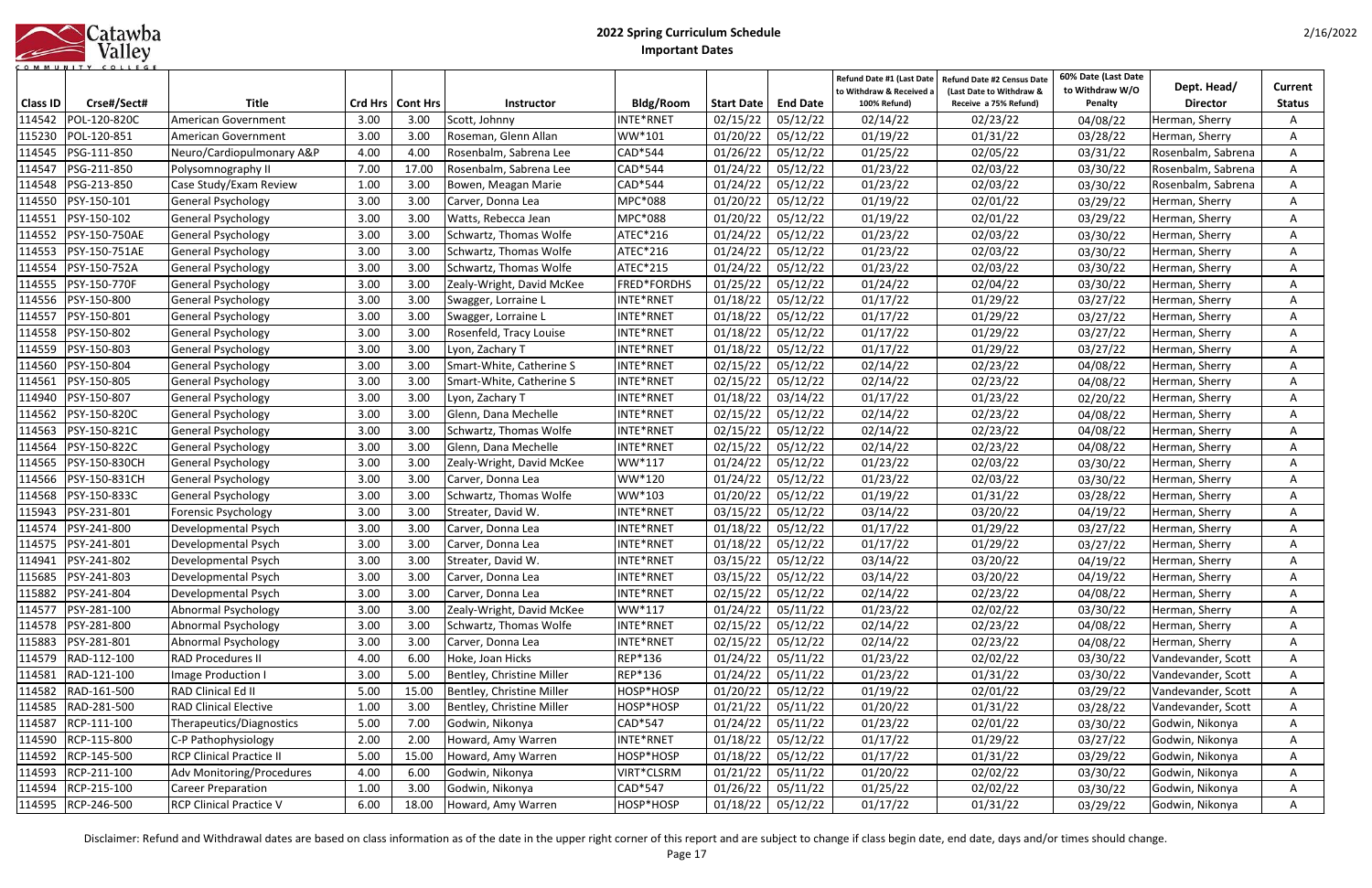# 2022 Spring Curriculum Schedule

## Important Dates

| Class ID | Crse#/Sect# | Title | Crd Hrs | Cont Hrs | Instructor | Bldg/Room | Start Date | End Date | Refund Date #1 (Last Date to Withdraw & Received a 100% Refund) | Refund Date #2 Census Date (Last Date to Withdraw & Receive a 75% Refund) | 60% Date (Last Date to Withdraw W/O Penalty | Dept. Head/ Director | Current Status |
|---|---|---|---|---|---|---|---|---|---|---|---|---|---|
| 114542 | POL-120-820C | American Government | 3.00 | 3.00 | Scott, Johnny | INTE*RNET | 02/15/22 | 05/12/22 | 02/14/22 | 02/23/22 | 04/08/22 | Herman, Sherry | A |
| 115230 | POL-120-851 | American Government | 3.00 | 3.00 | Roseman, Glenn Allan | WW*101 | 01/20/22 | 05/12/22 | 01/19/22 | 01/31/22 | 03/28/22 | Herman, Sherry | A |
| 114545 | PSG-111-850 | Neuro/Cardiopulmonary A&P | 4.00 | 4.00 | Rosenbalm, Sabrena Lee | CAD*544 | 01/26/22 | 05/12/22 | 01/25/22 | 02/05/22 | 03/31/22 | Rosenbalm, Sabrena | A |
| 114547 | PSG-211-850 | Polysomnography II | 7.00 | 17.00 | Rosenbalm, Sabrena Lee | CAD*544 | 01/24/22 | 05/12/22 | 01/23/22 | 02/03/22 | 03/30/22 | Rosenbalm, Sabrena | A |
| 114548 | PSG-213-850 | Case Study/Exam Review | 1.00 | 3.00 | Bowen, Meagan Marie | CAD*544 | 01/24/22 | 05/12/22 | 01/23/22 | 02/03/22 | 03/30/22 | Rosenbalm, Sabrena | A |
| 114550 | PSY-150-101 | General Psychology | 3.00 | 3.00 | Carver, Donna Lea | MPC*088 | 01/20/22 | 05/12/22 | 01/19/22 | 02/01/22 | 03/29/22 | Herman, Sherry | A |
| 114551 | PSY-150-102 | General Psychology | 3.00 | 3.00 | Watts, Rebecca Jean | MPC*088 | 01/20/22 | 05/12/22 | 01/19/22 | 02/01/22 | 03/29/22 | Herman, Sherry | A |
| 114552 | PSY-150-750AE | General Psychology | 3.00 | 3.00 | Schwartz, Thomas Wolfe | ATEC*216 | 01/24/22 | 05/12/22 | 01/23/22 | 02/03/22 | 03/30/22 | Herman, Sherry | A |
| 114553 | PSY-150-751AE | General Psychology | 3.00 | 3.00 | Schwartz, Thomas Wolfe | ATEC*216 | 01/24/22 | 05/12/22 | 01/23/22 | 02/03/22 | 03/30/22 | Herman, Sherry | A |
| 114554 | PSY-150-752A | General Psychology | 3.00 | 3.00 | Schwartz, Thomas Wolfe | ATEC*215 | 01/24/22 | 05/12/22 | 01/23/22 | 02/03/22 | 03/30/22 | Herman, Sherry | A |
| 114555 | PSY-150-770F | General Psychology | 3.00 | 3.00 | Zealy-Wright, David McKee | FRED*FORDHS | 01/25/22 | 05/12/22 | 01/24/22 | 02/04/22 | 03/30/22 | Herman, Sherry | A |
| 114556 | PSY-150-800 | General Psychology | 3.00 | 3.00 | Swagger, Lorraine L | INTE*RNET | 01/18/22 | 05/12/22 | 01/17/22 | 01/29/22 | 03/27/22 | Herman, Sherry | A |
| 114557 | PSY-150-801 | General Psychology | 3.00 | 3.00 | Swagger, Lorraine L | INTE*RNET | 01/18/22 | 05/12/22 | 01/17/22 | 01/29/22 | 03/27/22 | Herman, Sherry | A |
| 114558 | PSY-150-802 | General Psychology | 3.00 | 3.00 | Rosenfeld, Tracy Louise | INTE*RNET | 01/18/22 | 05/12/22 | 01/17/22 | 01/29/22 | 03/27/22 | Herman, Sherry | A |
| 114559 | PSY-150-803 | General Psychology | 3.00 | 3.00 | Lyon, Zachary T | INTE*RNET | 01/18/22 | 05/12/22 | 01/17/22 | 01/29/22 | 03/27/22 | Herman, Sherry | A |
| 114560 | PSY-150-804 | General Psychology | 3.00 | 3.00 | Smart-White, Catherine S | INTE*RNET | 02/15/22 | 05/12/22 | 02/14/22 | 02/23/22 | 04/08/22 | Herman, Sherry | A |
| 114561 | PSY-150-805 | General Psychology | 3.00 | 3.00 | Smart-White, Catherine S | INTE*RNET | 02/15/22 | 05/12/22 | 02/14/22 | 02/23/22 | 04/08/22 | Herman, Sherry | A |
| 114940 | PSY-150-807 | General Psychology | 3.00 | 3.00 | Lyon, Zachary T | INTE*RNET | 01/18/22 | 03/14/22 | 01/17/22 | 01/23/22 | 02/20/22 | Herman, Sherry | A |
| 114562 | PSY-150-820C | General Psychology | 3.00 | 3.00 | Glenn, Dana Mechelle | INTE*RNET | 02/15/22 | 05/12/22 | 02/14/22 | 02/23/22 | 04/08/22 | Herman, Sherry | A |
| 114563 | PSY-150-821C | General Psychology | 3.00 | 3.00 | Schwartz, Thomas Wolfe | INTE*RNET | 02/15/22 | 05/12/22 | 02/14/22 | 02/23/22 | 04/08/22 | Herman, Sherry | A |
| 114564 | PSY-150-822C | General Psychology | 3.00 | 3.00 | Glenn, Dana Mechelle | INTE*RNET | 02/15/22 | 05/12/22 | 02/14/22 | 02/23/22 | 04/08/22 | Herman, Sherry | A |
| 114565 | PSY-150-830CH | General Psychology | 3.00 | 3.00 | Zealy-Wright, David McKee | WW*117 | 01/24/22 | 05/12/22 | 01/23/22 | 02/03/22 | 03/30/22 | Herman, Sherry | A |
| 114566 | PSY-150-831CH | General Psychology | 3.00 | 3.00 | Carver, Donna Lea | WW*120 | 01/24/22 | 05/12/22 | 01/23/22 | 02/03/22 | 03/30/22 | Herman, Sherry | A |
| 114568 | PSY-150-833C | General Psychology | 3.00 | 3.00 | Schwartz, Thomas Wolfe | WW*103 | 01/20/22 | 05/12/22 | 01/19/22 | 01/31/22 | 03/28/22 | Herman, Sherry | A |
| 115943 | PSY-231-801 | Forensic Psychology | 3.00 | 3.00 | Streater, David W. | INTE*RNET | 03/15/22 | 05/12/22 | 03/14/22 | 03/20/22 | 04/19/22 | Herman, Sherry | A |
| 114574 | PSY-241-800 | Developmental Psych | 3.00 | 3.00 | Carver, Donna Lea | INTE*RNET | 01/18/22 | 05/12/22 | 01/17/22 | 01/29/22 | 03/27/22 | Herman, Sherry | A |
| 114575 | PSY-241-801 | Developmental Psych | 3.00 | 3.00 | Carver, Donna Lea | INTE*RNET | 01/18/22 | 05/12/22 | 01/17/22 | 01/29/22 | 03/27/22 | Herman, Sherry | A |
| 114941 | PSY-241-802 | Developmental Psych | 3.00 | 3.00 | Streater, David W. | INTE*RNET | 03/15/22 | 05/12/22 | 03/14/22 | 03/20/22 | 04/19/22 | Herman, Sherry | A |
| 115685 | PSY-241-803 | Developmental Psych | 3.00 | 3.00 | Carver, Donna Lea | INTE*RNET | 03/15/22 | 05/12/22 | 03/14/22 | 03/20/22 | 04/19/22 | Herman, Sherry | A |
| 115882 | PSY-241-804 | Developmental Psych | 3.00 | 3.00 | Carver, Donna Lea | INTE*RNET | 02/15/22 | 05/12/22 | 02/14/22 | 02/23/22 | 04/08/22 | Herman, Sherry | A |
| 114577 | PSY-281-100 | Abnormal Psychology | 3.00 | 3.00 | Zealy-Wright, David McKee | WW*117 | 01/24/22 | 05/11/22 | 01/23/22 | 02/02/22 | 03/30/22 | Herman, Sherry | A |
| 114578 | PSY-281-800 | Abnormal Psychology | 3.00 | 3.00 | Schwartz, Thomas Wolfe | INTE*RNET | 02/15/22 | 05/12/22 | 02/14/22 | 02/23/22 | 04/08/22 | Herman, Sherry | A |
| 115883 | PSY-281-801 | Abnormal Psychology | 3.00 | 3.00 | Carver, Donna Lea | INTE*RNET | 02/15/22 | 05/12/22 | 02/14/22 | 02/23/22 | 04/08/22 | Herman, Sherry | A |
| 114579 | RAD-112-100 | RAD Procedures II | 4.00 | 6.00 | Hoke, Joan Hicks | REP*136 | 01/24/22 | 05/11/22 | 01/23/22 | 02/02/22 | 03/30/22 | Vandevander, Scott | A |
| 114581 | RAD-121-100 | Image Production I | 3.00 | 5.00 | Bentley, Christine Miller | REP*136 | 01/24/22 | 05/11/22 | 01/23/22 | 01/31/22 | 03/30/22 | Vandevander, Scott | A |
| 114582 | RAD-161-500 | RAD Clinical Ed II | 5.00 | 15.00 | Bentley, Christine Miller | HOSP*HOSP | 01/20/22 | 05/12/22 | 01/19/22 | 02/01/22 | 03/29/22 | Vandevander, Scott | A |
| 114585 | RAD-281-500 | RAD Clinical Elective | 1.00 | 3.00 | Bentley, Christine Miller | HOSP*HOSP | 01/21/22 | 05/11/22 | 01/20/22 | 01/31/22 | 03/28/22 | Vandevander, Scott | A |
| 114587 | RCP-111-100 | Therapeutics/Diagnostics | 5.00 | 7.00 | Godwin, Nikonya | CAD*547 | 01/24/22 | 05/11/22 | 01/23/22 | 02/01/22 | 03/30/22 | Godwin, Nikonya | A |
| 114590 | RCP-115-800 | C-P Pathophysiology | 2.00 | 2.00 | Howard, Amy Warren | INTE*RNET | 01/18/22 | 05/12/22 | 01/17/22 | 01/29/22 | 03/27/22 | Godwin, Nikonya | A |
| 114592 | RCP-145-500 | RCP Clinical Practice II | 5.00 | 15.00 | Howard, Amy Warren | HOSP*HOSP | 01/18/22 | 05/12/22 | 01/17/22 | 01/31/22 | 03/29/22 | Godwin, Nikonya | A |
| 114593 | RCP-211-100 | Adv Monitoring/Procedures | 4.00 | 6.00 | Godwin, Nikonya | VIRT*CLSRM | 01/21/22 | 05/11/22 | 01/20/22 | 02/02/22 | 03/30/22 | Godwin, Nikonya | A |
| 114594 | RCP-215-100 | Career Preparation | 1.00 | 3.00 | Godwin, Nikonya | CAD*547 | 01/26/22 | 05/11/22 | 01/25/22 | 02/02/22 | 03/30/22 | Godwin, Nikonya | A |
| 114595 | RCP-246-500 | RCP Clinical Practice V | 6.00 | 18.00 | Howard, Amy Warren | HOSP*HOSP | 01/18/22 | 05/12/22 | 01/17/22 | 01/31/22 | 03/29/22 | Godwin, Nikonya | A |

Disclaimer: Refund and Withdrawal dates are based on class information as of the date in the upper right corner of this report and are subject to change if class begin date, end date, days and/or times should change.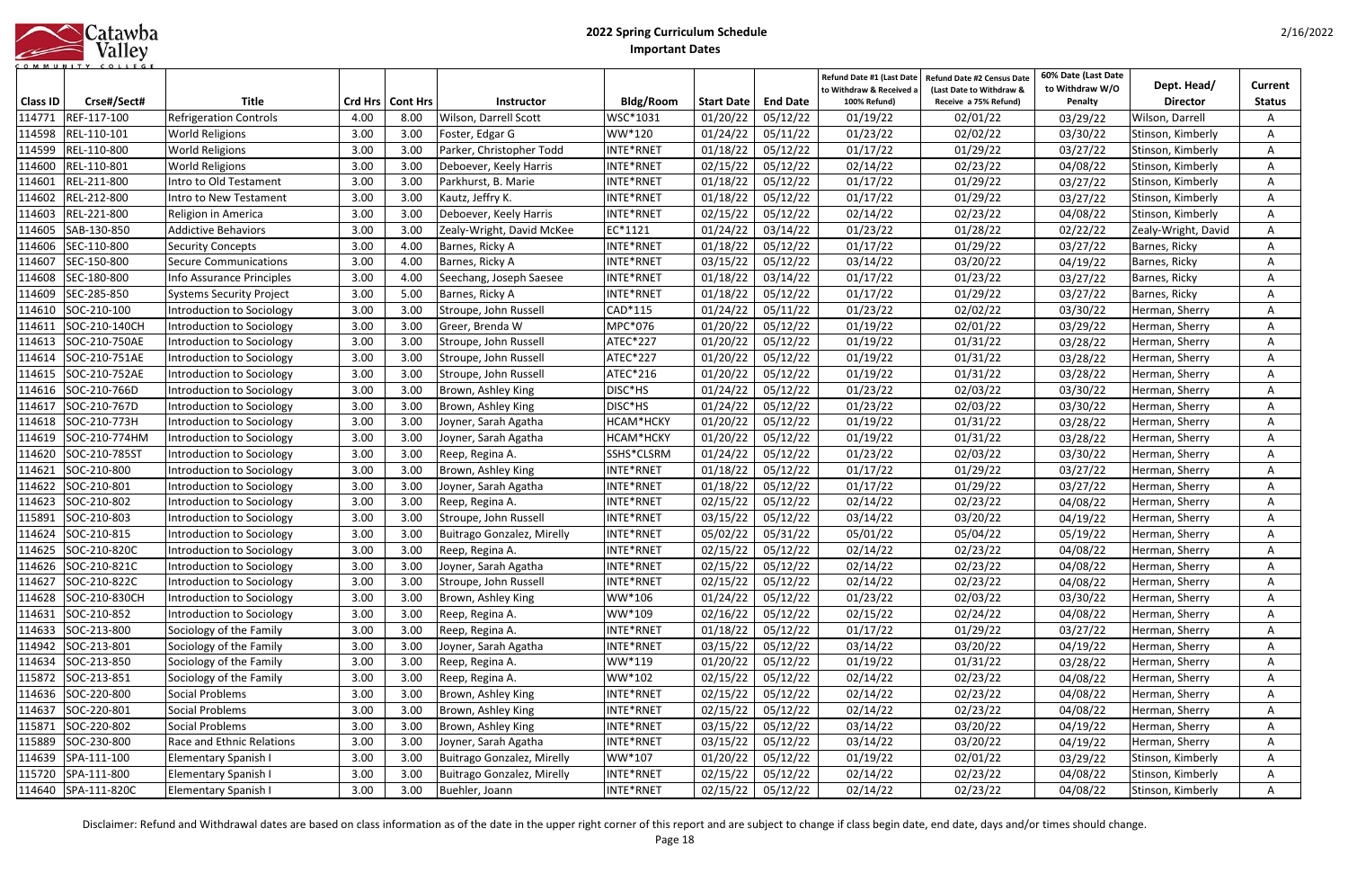# 2022 Spring Curriculum Schedule
## Important Dates

| Class ID | Crse#/Sect# | Title | Crd Hrs | Cont Hrs | Instructor | Bldg/Room | Start Date | End Date | Refund Date #1 (Last Date to Withdraw & Received a 100% Refund) | Refund Date #2 Census Date (Last Date to Withdraw & Receive a 75% Refund) | 60% Date (Last Date to Withdraw W/O Penalty | Dept. Head/ Director | Current Status |
|---|---|---|---|---|---|---|---|---|---|---|---|---|---|
| 114771 | REF-117-100 | Refrigeration Controls | 4.00 | 8.00 | Wilson, Darrell Scott | WSC*1031 | 01/20/22 | 05/12/22 | 01/19/22 | 02/01/22 | 03/29/22 | Wilson, Darrell | A |
| 114598 | REL-110-101 | World Religions | 3.00 | 3.00 | Foster, Edgar G | WW*120 | 01/24/22 | 05/11/22 | 01/23/22 | 02/02/22 | 03/30/22 | Stinson, Kimberly | A |
| 114599 | REL-110-800 | World Religions | 3.00 | 3.00 | Parker, Christopher Todd | INTE*RNET | 01/18/22 | 05/12/22 | 01/17/22 | 01/29/22 | 03/27/22 | Stinson, Kimberly | A |
| 114600 | REL-110-801 | World Religions | 3.00 | 3.00 | Deboever, Keely Harris | INTE*RNET | 02/15/22 | 05/12/22 | 02/14/22 | 02/23/22 | 04/08/22 | Stinson, Kimberly | A |
| 114601 | REL-211-800 | Intro to Old Testament | 3.00 | 3.00 | Parkhurst, B. Marie | INTE*RNET | 01/18/22 | 05/12/22 | 01/17/22 | 01/29/22 | 03/27/22 | Stinson, Kimberly | A |
| 114602 | REL-212-800 | Intro to New Testament | 3.00 | 3.00 | Kautz, Jeffry K. | INTE*RNET | 01/18/22 | 05/12/22 | 01/17/22 | 01/29/22 | 03/27/22 | Stinson, Kimberly | A |
| 114603 | REL-221-800 | Religion in America | 3.00 | 3.00 | Deboever, Keely Harris | INTE*RNET | 02/15/22 | 05/12/22 | 02/14/22 | 02/23/22 | 04/08/22 | Stinson, Kimberly | A |
| 114605 | SAB-130-850 | Addictive Behaviors | 3.00 | 3.00 | Zealy-Wright, David McKee | EC*1121 | 01/24/22 | 03/14/22 | 01/23/22 | 01/28/22 | 02/22/22 | Zealy-Wright, David | A |
| 114606 | SEC-110-800 | Security Concepts | 3.00 | 4.00 | Barnes, Ricky A | INTE*RNET | 01/18/22 | 05/12/22 | 01/17/22 | 01/29/22 | 03/27/22 | Barnes, Ricky | A |
| 114607 | SEC-150-800 | Secure Communications | 3.00 | 4.00 | Barnes, Ricky A | INTE*RNET | 03/15/22 | 05/12/22 | 03/14/22 | 03/20/22 | 04/19/22 | Barnes, Ricky | A |
| 114608 | SEC-180-800 | Info Assurance Principles | 3.00 | 4.00 | Seechang, Joseph Saesee | INTE*RNET | 01/18/22 | 03/14/22 | 01/17/22 | 01/23/22 | 03/27/22 | Barnes, Ricky | A |
| 114609 | SEC-285-850 | Systems Security Project | 3.00 | 5.00 | Barnes, Ricky A | INTE*RNET | 01/18/22 | 05/12/22 | 01/17/22 | 01/29/22 | 03/27/22 | Barnes, Ricky | A |
| 114610 | SOC-210-100 | Introduction to Sociology | 3.00 | 3.00 | Stroupe, John Russell | CAD*115 | 01/24/22 | 05/11/22 | 01/23/22 | 02/02/22 | 03/30/22 | Herman, Sherry | A |
| 114611 | SOC-210-140CH | Introduction to Sociology | 3.00 | 3.00 | Greer, Brenda W | MPC*076 | 01/20/22 | 05/12/22 | 01/19/22 | 02/01/22 | 03/29/22 | Herman, Sherry | A |
| 114613 | SOC-210-750AE | Introduction to Sociology | 3.00 | 3.00 | Stroupe, John Russell | ATEC*227 | 01/20/22 | 05/12/22 | 01/19/22 | 01/31/22 | 03/28/22 | Herman, Sherry | A |
| 114614 | SOC-210-751AE | Introduction to Sociology | 3.00 | 3.00 | Stroupe, John Russell | ATEC*227 | 01/20/22 | 05/12/22 | 01/19/22 | 01/31/22 | 03/28/22 | Herman, Sherry | A |
| 114615 | SOC-210-752AE | Introduction to Sociology | 3.00 | 3.00 | Stroupe, John Russell | ATEC*216 | 01/20/22 | 05/12/22 | 01/19/22 | 01/31/22 | 03/28/22 | Herman, Sherry | A |
| 114616 | SOC-210-766D | Introduction to Sociology | 3.00 | 3.00 | Brown, Ashley King | DISC*HS | 01/24/22 | 05/12/22 | 01/23/22 | 02/03/22 | 03/30/22 | Herman, Sherry | A |
| 114617 | SOC-210-767D | Introduction to Sociology | 3.00 | 3.00 | Brown, Ashley King | DISC*HS | 01/24/22 | 05/12/22 | 01/23/22 | 02/03/22 | 03/30/22 | Herman, Sherry | A |
| 114618 | SOC-210-773H | Introduction to Sociology | 3.00 | 3.00 | Joyner, Sarah Agatha | HCAM*HCKY | 01/20/22 | 05/12/22 | 01/19/22 | 01/31/22 | 03/28/22 | Herman, Sherry | A |
| 114619 | SOC-210-774HM | Introduction to Sociology | 3.00 | 3.00 | Joyner, Sarah Agatha | HCAM*HCKY | 01/20/22 | 05/12/22 | 01/19/22 | 01/31/22 | 03/28/22 | Herman, Sherry | A |
| 114620 | SOC-210-785ST | Introduction to Sociology | 3.00 | 3.00 | Reep, Regina A. | SSHS*CLSRM | 01/24/22 | 05/12/22 | 01/23/22 | 02/03/22 | 03/30/22 | Herman, Sherry | A |
| 114621 | SOC-210-800 | Introduction to Sociology | 3.00 | 3.00 | Brown, Ashley King | INTE*RNET | 01/18/22 | 05/12/22 | 01/17/22 | 01/29/22 | 03/27/22 | Herman, Sherry | A |
| 114622 | SOC-210-801 | Introduction to Sociology | 3.00 | 3.00 | Joyner, Sarah Agatha | INTE*RNET | 01/18/22 | 05/12/22 | 01/17/22 | 01/29/22 | 03/27/22 | Herman, Sherry | A |
| 114623 | SOC-210-802 | Introduction to Sociology | 3.00 | 3.00 | Reep, Regina A. | INTE*RNET | 02/15/22 | 05/12/22 | 02/14/22 | 02/23/22 | 04/08/22 | Herman, Sherry | A |
| 115891 | SOC-210-803 | Introduction to Sociology | 3.00 | 3.00 | Stroupe, John Russell | INTE*RNET | 03/15/22 | 05/12/22 | 03/14/22 | 03/20/22 | 04/19/22 | Herman, Sherry | A |
| 114624 | SOC-210-815 | Introduction to Sociology | 3.00 | 3.00 | Buitrago Gonzalez, Mirelly | INTE*RNET | 05/02/22 | 05/31/22 | 05/01/22 | 05/04/22 | 05/19/22 | Herman, Sherry | A |
| 114625 | SOC-210-820C | Introduction to Sociology | 3.00 | 3.00 | Reep, Regina A. | INTE*RNET | 02/15/22 | 05/12/22 | 02/14/22 | 02/23/22 | 04/08/22 | Herman, Sherry | A |
| 114626 | SOC-210-821C | Introduction to Sociology | 3.00 | 3.00 | Joyner, Sarah Agatha | INTE*RNET | 02/15/22 | 05/12/22 | 02/14/22 | 02/23/22 | 04/08/22 | Herman, Sherry | A |
| 114627 | SOC-210-822C | Introduction to Sociology | 3.00 | 3.00 | Stroupe, John Russell | INTE*RNET | 02/15/22 | 05/12/22 | 02/14/22 | 02/23/22 | 04/08/22 | Herman, Sherry | A |
| 114628 | SOC-210-830CH | Introduction to Sociology | 3.00 | 3.00 | Brown, Ashley King | WW*106 | 01/24/22 | 05/12/22 | 01/23/22 | 02/03/22 | 03/30/22 | Herman, Sherry | A |
| 114631 | SOC-210-852 | Introduction to Sociology | 3.00 | 3.00 | Reep, Regina A. | WW*109 | 02/16/22 | 05/12/22 | 02/15/22 | 02/24/22 | 04/08/22 | Herman, Sherry | A |
| 114633 | SOC-213-800 | Sociology of the Family | 3.00 | 3.00 | Reep, Regina A. | INTE*RNET | 01/18/22 | 05/12/22 | 01/17/22 | 01/29/22 | 03/27/22 | Herman, Sherry | A |
| 114942 | SOC-213-801 | Sociology of the Family | 3.00 | 3.00 | Joyner, Sarah Agatha | INTE*RNET | 03/15/22 | 05/12/22 | 03/14/22 | 03/20/22 | 04/19/22 | Herman, Sherry | A |
| 114634 | SOC-213-850 | Sociology of the Family | 3.00 | 3.00 | Reep, Regina A. | WW*119 | 01/20/22 | 05/12/22 | 01/19/22 | 01/31/22 | 03/28/22 | Herman, Sherry | A |
| 115872 | SOC-213-851 | Sociology of the Family | 3.00 | 3.00 | Reep, Regina A. | WW*102 | 02/15/22 | 05/12/22 | 02/14/22 | 02/23/22 | 04/08/22 | Herman, Sherry | A |
| 114636 | SOC-220-800 | Social Problems | 3.00 | 3.00 | Brown, Ashley King | INTE*RNET | 02/15/22 | 05/12/22 | 02/14/22 | 02/23/22 | 04/08/22 | Herman, Sherry | A |
| 114637 | SOC-220-801 | Social Problems | 3.00 | 3.00 | Brown, Ashley King | INTE*RNET | 02/15/22 | 05/12/22 | 02/14/22 | 02/23/22 | 04/08/22 | Herman, Sherry | A |
| 115871 | SOC-220-802 | Social Problems | 3.00 | 3.00 | Brown, Ashley King | INTE*RNET | 03/15/22 | 05/12/22 | 03/14/22 | 03/20/22 | 04/19/22 | Herman, Sherry | A |
| 115889 | SOC-230-800 | Race and Ethnic Relations | 3.00 | 3.00 | Joyner, Sarah Agatha | INTE*RNET | 03/15/22 | 05/12/22 | 03/14/22 | 03/20/22 | 04/19/22 | Herman, Sherry | A |
| 114639 | SPA-111-100 | Elementary Spanish I | 3.00 | 3.00 | Buitrago Gonzalez, Mirelly | WW*107 | 01/20/22 | 05/12/22 | 01/19/22 | 02/01/22 | 03/29/22 | Stinson, Kimberly | A |
| 115720 | SPA-111-800 | Elementary Spanish I | 3.00 | 3.00 | Buitrago Gonzalez, Mirelly | INTE*RNET | 02/15/22 | 05/12/22 | 02/14/22 | 02/23/22 | 04/08/22 | Stinson, Kimberly | A |
| 114640 | SPA-111-820C | Elementary Spanish I | 3.00 | 3.00 | Buehler, Joann | INTE*RNET | 02/15/22 | 05/12/22 | 02/14/22 | 02/23/22 | 04/08/22 | Stinson, Kimberly | A |

Disclaimer: Refund and Withdrawal dates are based on class information as of the date in the upper right corner of this report and are subject to change if class begin date, end date, days and/or times should change.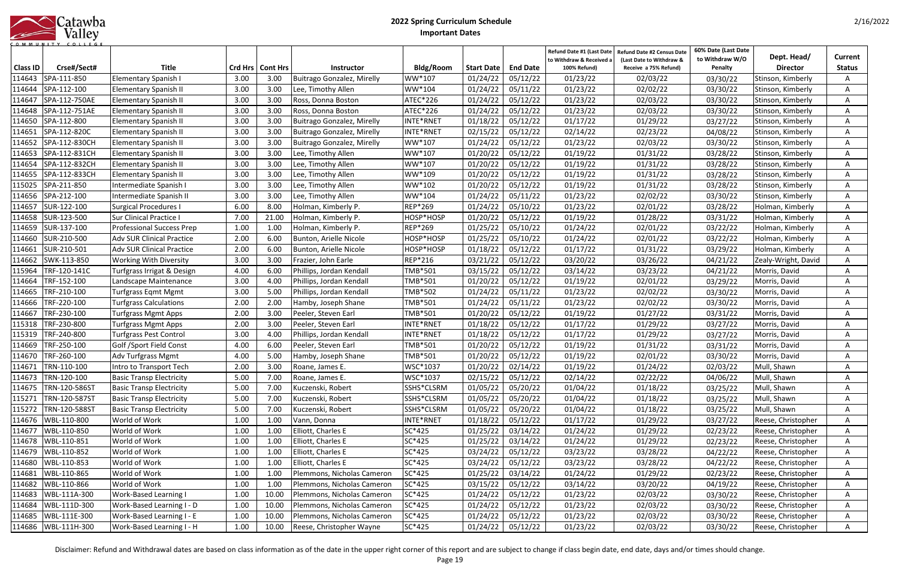# 2022 Spring Curriculum Schedule

## Important Dates

| Class ID | Crse#/Sect# | Title | Crd Hrs | Cont Hrs | Instructor | Bldg/Room | Start Date | End Date | Refund Date #1 (Last Date to Withdraw & Received a 100% Refund) | Refund Date #2 Census Date (Last Date to Withdraw & Receive a 75% Refund) | 60% Date (Last Date to Withdraw W/O Penalty | Dept. Head/ Director | Current Status |
|---|---|---|---|---|---|---|---|---|---|---|---|---|---|
| 114643 | SPA-111-850 | Elementary Spanish I | 3.00 | 3.00 | Buitrago Gonzalez, Mirelly | WW*107 | 01/24/22 | 05/12/22 | 01/23/22 | 02/03/22 | 03/30/22 | Stinson, Kimberly | A |
| 114644 | SPA-112-100 | Elementary Spanish II | 3.00 | 3.00 | Lee, Timothy Allen | WW*104 | 01/24/22 | 05/11/22 | 01/23/22 | 02/02/22 | 03/30/22 | Stinson, Kimberly | A |
| 114647 | SPA-112-750AE | Elementary Spanish II | 3.00 | 3.00 | Ross, Donna Boston | ATEC*226 | 01/24/22 | 05/12/22 | 01/23/22 | 02/03/22 | 03/30/22 | Stinson, Kimberly | A |
| 114648 | SPA-112-751AE | Elementary Spanish II | 3.00 | 3.00 | Ross, Donna Boston | ATEC*226 | 01/24/22 | 05/12/22 | 01/23/22 | 02/03/22 | 03/30/22 | Stinson, Kimberly | A |
| 114650 | SPA-112-800 | Elementary Spanish II | 3.00 | 3.00 | Buitrago Gonzalez, Mirelly | INTE*RNET | 01/18/22 | 05/12/22 | 01/17/22 | 01/29/22 | 03/27/22 | Stinson, Kimberly | A |
| 114651 | SPA-112-820C | Elementary Spanish II | 3.00 | 3.00 | Buitrago Gonzalez, Mirelly | INTE*RNET | 02/15/22 | 05/12/22 | 02/14/22 | 02/23/22 | 04/08/22 | Stinson, Kimberly | A |
| 114652 | SPA-112-830CH | Elementary Spanish II | 3.00 | 3.00 | Buitrago Gonzalez, Mirelly | WW*107 | 01/24/22 | 05/12/22 | 01/23/22 | 02/03/22 | 03/30/22 | Stinson, Kimberly | A |
| 114653 | SPA-112-831CH | Elementary Spanish II | 3.00 | 3.00 | Lee, Timothy Allen | WW*107 | 01/20/22 | 05/12/22 | 01/19/22 | 01/31/22 | 03/28/22 | Stinson, Kimberly | A |
| 114654 | SPA-112-832CH | Elementary Spanish II | 3.00 | 3.00 | Lee, Timothy Allen | WW*107 | 01/20/22 | 05/12/22 | 01/19/22 | 01/31/22 | 03/28/22 | Stinson, Kimberly | A |
| 114655 | SPA-112-833CH | Elementary Spanish II | 3.00 | 3.00 | Lee, Timothy Allen | WW*109 | 01/20/22 | 05/12/22 | 01/19/22 | 01/31/22 | 03/28/22 | Stinson, Kimberly | A |
| 115025 | SPA-211-850 | Intermediate Spanish I | 3.00 | 3.00 | Lee, Timothy Allen | WW*102 | 01/20/22 | 05/12/22 | 01/19/22 | 01/31/22 | 03/28/22 | Stinson, Kimberly | A |
| 114656 | SPA-212-100 | Intermediate Spanish II | 3.00 | 3.00 | Lee, Timothy Allen | WW*104 | 01/24/22 | 05/11/22 | 01/23/22 | 02/02/22 | 03/30/22 | Stinson, Kimberly | A |
| 114657 | SUR-122-100 | Surgical Procedures I | 6.00 | 8.00 | Holman, Kimberly P. | REP*269 | 01/24/22 | 05/10/22 | 01/23/22 | 02/01/22 | 03/28/22 | Holman, Kimberly | A |
| 114658 | SUR-123-500 | Sur Clinical Practice I | 7.00 | 21.00 | Holman, Kimberly P. | HOSP*HOSP | 01/20/22 | 05/12/22 | 01/19/22 | 01/28/22 | 03/31/22 | Holman, Kimberly | A |
| 114659 | SUR-137-100 | Professional Success Prep | 1.00 | 1.00 | Holman, Kimberly P. | REP*269 | 01/25/22 | 05/10/22 | 01/24/22 | 02/01/22 | 03/22/22 | Holman, Kimberly | A |
| 114660 | SUR-210-500 | Adv SUR Clinical Practice | 2.00 | 6.00 | Bunton, Arielle Nicole | HOSP*HOSP | 01/25/22 | 05/10/22 | 01/24/22 | 02/01/22 | 03/22/22 | Holman, Kimberly | A |
| 114661 | SUR-210-501 | Adv SUR Clinical Practice | 2.00 | 6.00 | Bunton, Arielle Nicole | HOSP*HOSP | 01/18/22 | 05/12/22 | 01/17/22 | 01/31/22 | 03/29/22 | Holman, Kimberly | A |
| 114662 | SWK-113-850 | Working With Diversity | 3.00 | 3.00 | Frazier, John Earle | REP*216 | 03/21/22 | 05/12/22 | 03/20/22 | 03/26/22 | 04/21/22 | Zealy-Wright, David | A |
| 115964 | TRF-120-141C | Turfgrass Irrigat & Design | 4.00 | 6.00 | Phillips, Jordan Kendall | TMB*501 | 03/15/22 | 05/12/22 | 03/14/22 | 03/23/22 | 04/21/22 | Morris, David | A |
| 114664 | TRF-152-100 | Landscape Maintenance | 3.00 | 4.00 | Phillips, Jordan Kendall | TMB*501 | 01/20/22 | 05/12/22 | 01/19/22 | 02/01/22 | 03/29/22 | Morris, David | A |
| 114665 | TRF-210-100 | Turfgrass Eqmt Mgmt | 3.00 | 5.00 | Phillips, Jordan Kendall | TMB*502 | 01/24/22 | 05/11/22 | 01/23/22 | 02/02/22 | 03/30/22 | Morris, David | A |
| 114666 | TRF-220-100 | Turfgrass Calculations | 2.00 | 2.00 | Hamby, Joseph Shane | TMB*501 | 01/24/22 | 05/11/22 | 01/23/22 | 02/02/22 | 03/30/22 | Morris, David | A |
| 114667 | TRF-230-100 | Turfgrass Mgmt Apps | 2.00 | 3.00 | Peeler, Steven Earl | TMB*501 | 01/20/22 | 05/12/22 | 01/19/22 | 01/27/22 | 03/31/22 | Morris, David | A |
| 115318 | TRF-230-800 | Turfgrass Mgmt Apps | 2.00 | 3.00 | Peeler, Steven Earl | INTE*RNET | 01/18/22 | 05/12/22 | 01/17/22 | 01/29/22 | 03/27/22 | Morris, David | A |
| 115319 | TRF-240-800 | Turfgrass Pest Control | 3.00 | 4.00 | Phillips, Jordan Kendall | INTE*RNET | 01/18/22 | 05/12/22 | 01/17/22 | 01/29/22 | 03/27/22 | Morris, David | A |
| 114669 | TRF-250-100 | Golf /Sport Field Const | 4.00 | 6.00 | Peeler, Steven Earl | TMB*501 | 01/20/22 | 05/12/22 | 01/19/22 | 01/31/22 | 03/31/22 | Morris, David | A |
| 114670 | TRF-260-100 | Adv Turfgrass Mgmt | 4.00 | 5.00 | Hamby, Joseph Shane | TMB*501 | 01/20/22 | 05/12/22 | 01/19/22 | 02/01/22 | 03/30/22 | Morris, David | A |
| 114671 | TRN-110-100 | Intro to Transport Tech | 2.00 | 3.00 | Roane, James E. | WSC*1037 | 01/20/22 | 02/14/22 | 01/19/22 | 01/24/22 | 02/03/22 | Mull, Shawn | A |
| 114673 | TRN-120-100 | Basic Transp Electricity | 5.00 | 7.00 | Roane, James E. | WSC*1037 | 02/15/22 | 05/12/22 | 02/14/22 | 02/22/22 | 04/06/22 | Mull, Shawn | A |
| 114675 | TRN-120-586ST | Basic Transp Electricity | 5.00 | 7.00 | Kuczenski, Robert | SSHS*CLSRM | 01/05/22 | 05/20/22 | 01/04/22 | 01/18/22 | 03/25/22 | Mull, Shawn | A |
| 115271 | TRN-120-587ST | Basic Transp Electricity | 5.00 | 7.00 | Kuczenski, Robert | SSHS*CLSRM | 01/05/22 | 05/20/22 | 01/04/22 | 01/18/22 | 03/25/22 | Mull, Shawn | A |
| 115272 | TRN-120-588ST | Basic Transp Electricity | 5.00 | 7.00 | Kuczenski, Robert | SSHS*CLSRM | 01/05/22 | 05/20/22 | 01/04/22 | 01/18/22 | 03/25/22 | Mull, Shawn | A |
| 114676 | WBL-110-800 | World of Work | 1.00 | 1.00 | Vann, Donna | INTE*RNET | 01/18/22 | 05/12/22 | 01/17/22 | 01/29/22 | 03/27/22 | Reese, Christopher | A |
| 114677 | WBL-110-850 | World of Work | 1.00 | 1.00 | Elliott, Charles E | SC*425 | 01/25/22 | 03/14/22 | 01/24/22 | 01/29/22 | 02/23/22 | Reese, Christopher | A |
| 114678 | WBL-110-851 | World of Work | 1.00 | 1.00 | Elliott, Charles E | SC*425 | 01/25/22 | 03/14/22 | 01/24/22 | 01/29/22 | 02/23/22 | Reese, Christopher | A |
| 114679 | WBL-110-852 | World of Work | 1.00 | 1.00 | Elliott, Charles E | SC*425 | 03/24/22 | 05/12/22 | 03/23/22 | 03/28/22 | 04/22/22 | Reese, Christopher | A |
| 114680 | WBL-110-853 | World of Work | 1.00 | 1.00 | Elliott, Charles E | SC*425 | 03/24/22 | 05/12/22 | 03/23/22 | 03/28/22 | 04/22/22 | Reese, Christopher | A |
| 114681 | WBL-110-865 | World of Work | 1.00 | 1.00 | Plemmons, Nicholas Cameron | SC*425 | 01/25/22 | 03/14/22 | 01/24/22 | 01/29/22 | 02/23/22 | Reese, Christopher | A |
| 114682 | WBL-110-866 | World of Work | 1.00 | 1.00 | Plemmons, Nicholas Cameron | SC*425 | 03/15/22 | 05/12/22 | 03/14/22 | 03/20/22 | 04/19/22 | Reese, Christopher | A |
| 114683 | WBL-111A-300 | Work-Based Learning I | 1.00 | 10.00 | Plemmons, Nicholas Cameron | SC*425 | 01/24/22 | 05/12/22 | 01/23/22 | 02/03/22 | 03/30/22 | Reese, Christopher | A |
| 114684 | WBL-111D-300 | Work-Based Learning I - D | 1.00 | 10.00 | Plemmons, Nicholas Cameron | SC*425 | 01/24/22 | 05/12/22 | 01/23/22 | 02/03/22 | 03/30/22 | Reese, Christopher | A |
| 114685 | WBL-111E-300 | Work-Based Learning I - E | 1.00 | 10.00 | Plemmons, Nicholas Cameron | SC*425 | 01/24/22 | 05/12/22 | 01/23/22 | 02/03/22 | 03/30/22 | Reese, Christopher | A |
| 114686 | WBL-111H-300 | Work-Based Learning I - H | 1.00 | 10.00 | Reese, Christopher Wayne | SC*425 | 01/24/22 | 05/12/22 | 01/23/22 | 02/03/22 | 03/30/22 | Reese, Christopher | A |

Disclaimer: Refund and Withdrawal dates are based on class information as of the date in the upper right corner of this report and are subject to change if class begin date, end date, days and/or times should change.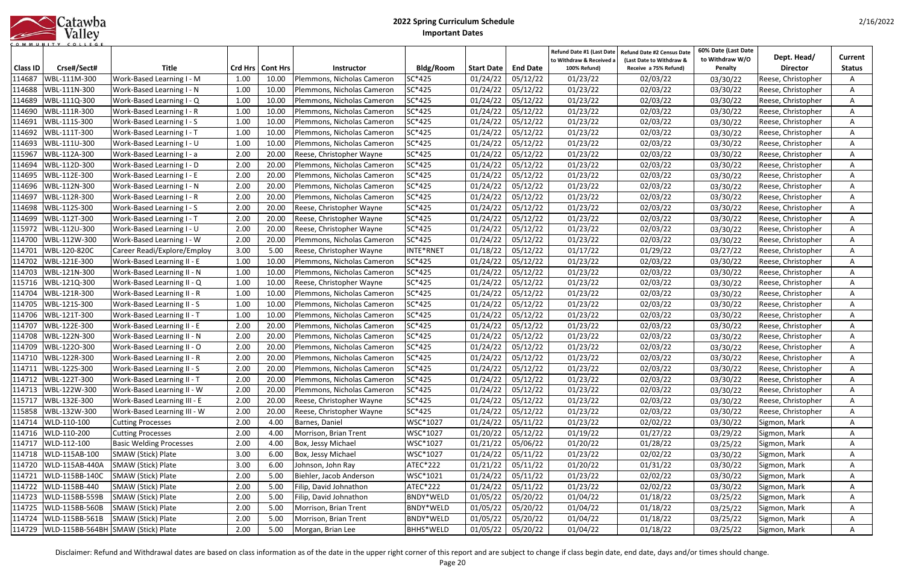# 2022 Spring Curriculum Schedule

## Important Dates

2/16/2022

| Class ID | Crse#/Sect# | Title | Crd Hrs | Cont Hrs | Instructor | Bldg/Room | Start Date | End Date | Refund Date #1 (Last Date to Withdraw & Received a 100% Refund) | Refund Date #2 Census Date (Last Date to Withdraw & Receive a 75% Refund) | 60% Date (Last Date to Withdraw W/O Penalty | Dept. Head/ Director | Current Status |
|---|---|---|---|---|---|---|---|---|---|---|---|---|---|
| 114687 | WBL-111M-300 | Work-Based Learning I - M | 1.00 | 10.00 | Plemmons, Nicholas Cameron | SC*425 | 01/24/22 | 05/12/22 | 01/23/22 | 02/03/22 | 03/30/22 | Reese, Christopher | A |
| 114688 | WBL-111N-300 | Work-Based Learning I - N | 1.00 | 10.00 | Plemmons, Nicholas Cameron | SC*425 | 01/24/22 | 05/12/22 | 01/23/22 | 02/03/22 | 03/30/22 | Reese, Christopher | A |
| 114689 | WBL-111Q-300 | Work-Based Learning I - Q | 1.00 | 10.00 | Plemmons, Nicholas Cameron | SC*425 | 01/24/22 | 05/12/22 | 01/23/22 | 02/03/22 | 03/30/22 | Reese, Christopher | A |
| 114690 | WBL-111R-300 | Work-Based Learning I - R | 1.00 | 10.00 | Plemmons, Nicholas Cameron | SC*425 | 01/24/22 | 05/12/22 | 01/23/22 | 02/03/22 | 03/30/22 | Reese, Christopher | A |
| 114691 | WBL-111S-300 | Work-Based Learning I - S | 1.00 | 10.00 | Plemmons, Nicholas Cameron | SC*425 | 01/24/22 | 05/12/22 | 01/23/22 | 02/03/22 | 03/30/22 | Reese, Christopher | A |
| 114692 | WBL-111T-300 | Work-Based Learning I - T | 1.00 | 10.00 | Plemmons, Nicholas Cameron | SC*425 | 01/24/22 | 05/12/22 | 01/23/22 | 02/03/22 | 03/30/22 | Reese, Christopher | A |
| 114693 | WBL-111U-300 | Work-Based Learning I - U | 1.00 | 10.00 | Plemmons, Nicholas Cameron | SC*425 | 01/24/22 | 05/12/22 | 01/23/22 | 02/03/22 | 03/30/22 | Reese, Christopher | A |
| 115967 | WBL-112A-300 | Work-Based Learning I - a | 2.00 | 20.00 | Reese, Christopher Wayne | SC*425 | 01/24/22 | 05/12/22 | 01/23/22 | 02/03/22 | 03/30/22 | Reese, Christopher | A |
| 114694 | WBL-112D-300 | Work-Based Learning I - D | 2.00 | 20.00 | Plemmons, Nicholas Cameron | SC*425 | 01/24/22 | 05/12/22 | 01/23/22 | 02/03/22 | 03/30/22 | Reese, Christopher | A |
| 114695 | WBL-112E-300 | Work-Based Learning I - E | 2.00 | 20.00 | Plemmons, Nicholas Cameron | SC*425 | 01/24/22 | 05/12/22 | 01/23/22 | 02/03/22 | 03/30/22 | Reese, Christopher | A |
| 114696 | WBL-112N-300 | Work-Based Learning I - N | 2.00 | 20.00 | Plemmons, Nicholas Cameron | SC*425 | 01/24/22 | 05/12/22 | 01/23/22 | 02/03/22 | 03/30/22 | Reese, Christopher | A |
| 114697 | WBL-112R-300 | Work-Based Learning I - R | 2.00 | 20.00 | Plemmons, Nicholas Cameron | SC*425 | 01/24/22 | 05/12/22 | 01/23/22 | 02/03/22 | 03/30/22 | Reese, Christopher | A |
| 114698 | WBL-112S-300 | Work-Based Learning I - S | 2.00 | 20.00 | Reese, Christopher Wayne | SC*425 | 01/24/22 | 05/12/22 | 01/23/22 | 02/03/22 | 03/30/22 | Reese, Christopher | A |
| 114699 | WBL-112T-300 | Work-Based Learning I - T | 2.00 | 20.00 | Reese, Christopher Wayne | SC*425 | 01/24/22 | 05/12/22 | 01/23/22 | 02/03/22 | 03/30/22 | Reese, Christopher | A |
| 115972 | WBL-112U-300 | Work-Based Learning I - U | 2.00 | 20.00 | Reese, Christopher Wayne | SC*425 | 01/24/22 | 05/12/22 | 01/23/22 | 02/03/22 | 03/30/22 | Reese, Christopher | A |
| 114700 | WBL-112W-300 | Work-Based Learning I - W | 2.00 | 20.00 | Plemmons, Nicholas Cameron | SC*425 | 01/24/22 | 05/12/22 | 01/23/22 | 02/03/22 | 03/30/22 | Reese, Christopher | A |
| 114701 | WBL-120-820C | Career Readi/Explore/Employ | 3.00 | 5.00 | Reese, Christopher Wayne | INTE*RNET | 01/18/22 | 05/12/22 | 01/17/22 | 01/29/22 | 03/27/22 | Reese, Christopher | A |
| 114702 | WBL-121E-300 | Work-Based Learning II - E | 1.00 | 10.00 | Plemmons, Nicholas Cameron | SC*425 | 01/24/22 | 05/12/22 | 01/23/22 | 02/03/22 | 03/30/22 | Reese, Christopher | A |
| 114703 | WBL-121N-300 | Work-Based Learning II - N | 1.00 | 10.00 | Plemmons, Nicholas Cameron | SC*425 | 01/24/22 | 05/12/22 | 01/23/22 | 02/03/22 | 03/30/22 | Reese, Christopher | A |
| 115716 | WBL-121Q-300 | Work-Based Learning II - Q | 1.00 | 10.00 | Reese, Christopher Wayne | SC*425 | 01/24/22 | 05/12/22 | 01/23/22 | 02/03/22 | 03/30/22 | Reese, Christopher | A |
| 114704 | WBL-121R-300 | Work-Based Learning II - R | 1.00 | 10.00 | Plemmons, Nicholas Cameron | SC*425 | 01/24/22 | 05/12/22 | 01/23/22 | 02/03/22 | 03/30/22 | Reese, Christopher | A |
| 114705 | WBL-121S-300 | Work-Based Learning II - S | 1.00 | 10.00 | Plemmons, Nicholas Cameron | SC*425 | 01/24/22 | 05/12/22 | 01/23/22 | 02/03/22 | 03/30/22 | Reese, Christopher | A |
| 114706 | WBL-121T-300 | Work-Based Learning II - T | 1.00 | 10.00 | Plemmons, Nicholas Cameron | SC*425 | 01/24/22 | 05/12/22 | 01/23/22 | 02/03/22 | 03/30/22 | Reese, Christopher | A |
| 114707 | WBL-122E-300 | Work-Based Learning II - E | 2.00 | 20.00 | Plemmons, Nicholas Cameron | SC*425 | 01/24/22 | 05/12/22 | 01/23/22 | 02/03/22 | 03/30/22 | Reese, Christopher | A |
| 114708 | WBL-122N-300 | Work-Based Learning II - N | 2.00 | 20.00 | Plemmons, Nicholas Cameron | SC*425 | 01/24/22 | 05/12/22 | 01/23/22 | 02/03/22 | 03/30/22 | Reese, Christopher | A |
| 114709 | WBL-122O-300 | Work-Based Learning II - O | 2.00 | 20.00 | Plemmons, Nicholas Cameron | SC*425 | 01/24/22 | 05/12/22 | 01/23/22 | 02/03/22 | 03/30/22 | Reese, Christopher | A |
| 114710 | WBL-122R-300 | Work-Based Learning II - R | 2.00 | 20.00 | Plemmons, Nicholas Cameron | SC*425 | 01/24/22 | 05/12/22 | 01/23/22 | 02/03/22 | 03/30/22 | Reese, Christopher | A |
| 114711 | WBL-122S-300 | Work-Based Learning II - S | 2.00 | 20.00 | Plemmons, Nicholas Cameron | SC*425 | 01/24/22 | 05/12/22 | 01/23/22 | 02/03/22 | 03/30/22 | Reese, Christopher | A |
| 114712 | WBL-122T-300 | Work-Based Learning II - T | 2.00 | 20.00 | Plemmons, Nicholas Cameron | SC*425 | 01/24/22 | 05/12/22 | 01/23/22 | 02/03/22 | 03/30/22 | Reese, Christopher | A |
| 114713 | WBL-122W-300 | Work-Based Learning II - W | 2.00 | 20.00 | Plemmons, Nicholas Cameron | SC*425 | 01/24/22 | 05/12/22 | 01/23/22 | 02/03/22 | 03/30/22 | Reese, Christopher | A |
| 115717 | WBL-132E-300 | Work-Based Learning III - E | 2.00 | 20.00 | Reese, Christopher Wayne | SC*425 | 01/24/22 | 05/12/22 | 01/23/22 | 02/03/22 | 03/30/22 | Reese, Christopher | A |
| 115858 | WBL-132W-300 | Work-Based Learning III - W | 2.00 | 20.00 | Reese, Christopher Wayne | SC*425 | 01/24/22 | 05/12/22 | 01/23/22 | 02/03/22 | 03/30/22 | Reese, Christopher | A |
| 114714 | WLD-110-100 | Cutting Processes | 2.00 | 4.00 | Barnes, Daniel | WSC*1027 | 01/24/22 | 05/11/22 | 01/23/22 | 02/02/22 | 03/30/22 | Sigmon, Mark | A |
| 114716 | WLD-110-200 | Cutting Processes | 2.00 | 4.00 | Morrison, Brian Trent | WSC*1027 | 01/20/22 | 05/12/22 | 01/19/22 | 01/27/22 | 03/29/22 | Sigmon, Mark | A |
| 114717 | WLD-112-100 | Basic Welding Processes | 2.00 | 4.00 | Box, Jessy Michael | WSC*1027 | 01/21/22 | 05/06/22 | 01/20/22 | 01/28/22 | 03/25/22 | Sigmon, Mark | A |
| 114718 | WLD-115AB-100 | SMAW (Stick) Plate | 3.00 | 6.00 | Box, Jessy Michael | WSC*1027 | 01/24/22 | 05/11/22 | 01/23/22 | 02/02/22 | 03/30/22 | Sigmon, Mark | A |
| 114720 | WLD-115AB-440A | SMAW (Stick) Plate | 3.00 | 6.00 | Johnson, John Ray | ATEC*222 | 01/21/22 | 05/11/22 | 01/20/22 | 01/31/22 | 03/30/22 | Sigmon, Mark | A |
| 114721 | WLD-115BB-140C | SMAW (Stick) Plate | 2.00 | 5.00 | Biehler, Jacob Anderson | WSC*1021 | 01/24/22 | 05/11/22 | 01/23/22 | 02/02/22 | 03/30/22 | Sigmon, Mark | A |
| 114722 | WLD-115BB-440 | SMAW (Stick) Plate | 2.00 | 5.00 | Filip, David Johnathon | ATEC*222 | 01/24/22 | 05/11/22 | 01/23/22 | 02/02/22 | 03/30/22 | Sigmon, Mark | A |
| 114723 | WLD-115BB-559B | SMAW (Stick) Plate | 2.00 | 5.00 | Filip, David Johnathon | BNDY*WELD | 01/05/22 | 05/20/22 | 01/04/22 | 01/18/22 | 03/25/22 | Sigmon, Mark | A |
| 114725 | WLD-115BB-560B | SMAW (Stick) Plate | 2.00 | 5.00 | Morrison, Brian Trent | BNDY*WELD | 01/05/22 | 05/20/22 | 01/04/22 | 01/18/22 | 03/25/22 | Sigmon, Mark | A |
| 114724 | WLD-115BB-561B | SMAW (Stick) Plate | 2.00 | 5.00 | Morrison, Brian Trent | BNDY*WELD | 01/05/22 | 05/20/22 | 01/04/22 | 01/18/22 | 03/25/22 | Sigmon, Mark | A |
| 114729 | WLD-115BB-564BH | SMAW (Stick) Plate | 2.00 | 5.00 | Morgan, Brian Lee | BHHS*WELD | 01/05/22 | 05/20/22 | 01/04/22 | 01/18/22 | 03/25/22 | Sigmon, Mark | A |

Disclaimer: Refund and Withdrawal dates are based on class information as of the date in the upper right corner of this report and are subject to change if class begin date, end date, days and/or times should change.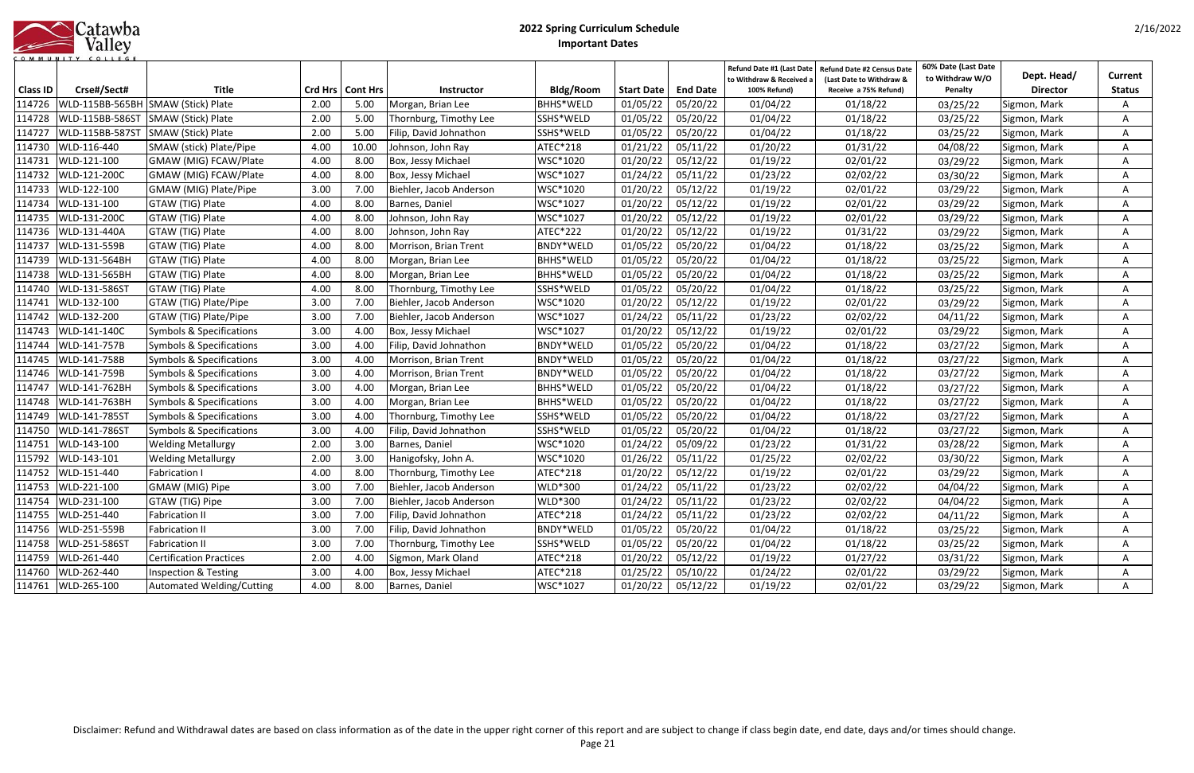# 2022 Spring Curriculum Schedule

## Important Dates

2/16/2022

| Class ID | Crse#/Sect# | Title | Crd Hrs | Cont Hrs | Instructor | Bldg/Room | Start Date | End Date | Refund Date #1 (Last Date to Withdraw & Received a 100% Refund) | Refund Date #2 Census Date (Last Date to Withdraw & Receive a 75% Refund) | 60% Date (Last Date to Withdraw W/O Penalty | Dept. Head/ Director | Current Status |
|---|---|---|---|---|---|---|---|---|---|---|---|---|---|
| 114726 | WLD-115BB-565BH | SMAW (Stick) Plate | 2.00 | 5.00 | Morgan, Brian Lee | BHHS*WELD | 01/05/22 | 05/20/22 | 01/04/22 | 01/18/22 | 03/25/22 | Sigmon, Mark | A |
| 114728 | WLD-115BB-586ST | SMAW (Stick) Plate | 2.00 | 5.00 | Thornburg, Timothy Lee | SSHS*WELD | 01/05/22 | 05/20/22 | 01/04/22 | 01/18/22 | 03/25/22 | Sigmon, Mark | A |
| 114727 | WLD-115BB-587ST | SMAW (Stick) Plate | 2.00 | 5.00 | Filip, David Johnathon | SSHS*WELD | 01/05/22 | 05/20/22 | 01/04/22 | 01/18/22 | 03/25/22 | Sigmon, Mark | A |
| 114730 | WLD-116-440 | SMAW (stick) Plate/Pipe | 4.00 | 10.00 | Johnson, John Ray | ATEC*218 | 01/21/22 | 05/11/22 | 01/20/22 | 01/31/22 | 04/08/22 | Sigmon, Mark | A |
| 114731 | WLD-121-100 | GMAW (MIG) FCAW/Plate | 4.00 | 8.00 | Box, Jessy Michael | WSC*1020 | 01/20/22 | 05/12/22 | 01/19/22 | 02/01/22 | 03/29/22 | Sigmon, Mark | A |
| 114732 | WLD-121-200C | GMAW (MIG) FCAW/Plate | 4.00 | 8.00 | Box, Jessy Michael | WSC*1027 | 01/24/22 | 05/11/22 | 01/23/22 | 02/02/22 | 03/30/22 | Sigmon, Mark | A |
| 114733 | WLD-122-100 | GMAW (MIG) Plate/Pipe | 3.00 | 7.00 | Biehler, Jacob Anderson | WSC*1020 | 01/20/22 | 05/12/22 | 01/19/22 | 02/01/22 | 03/29/22 | Sigmon, Mark | A |
| 114734 | WLD-131-100 | GTAW (TIG) Plate | 4.00 | 8.00 | Barnes, Daniel | WSC*1027 | 01/20/22 | 05/12/22 | 01/19/22 | 02/01/22 | 03/29/22 | Sigmon, Mark | A |
| 114735 | WLD-131-200C | GTAW (TIG) Plate | 4.00 | 8.00 | Johnson, John Ray | WSC*1027 | 01/20/22 | 05/12/22 | 01/19/22 | 02/01/22 | 03/29/22 | Sigmon, Mark | A |
| 114736 | WLD-131-440A | GTAW (TIG) Plate | 4.00 | 8.00 | Johnson, John Ray | ATEC*222 | 01/20/22 | 05/12/22 | 01/19/22 | 01/31/22 | 03/29/22 | Sigmon, Mark | A |
| 114737 | WLD-131-559B | GTAW (TIG) Plate | 4.00 | 8.00 | Morrison, Brian Trent | BNDY*WELD | 01/05/22 | 05/20/22 | 01/04/22 | 01/18/22 | 03/25/22 | Sigmon, Mark | A |
| 114739 | WLD-131-564BH | GTAW (TIG) Plate | 4.00 | 8.00 | Morgan, Brian Lee | BHHS*WELD | 01/05/22 | 05/20/22 | 01/04/22 | 01/18/22 | 03/25/22 | Sigmon, Mark | A |
| 114738 | WLD-131-565BH | GTAW (TIG) Plate | 4.00 | 8.00 | Morgan, Brian Lee | BHHS*WELD | 01/05/22 | 05/20/22 | 01/04/22 | 01/18/22 | 03/25/22 | Sigmon, Mark | A |
| 114740 | WLD-131-586ST | GTAW (TIG) Plate | 4.00 | 8.00 | Thornburg, Timothy Lee | SSHS*WELD | 01/05/22 | 05/20/22 | 01/04/22 | 01/18/22 | 03/25/22 | Sigmon, Mark | A |
| 114741 | WLD-132-100 | GTAW (TIG) Plate/Pipe | 3.00 | 7.00 | Biehler, Jacob Anderson | WSC*1020 | 01/20/22 | 05/12/22 | 01/19/22 | 02/01/22 | 03/29/22 | Sigmon, Mark | A |
| 114742 | WLD-132-200 | GTAW (TIG) Plate/Pipe | 3.00 | 7.00 | Biehler, Jacob Anderson | WSC*1027 | 01/24/22 | 05/11/22 | 01/23/22 | 02/02/22 | 04/11/22 | Sigmon, Mark | A |
| 114743 | WLD-141-140C | Symbols & Specifications | 3.00 | 4.00 | Box, Jessy Michael | WSC*1027 | 01/20/22 | 05/12/22 | 01/19/22 | 02/01/22 | 03/29/22 | Sigmon, Mark | A |
| 114744 | WLD-141-757B | Symbols & Specifications | 3.00 | 4.00 | Filip, David Johnathon | BNDY*WELD | 01/05/22 | 05/20/22 | 01/04/22 | 01/18/22 | 03/27/22 | Sigmon, Mark | A |
| 114745 | WLD-141-758B | Symbols & Specifications | 3.00 | 4.00 | Morrison, Brian Trent | BNDY*WELD | 01/05/22 | 05/20/22 | 01/04/22 | 01/18/22 | 03/27/22 | Sigmon, Mark | A |
| 114746 | WLD-141-759B | Symbols & Specifications | 3.00 | 4.00 | Morrison, Brian Trent | BNDY*WELD | 01/05/22 | 05/20/22 | 01/04/22 | 01/18/22 | 03/27/22 | Sigmon, Mark | A |
| 114747 | WLD-141-762BH | Symbols & Specifications | 3.00 | 4.00 | Morgan, Brian Lee | BHHS*WELD | 01/05/22 | 05/20/22 | 01/04/22 | 01/18/22 | 03/27/22 | Sigmon, Mark | A |
| 114748 | WLD-141-763BH | Symbols & Specifications | 3.00 | 4.00 | Morgan, Brian Lee | BHHS*WELD | 01/05/22 | 05/20/22 | 01/04/22 | 01/18/22 | 03/27/22 | Sigmon, Mark | A |
| 114749 | WLD-141-785ST | Symbols & Specifications | 3.00 | 4.00 | Thornburg, Timothy Lee | SSHS*WELD | 01/05/22 | 05/20/22 | 01/04/22 | 01/18/22 | 03/27/22 | Sigmon, Mark | A |
| 114750 | WLD-141-786ST | Symbols & Specifications | 3.00 | 4.00 | Filip, David Johnathon | SSHS*WELD | 01/05/22 | 05/20/22 | 01/04/22 | 01/18/22 | 03/27/22 | Sigmon, Mark | A |
| 114751 | WLD-143-100 | Welding Metallurgy | 2.00 | 3.00 | Barnes, Daniel | WSC*1020 | 01/24/22 | 05/09/22 | 01/23/22 | 01/31/22 | 03/28/22 | Sigmon, Mark | A |
| 115792 | WLD-143-101 | Welding Metallurgy | 2.00 | 3.00 | Hanigofsky, John A. | WSC*1020 | 01/26/22 | 05/11/22 | 01/25/22 | 02/02/22 | 03/30/22 | Sigmon, Mark | A |
| 114752 | WLD-151-440 | Fabrication I | 4.00 | 8.00 | Thornburg, Timothy Lee | ATEC*218 | 01/20/22 | 05/12/22 | 01/19/22 | 02/01/22 | 03/29/22 | Sigmon, Mark | A |
| 114753 | WLD-221-100 | GMAW (MIG) Pipe | 3.00 | 7.00 | Biehler, Jacob Anderson | WLD*300 | 01/24/22 | 05/11/22 | 01/23/22 | 02/02/22 | 04/04/22 | Sigmon, Mark | A |
| 114754 | WLD-231-100 | GTAW (TIG) Pipe | 3.00 | 7.00 | Biehler, Jacob Anderson | WLD*300 | 01/24/22 | 05/11/22 | 01/23/22 | 02/02/22 | 04/04/22 | Sigmon, Mark | A |
| 114755 | WLD-251-440 | Fabrication II | 3.00 | 7.00 | Filip, David Johnathon | ATEC*218 | 01/24/22 | 05/11/22 | 01/23/22 | 02/02/22 | 04/11/22 | Sigmon, Mark | A |
| 114756 | WLD-251-559B | Fabrication II | 3.00 | 7.00 | Filip, David Johnathon | BNDY*WELD | 01/05/22 | 05/20/22 | 01/04/22 | 01/18/22 | 03/25/22 | Sigmon, Mark | A |
| 114758 | WLD-251-586ST | Fabrication II | 3.00 | 7.00 | Thornburg, Timothy Lee | SSHS*WELD | 01/05/22 | 05/20/22 | 01/04/22 | 01/18/22 | 03/25/22 | Sigmon, Mark | A |
| 114759 | WLD-261-440 | Certification Practices | 2.00 | 4.00 | Sigmon, Mark Oland | ATEC*218 | 01/20/22 | 05/12/22 | 01/19/22 | 01/27/22 | 03/31/22 | Sigmon, Mark | A |
| 114760 | WLD-262-440 | Inspection & Testing | 3.00 | 4.00 | Box, Jessy Michael | ATEC*218 | 01/25/22 | 05/10/22 | 01/24/22 | 02/01/22 | 03/29/22 | Sigmon, Mark | A |
| 114761 | WLD-265-100 | Automated Welding/Cutting | 4.00 | 8.00 | Barnes, Daniel | WSC*1027 | 01/20/22 | 05/12/22 | 01/19/22 | 02/01/22 | 03/29/22 | Sigmon, Mark | A |

Disclaimer: Refund and Withdrawal dates are based on class information as of the date in the upper right corner of this report and are subject to change if class begin date, end date, days and/or times should change.